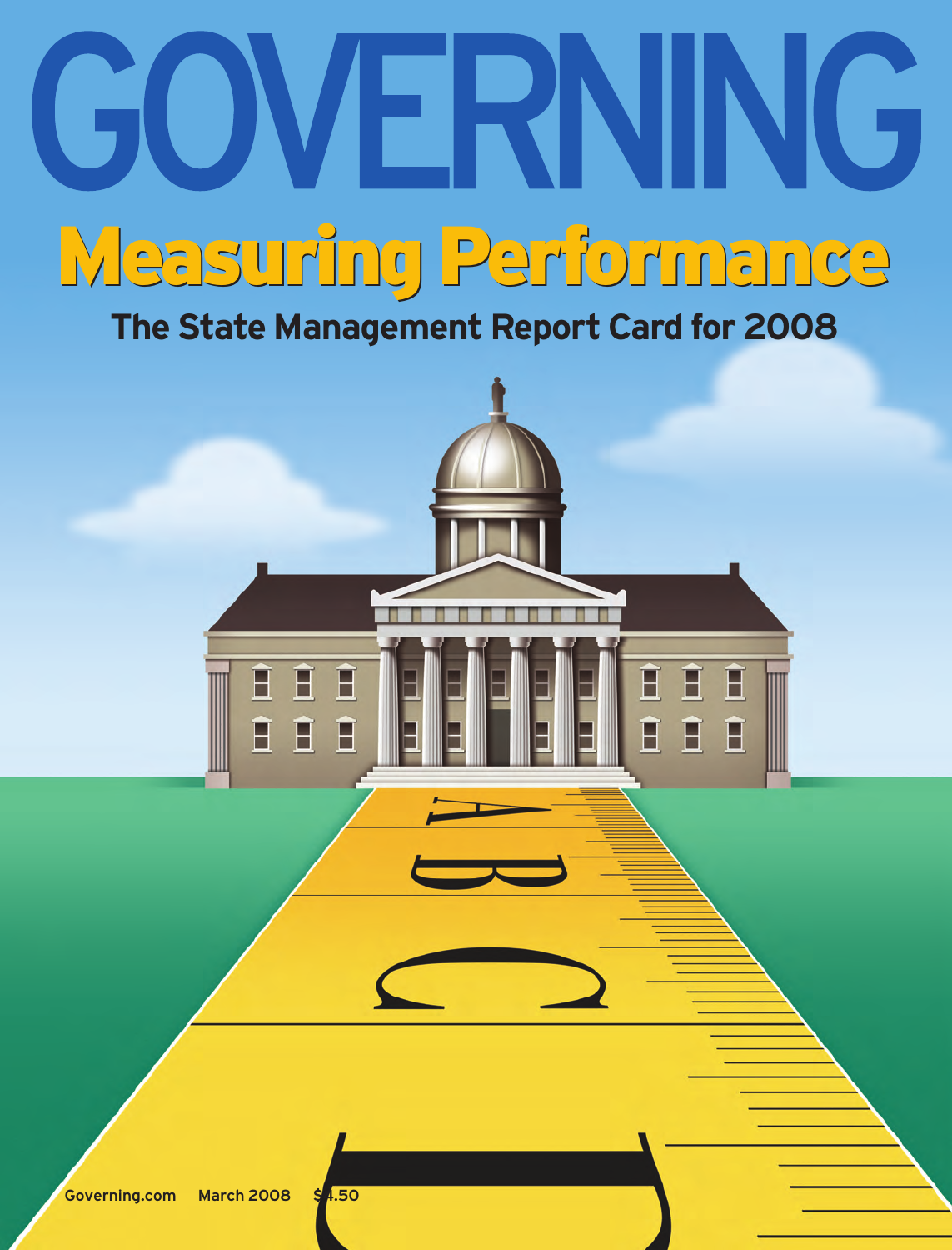# GOVERNING

## Measuring Performance

### The State Management Report Card for 2008

Governing.com March 2008 $4.50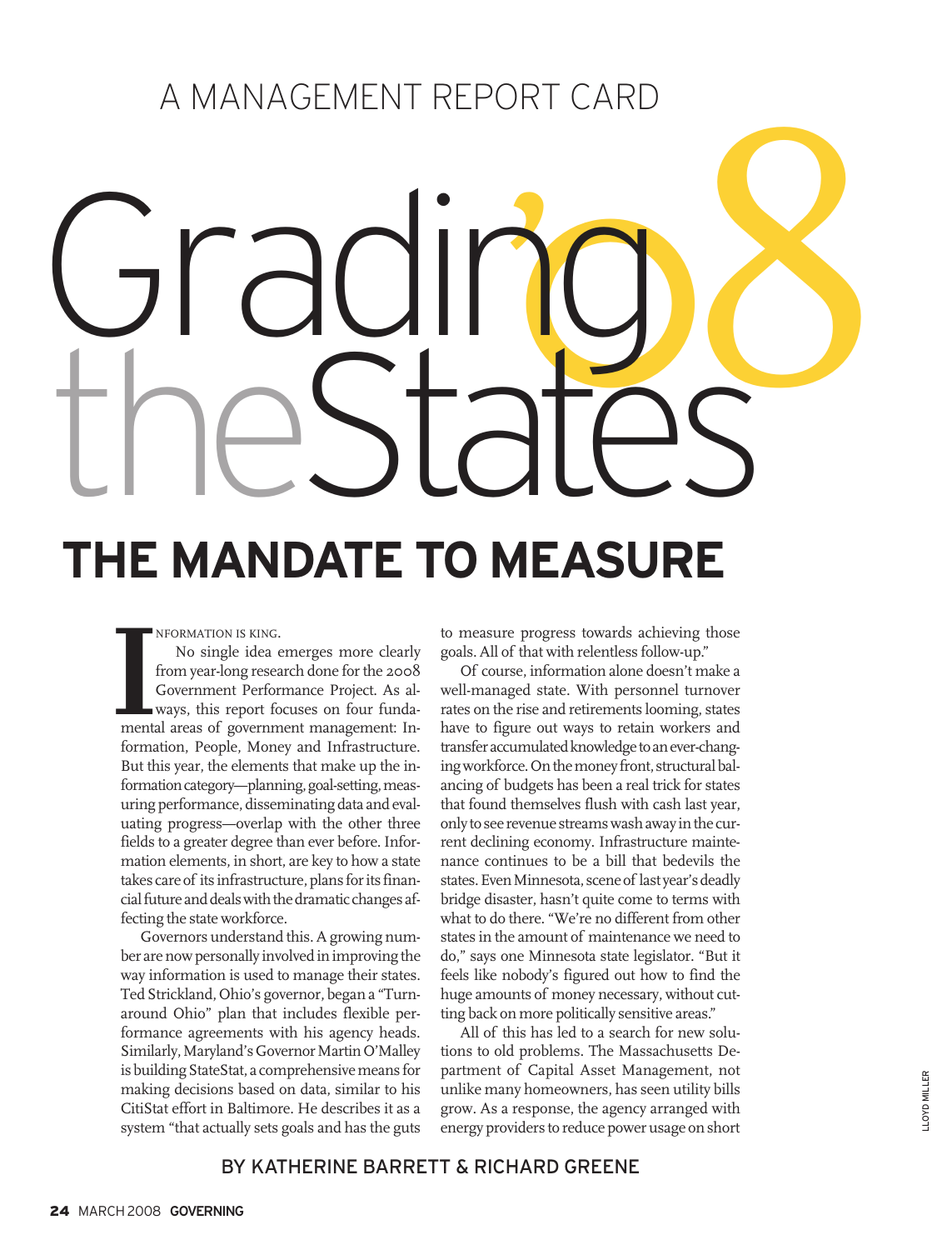A MANAGEMENT REPORT CARD

# Grading the States '08

## THE MANDATE TO MEASURE

INFORMATION IS KING.

No single idea emerges more clearly from year-long research done for the 2008 Government Performance Project. As always, this report focuses on four fundamental areas of government management: Information, People, Money and Infrastructure. But this year, the elements that make up the information category—planning, goal-setting, measuring performance, disseminating data and evaluating progress—overlap with the other three fields to a greater degree than ever before. Information elements, in short, are key to how a state takes care of its infrastructure, plans for its financial future and deals with the dramatic changes affecting the state workforce.

Governors understand this. A growing number are now personally involved in improving the way information is used to manage their states. Ted Strickland, Ohio's governor, began a "Turnaround Ohio" plan that includes flexible performance agreements with his agency heads. Similarly, Maryland's Governor Martin O'Malley is building StateStat, a comprehensive means for making decisions based on data, similar to his CitiStat effort in Baltimore. He describes it as a system "that actually sets goals and has the guts to measure progress towards achieving those goals. All of that with relentless follow-up."

Of course, information alone doesn't make a well-managed state. With personnel turnover rates on the rise and retirements looming, states have to figure out ways to retain workers and transfer accumulated knowledge to an ever-changing workforce. On the money front, structural balancing of budgets has been a real trick for states that found themselves flush with cash last year, only to see revenue streams wash away in the current declining economy. Infrastructure maintenance continues to be a bill that bedevils the states. Even Minnesota, scene of last year's deadly bridge disaster, hasn't quite come to terms with what to do there. "We're no different from other states in the amount of maintenance we need to do," says one Minnesota state legislator. "But it feels like nobody's figured out how to find the huge amounts of money necessary, without cutting back on more politically sensitive areas."

All of this has led to a search for new solutions to old problems. The Massachusetts Department of Capital Asset Management, not unlike many homeowners, has seen utility bills grow. As a response, the agency arranged with energy providers to reduce power usage on short

BY KATHERINE BARRETT & RICHARD GREENE

LLOYD MILLER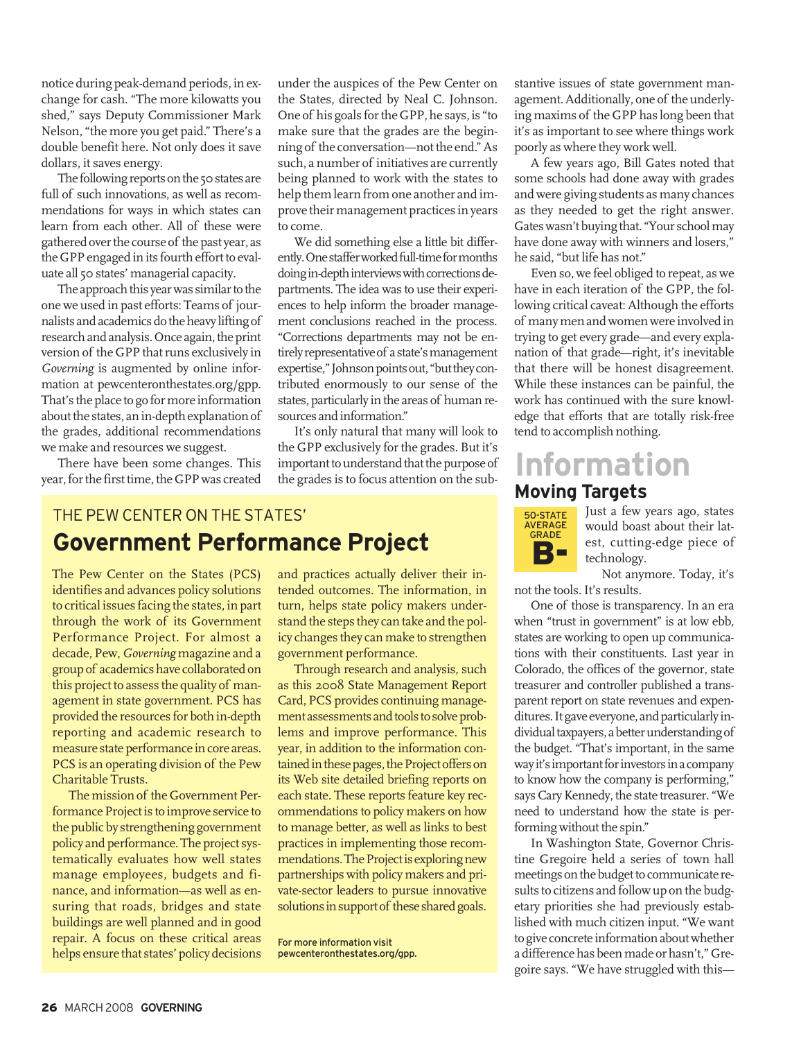notice during peak-demand periods, in exchange for cash. "The more kilowatts you shed," says Deputy Commissioner Mark Nelson, "the more you get paid." There's a double benefit here. Not only does it save dollars, it saves energy.

The following reports on the 50 states are full of such innovations, as well as recommendations for ways in which states can learn from each other. All of these were gathered over the course of the past year, as the GPP engaged in its fourth effort to evaluate all 50 states' managerial capacity.

The approach this year was similar to the one we used in past efforts: Teams of journalists and academics do the heavy lifting of research and analysis. Once again, the print version of the GPP that runs exclusively in *Governing* is augmented by online information at pewcenteronthestates.org/gpp. That's the place to go for more information about the states, an in-depth explanation of the grades, additional recommendations we make and resources we suggest.

There have been some changes. This year, for the first time, the GPP was created under the auspices of the Pew Center on the States, directed by Neal C. Johnson. One of his goals for the GPP, he says, is "to make sure that the grades are the beginning of the conversation—not the end." As such, a number of initiatives are currently being planned to work with the states to help them learn from one another and improve their management practices in years to come.

We did something else a little bit differently. One staffer worked full-time for months doing in-depth interviews with corrections departments. The idea was to use their experiences to help inform the broader management conclusions reached in the process. "Corrections departments may not be entirely representative of a state's management expertise," Johnson points out, "but they contributed enormously to our sense of the states, particularly in the areas of human resources and information."

It's only natural that many will look to the GPP exclusively for the grades. But it's important to understand that the purpose of the grades is to focus attention on the substantive issues of state government management. Additionally, one of the underlying maxims of the GPP has long been that it's as important to see where things work poorly as where they work well.

A few years ago, Bill Gates noted that some schools had done away with grades and were giving students as many chances as they needed to get the right answer. Gates wasn't buying that. "Your school may have done away with winners and losers," he said, "but life has not."

Even so, we feel obliged to repeat, as we have in each iteration of the GPP, the following critical caveat: Although the efforts of many men and women were involved in trying to get every grade—and every explanation of that grade—right, it's inevitable that there will be honest disagreement. While these instances can be painful, the work has continued with the sure knowledge that efforts that are totally risk-free tend to accomplish nothing.

THE PEW CENTER ON THE STATES'

## Government Performance Project

The Pew Center on the States (PCS) identifies and advances policy solutions to critical issues facing the states, in part through the work of its Government Performance Project. For almost a decade, Pew, *Governing* magazine and a group of academics have collaborated on this project to assess the quality of management in state government. PCS has provided the resources for both in-depth reporting and academic research to measure state performance in core areas. PCS is an operating division of the Pew Charitable Trusts.

The mission of the Government Performance Project is to improve service to the public by strengthening government policy and performance. The project systematically evaluates how well states manage employees, budgets and finance, and information—as well as ensuring that roads, bridges and state buildings are well planned and in good repair. A focus on these critical areas helps ensure that states' policy decisions and practices actually deliver their intended outcomes. The information, in turn, helps state policy makers understand the steps they can take and the policy changes they can make to strengthen government performance.

Through research and analysis, such as this 2008 State Management Report Card, PCS provides continuing management assessments and tools to solve problems and improve performance. This year, in addition to the information contained in these pages, the Project offers on its Web site detailed briefing reports on each state. These reports feature key recommendations to policy makers on how to manage better, as well as links to best practices in implementing those recommendations. The Project is exploring new partnerships with policy makers and private-sector leaders to pursue innovative solutions in support of these shared goals.

For more information visit pewcenteronthestates.org/gpp.

# Information

## Moving Targets

50-STATE AVERAGE GRADE **B-**

Just a few years ago, states would boast about their latest, cutting-edge piece of technology.

Not anymore. Today, it's not the tools. It's results.

One of those is transparency. In an era when "trust in government" is at low ebb, states are working to open up communications with their constituents. Last year in Colorado, the offices of the governor, state treasurer and controller published a transparent report on state revenues and expenditures. It gave everyone, and particularly individual taxpayers, a better understanding of the budget. "That's important, in the same way it's important for investors in a company to know how the company is performing," says Cary Kennedy, the state treasurer. "We need to understand how the state is performing without the spin."

In Washington State, Governor Christine Gregoire held a series of town hall meetings on the budget to communicate results to citizens and follow up on the budgetary priorities she had previously established with much citizen input. "We want to give concrete information about whether a difference has been made or hasn't," Gregoire says. "We have struggled with this—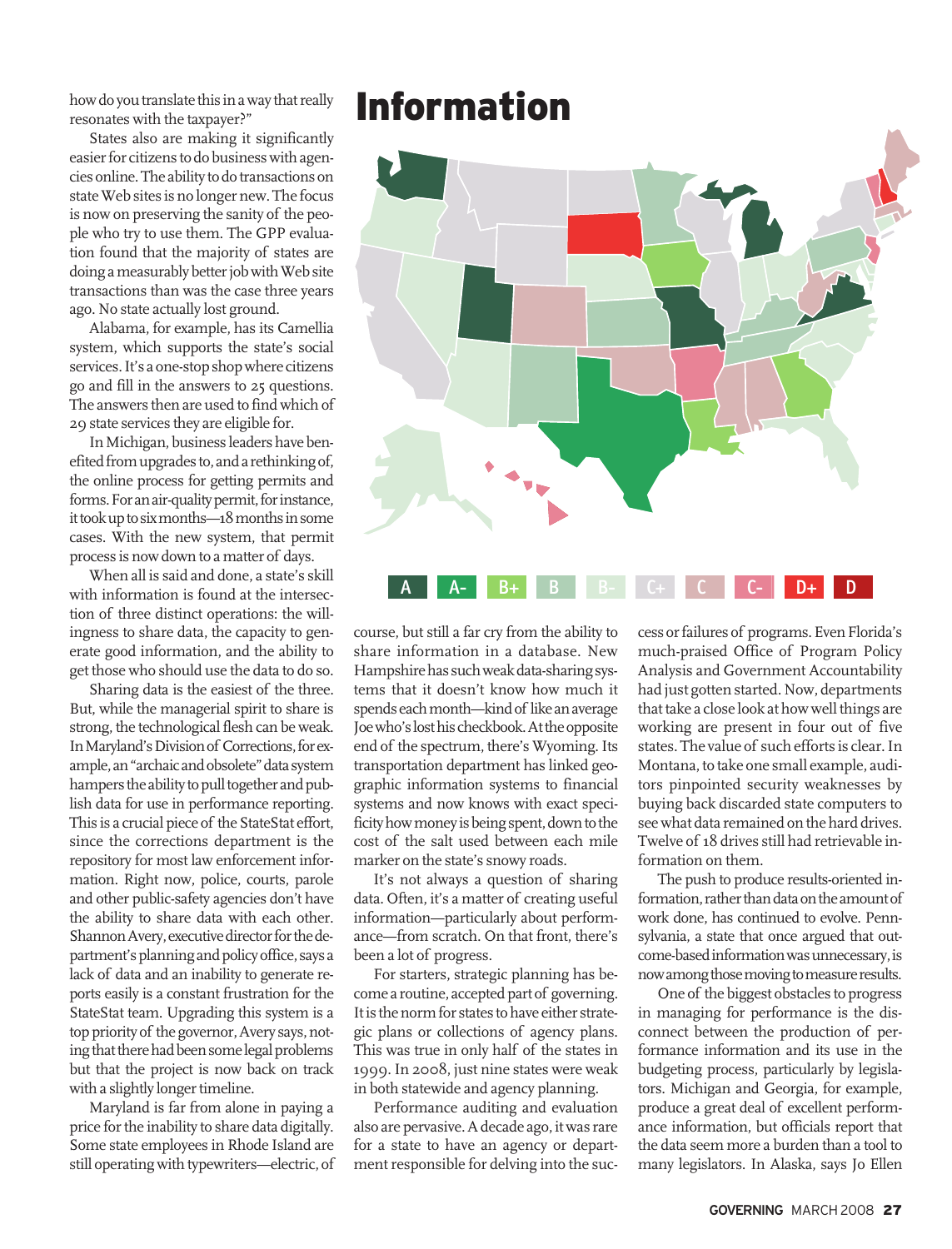how do you translate this in a way that really resonates with the taxpayer?"

States also are making it significantly easier for citizens to do business with agencies online. The ability to do transactions on state Web sites is no longer new. The focus is now on preserving the sanity of the people who try to use them. The GPP evaluation found that the majority of states are doing a measurably better job with Web site transactions than was the case three years ago. No state actually lost ground.

Alabama, for example, has its Camellia system, which supports the state's social services. It's a one-stop shop where citizens go and fill in the answers to 25 questions. The answers then are used to find which of 29 state services they are eligible for.

In Michigan, business leaders have benefited from upgrades to, and a rethinking of, the online process for getting permits and forms. For an air-quality permit, for instance, it took up to six months—18 months in some cases. With the new system, that permit process is now down to a matter of days.

When all is said and done, a state's skill with information is found at the intersection of three distinct operations: the willingness to share data, the capacity to generate good information, and the ability to get those who should use the data to do so.

Sharing data is the easiest of the three. But, while the managerial spirit to share is strong, the technological flesh can be weak. In Maryland's Division of Corrections, for example, an "archaic and obsolete" data system hampers the ability to pull together and publish data for use in performance reporting. This is a crucial piece of the StateStat effort, since the corrections department is the repository for most law enforcement information. Right now, police, courts, parole and other public-safety agencies don't have the ability to share data with each other. Shannon Avery, executive director for the department's planning and policy office, says a lack of data and an inability to generate reports easily is a constant frustration for the StateStat team. Upgrading this system is a top priority of the governor, Avery says, noting that there had been some legal problems but that the project is now back on track with a slightly longer timeline.

Maryland is far from alone in paying a price for the inability to share data digitally. Some state employees in Rhode Island are still operating with typewriters—electric, of course, but still a far cry from the ability to share information in a database. New Hampshire has such weak data-sharing systems that it doesn't know how much it spends each month—kind of like an average Joe who's lost his checkbook. At the opposite end of the spectrum, there's Wyoming. Its transportation department has linked geographic information systems to financial systems and now knows with exact specificity how money is being spent, down to the cost of the salt used between each mile marker on the state's snowy roads.

It's not always a question of sharing data. Often, it's a matter of creating useful information—particularly about performance—from scratch. On that front, there's been a lot of progress.

For starters, strategic planning has become a routine, accepted part of governing. It is the norm for states to have either strategic plans or collections of agency plans. This was true in only half of the states in 1999. In 2008, just nine states were weak in both statewide and agency planning.

Performance auditing and evaluation also are pervasive. A decade ago, it was rare for a state to have an agency or department responsible for delving into the success or failures of programs. Even Florida's much-praised Office of Program Policy Analysis and Government Accountability had just gotten started. Now, departments that take a close look at how well things are working are present in four out of five states. The value of such efforts is clear. In Montana, to take one small example, auditors pinpointed security weaknesses by buying back discarded state computers to see what data remained on the hard drives. Twelve of 18 drives still had retrievable information on them.

The push to produce results-oriented information, rather than data on the amount of work done, has continued to evolve. Pennsylvania, a state that once argued that outcome-based information was unnecessary, is now among those moving to measure results.

One of the biggest obstacles to progress in managing for performance is the disconnect between the production of performance information and its use in the budgeting process, particularly by legislators. Michigan and Georgia, for example, produce a great deal of excellent performance information, but officials report that the data seem more a burden than a tool to many legislators. In Alaska, says Jo Ellen

## Information

A | A- | B+ | B | B- | C+ | C | C- | D+ | D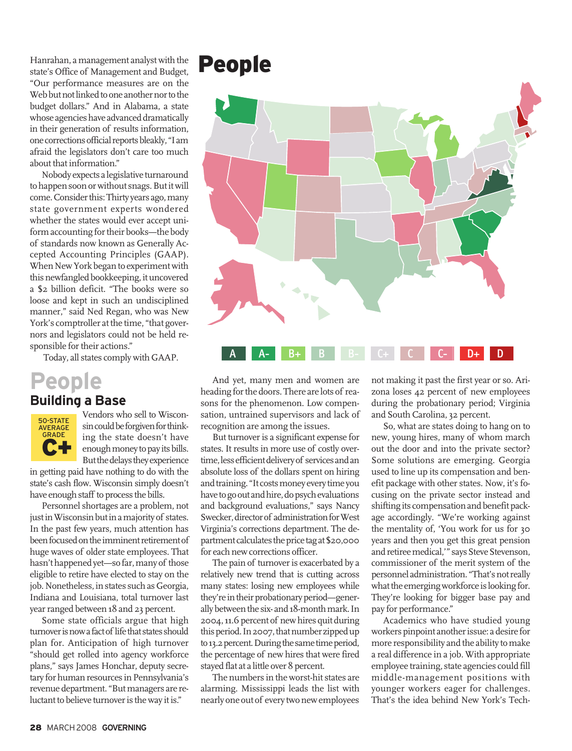Hanrahan, a management analyst with the state's Office of Management and Budget, "Our performance measures are on the Web but not linked to one another nor to the budget dollars." And in Alabama, a state whose agencies have advanced dramatically in their generation of results information, one corrections official reports bleakly, "I am afraid the legislators don't care too much about that information."

Nobody expects a legislative turnaround to happen soon or without snags. But it will come. Consider this: Thirty years ago, many state government experts wondered whether the states would ever accept uniform accounting for their books—the body of standards now known as Generally Accepted Accounting Principles (GAAP). When New York began to experiment with this newfangled bookkeeping, it uncovered a $2 billion deficit. "The books were so loose and kept in such an undisciplined manner," said Ned Regan, who was New York's comptroller at the time, "that governors and legislators could not be held responsible for their actions."

Today, all states comply with GAAP.

# People

A | A- | B+ | B | B- | C+ | C | C- | D+ | D

# People

## Building a Base

50-STATE AVERAGE GRADE **C+**

Vendors who sell to Wisconsin could be forgiven for thinking the state doesn't have enough money to pay its bills. But the delays they experience in getting paid have nothing to do with the state's cash flow. Wisconsin simply doesn't have enough staff to process the bills.

Personnel shortages are a problem, not just in Wisconsin but in a majority of states. In the past few years, much attention has been focused on the imminent retirement of huge waves of older state employees. That hasn't happened yet—so far, many of those eligible to retire have elected to stay on the job. Nonetheless, in states such as Georgia, Indiana and Louisiana, total turnover last year ranged between 18 and 23 percent.

Some state officials argue that high turnover is now a fact of life that states should plan for. Anticipation of high turnover "should get rolled into agency workforce plans," says James Honchar, deputy secretary for human resources in Pennsylvania's revenue department. "But managers are reluctant to believe turnover is the way it is."

And yet, many men and women are heading for the doors. There are lots of reasons for the phenomenon. Low compensation, untrained supervisors and lack of recognition are among the issues.

But turnover is a significant expense for states. It results in more use of costly overtime, less efficient delivery of services and an absolute loss of the dollars spent on hiring and training. "It costs money every time you have to go out and hire, do psych evaluations and background evaluations," says Nancy Swecker, director of administration for West Virginia's corrections department. The department calculates the price tag at $20,000 for each new corrections officer.

The pain of turnover is exacerbated by a relatively new trend that is cutting across many states: losing new employees while they're in their probationary period—generally between the six- and 18-month mark. In 2004, 11.6 percent of new hires quit during this period. In 2007, that number zipped up to 13.2 percent. During the same time period, the percentage of new hires that were fired stayed flat at a little over 8 percent.

The numbers in the worst-hit states are alarming. Mississippi leads the list with nearly one out of every two new employees not making it past the first year or so. Arizona loses 42 percent of new employees during the probationary period; Virginia and South Carolina, 32 percent.

So, what are states doing to hang on to new, young hires, many of whom march out the door and into the private sector? Some solutions are emerging. Georgia used to line up its compensation and benefit package with other states. Now, it's focusing on the private sector instead and shifting its compensation and benefit package accordingly. "We're working against the mentality of, 'You work for us for 30 years and then you get this great pension and retiree medical,'" says Steve Stevenson, commissioner of the merit system of the personnel administration. "That's not really what the emerging workforce is looking for. They're looking for bigger base pay and pay for performance."

Academics who have studied young workers pinpoint another issue: a desire for more responsibility and the ability to make a real difference in a job. With appropriate employee training, state agencies could fill middle-management positions with younger workers eager for challenges. That's the idea behind New York's Tech-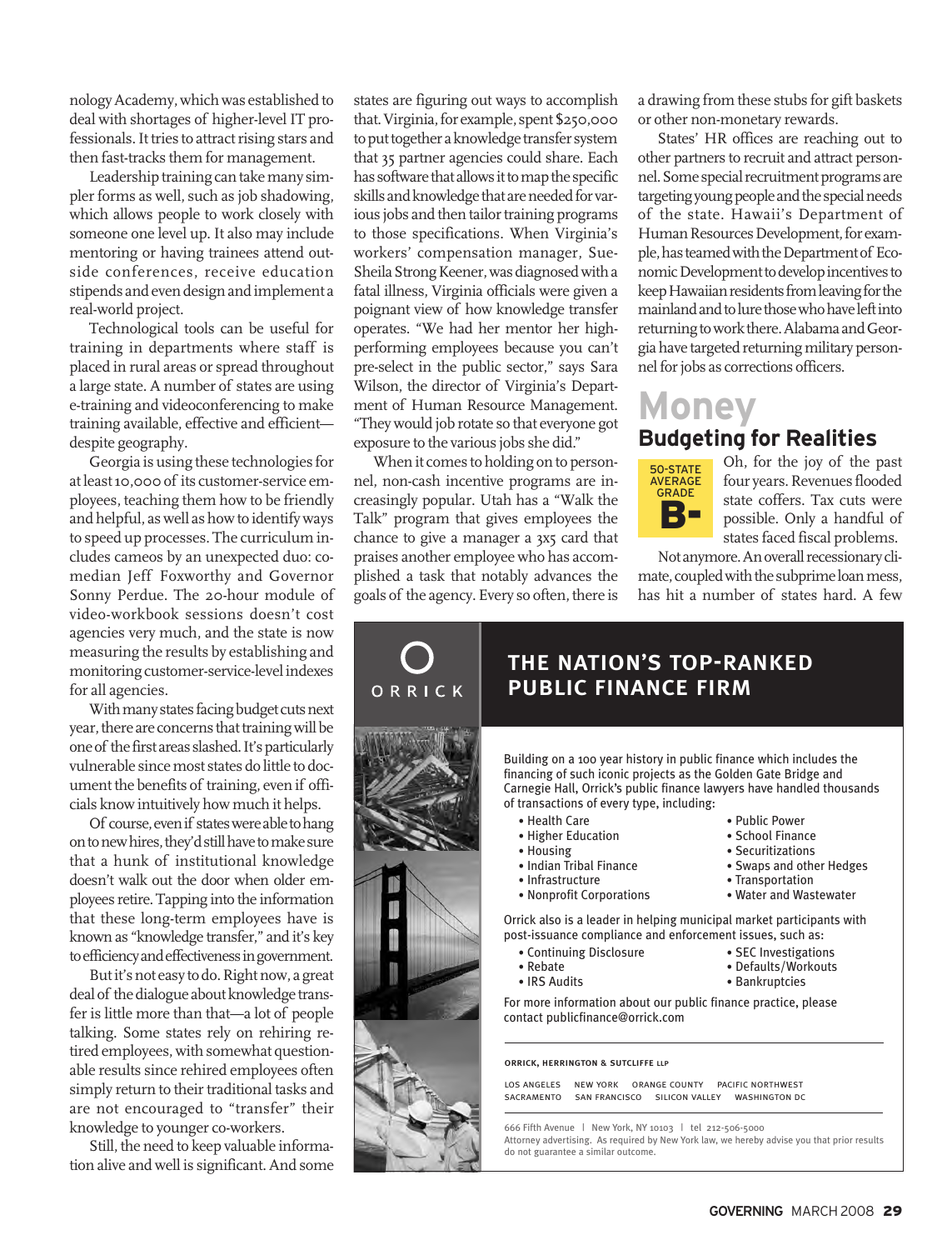nology Academy, which was established to deal with shortages of higher-level IT professionals. It tries to attract rising stars and then fast-tracks them for management.

Leadership training can take many simpler forms as well, such as job shadowing, which allows people to work closely with someone one level up. It also may include mentoring or having trainees attend outside conferences, receive education stipends and even design and implement a real-world project.

Technological tools can be useful for training in departments where staff is placed in rural areas or spread throughout a large state. A number of states are using e-training and videoconferencing to make training available, effective and efficient—despite geography.

Georgia is using these technologies for at least 10,000 of its customer-service employees, teaching them how to be friendly and helpful, as well as how to identify ways to speed up processes. The curriculum includes cameos by an unexpected duo: comedian Jeff Foxworthy and Governor Sonny Perdue. The 20-hour module of video-workbook sessions doesn't cost agencies very much, and the state is now measuring the results by establishing and monitoring customer-service-level indexes for all agencies.

With many states facing budget cuts next year, there are concerns that training will be one of the first areas slashed. It's particularly vulnerable since most states do little to document the benefits of training, even if officials know intuitively how much it helps.

Of course, even if states were able to hang on to new hires, they'd still have to make sure that a hunk of institutional knowledge doesn't walk out the door when older employees retire. Tapping into the information that these long-term employees have is known as "knowledge transfer," and it's key to efficiency and effectiveness in government.

But it's not easy to do. Right now, a great deal of the dialogue about knowledge transfer is little more than that—a lot of people talking. Some states rely on rehiring retired employees, with somewhat questionable results since rehired employees often simply return to their traditional tasks and are not encouraged to "transfer" their knowledge to younger co-workers.

Still, the need to keep valuable information alive and well is significant. And some states are figuring out ways to accomplish that. Virginia, for example, spent $250,000 to put together a knowledge transfer system that 35 partner agencies could share. Each has software that allows it to map the specific skills and knowledge that are needed for various jobs and then tailor training programs to those specifications. When Virginia's workers' compensation manager, Sue-Sheila Strong Keener, was diagnosed with a fatal illness, Virginia officials were given a poignant view of how knowledge transfer operates. "We had her mentor her high-performing employees because you can't pre-select in the public sector," says Sara Wilson, the director of Virginia's Department of Human Resource Management. "They would job rotate so that everyone got exposure to the various jobs she did."

When it comes to holding on to personnel, non-cash incentive programs are increasingly popular. Utah has a "Walk the Talk" program that gives employees the chance to give a manager a 3x5 card that praises another employee who has accomplished a task that notably advances the goals of the agency. Every so often, there is a drawing from these stubs for gift baskets or other non-monetary rewards.

States' HR offices are reaching out to other partners to recruit and attract personnel. Some special recruitment programs are targeting young people and the special needs of the state. Hawaii's Department of Human Resources Development, for example, has teamed with the Department of Economic Development to develop incentives to keep Hawaiian residents from leaving for the mainland and to lure those who have left into returning to work there. Alabama and Georgia have targeted returning military personnel for jobs as corrections officers.

# Money

## Budgeting for Realities

**50-STATE AVERAGE GRADE**
**B-**

Oh, for the joy of the past four years. Revenues flooded state coffers. Tax cuts were possible. Only a handful of states faced fiscal problems.

Not anymore. An overall recessionary climate, coupled with the subprime loan mess, has hit a number of states hard. A few

---

ORRICK

**THE NATION'S TOP-RANKED PUBLIC FINANCE FIRM**

Building on a 100 year history in public finance which includes the financing of such iconic projects as the Golden Gate Bridge and Carnegie Hall, Orrick's public finance lawyers have handled thousands of transactions of every type, including:

- Health Care
- Higher Education
- Housing
- Indian Tribal Finance
- Infrastructure
- Nonprofit Corporations
- Public Power
- School Finance
- Securitizations
- Swaps and other Hedges
- Transportation
- Water and Wastewater

Orrick also is a leader in helping municipal market participants with post-issuance compliance and enforcement issues, such as:

- Continuing Disclosure
- Rebate
- IRS Audits
- SEC Investigations
- Defaults/Workouts
- Bankruptcies

For more information about our public finance practice, please contact publicfinance@orrick.com

ORRICK, HERRINGTON & SUTCLIFFE LLP

LOS ANGELES NEW YORK ORANGE COUNTY PACIFIC NORTHWEST
SACRAMENTO SAN FRANCISCO SILICON VALLEY WASHINGTON DC

666 Fifth Avenue | New York, NY 10103 | tel 212-506-5000
Attorney advertising. As required by New York law, we hereby advise you that prior results do not guarantee a similar outcome.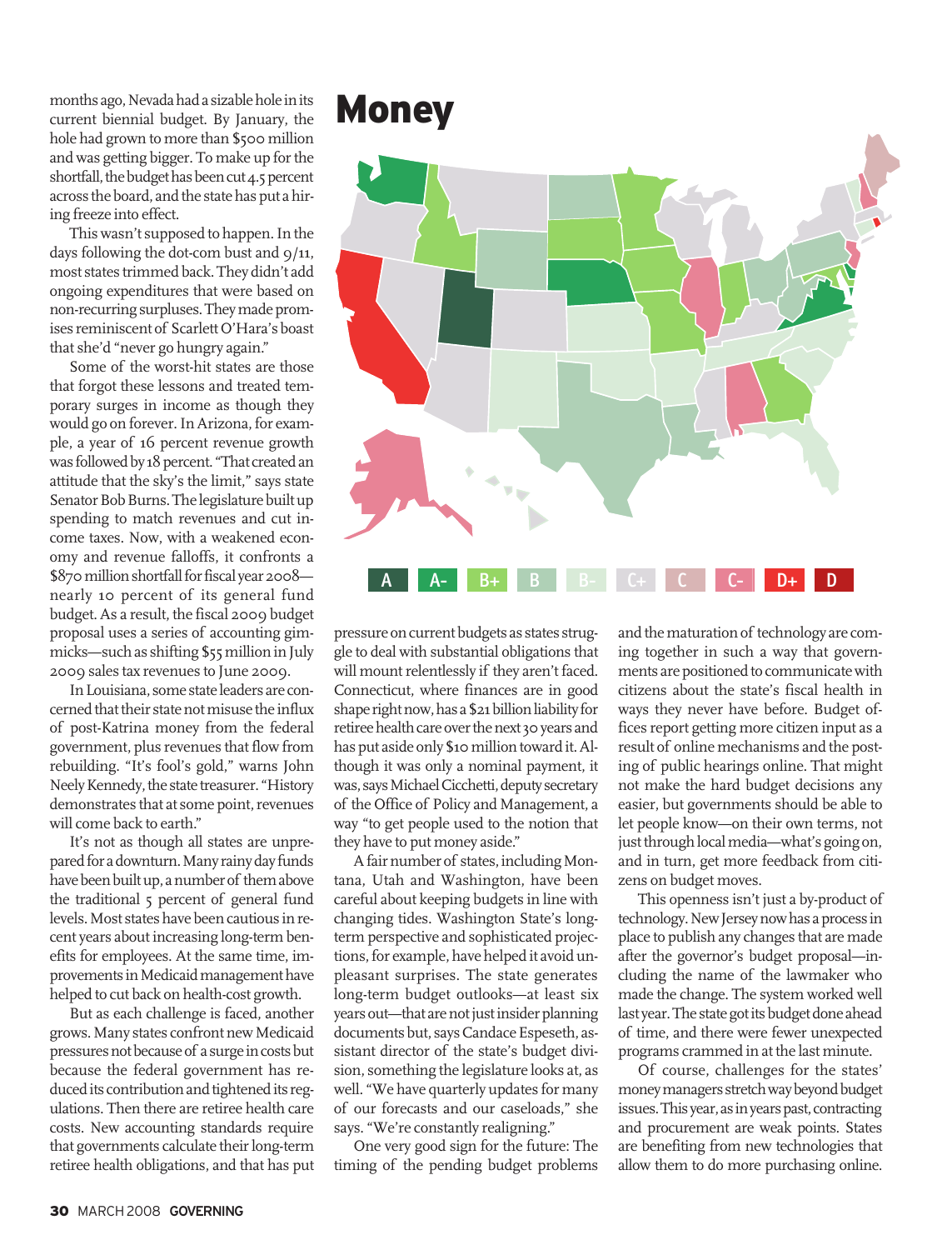months ago, Nevada had a sizable hole in its current biennial budget. By January, the hole had grown to more than $500 million and was getting bigger. To make up for the shortfall, the budget has been cut 4.5 percent across the board, and the state has put a hiring freeze into effect.

This wasn't supposed to happen. In the days following the dot-com bust and 9/11, most states trimmed back. They didn't add ongoing expenditures that were based on non-recurring surpluses. They made promises reminiscent of Scarlett O'Hara's boast that she'd "never go hungry again."

Some of the worst-hit states are those that forgot these lessons and treated temporary surges in income as though they would go on forever. In Arizona, for example, a year of 16 percent revenue growth was followed by 18 percent. "That created an attitude that the sky's the limit," says state Senator Bob Burns. The legislature built up spending to match revenues and cut income taxes. Now, with a weakened economy and revenue falloffs, it confronts a $870 million shortfall for fiscal year 2008—nearly 10 percent of its general fund budget. As a result, the fiscal 2009 budget proposal uses a series of accounting gimmicks—such as shifting $55 million in July 2009 sales tax revenues to June 2009.

In Louisiana, some state leaders are concerned that their state not misuse the influx of post-Katrina money from the federal government, plus revenues that flow from rebuilding. "It's fool's gold," warns John Neely Kennedy, the state treasurer. "History demonstrates that at some point, revenues will come back to earth."

It's not as though all states are unprepared for a downturn. Many rainy day funds have been built up, a number of them above the traditional 5 percent of general fund levels. Most states have been cautious in recent years about increasing long-term benefits for employees. At the same time, improvements in Medicaid management have helped to cut back on health-cost growth.

But as each challenge is faced, another grows. Many states confront new Medicaid pressures not because of a surge in costs but because the federal government has reduced its contribution and tightened its regulations. Then there are retiree health care costs. New accounting standards require that governments calculate their long-term retiree health obligations, and that has put

# Money

A | A- | B+ | B | B- | C+ | C | C- | D+ | D

pressure on current budgets as states struggle to deal with substantial obligations that will mount relentlessly if they aren't faced. Connecticut, where finances are in good shape right now, has a $21 billion liability for retiree health care over the next 30 years and has put aside only $10 million toward it. Although it was only a nominal payment, it was, says Michael Cicchetti, deputy secretary of the Office of Policy and Management, a way "to get people used to the notion that they have to put money aside."

A fair number of states, including Montana, Utah and Washington, have been careful about keeping budgets in line with changing tides. Washington State's long-term perspective and sophisticated projections, for example, have helped it avoid unpleasant surprises. The state generates long-term budget outlooks—at least six years out—that are not just insider planning documents but, says Candace Espeseth, assistant director of the state's budget division, something the legislature looks at, as well. "We have quarterly updates for many of our forecasts and our caseloads," she says. "We're constantly realigning."

One very good sign for the future: The timing of the pending budget problems and the maturation of technology are coming together in such a way that governments are positioned to communicate with citizens about the state's fiscal health in ways they never have before. Budget offices report getting more citizen input as a result of online mechanisms and the posting of public hearings online. That might not make the hard budget decisions any easier, but governments should be able to let people know—on their own terms, not just through local media—what's going on, and in turn, get more feedback from citizens on budget moves.

This openness isn't just a by-product of technology. New Jersey now has a process in place to publish any changes that are made after the governor's budget proposal—including the name of the lawmaker who made the change. The system worked well last year. The state got its budget done ahead of time, and there were fewer unexpected programs crammed in at the last minute.

Of course, challenges for the states' money managers stretch way beyond budget issues. This year, as in years past, contracting and procurement are weak points. States are benefiting from new technologies that allow them to do more purchasing online.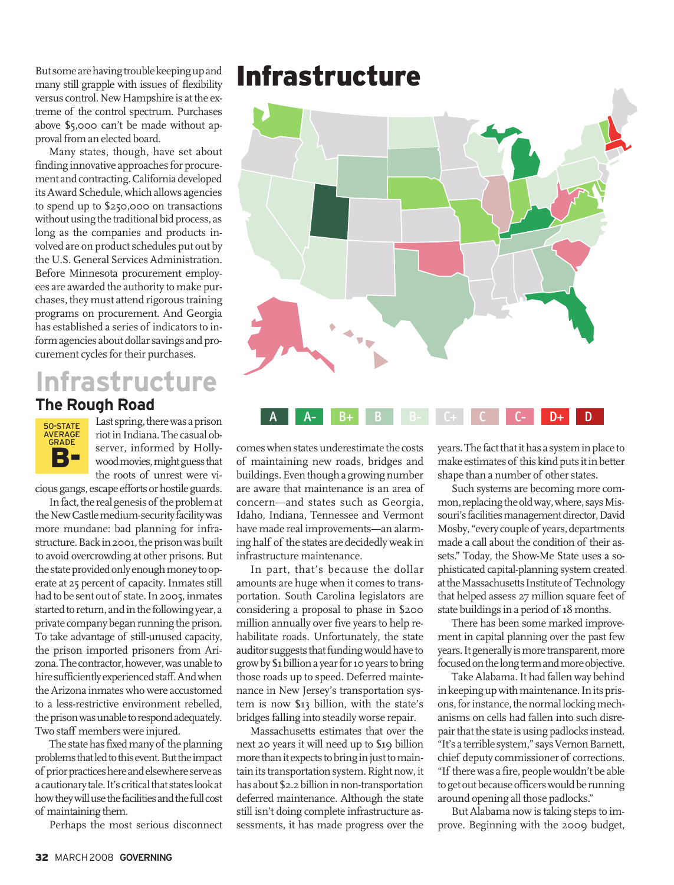But some are having trouble keeping up and many still grapple with issues of flexibility versus control. New Hampshire is at the extreme of the control spectrum. Purchases above $5,000 can't be made without approval from an elected board.

Many states, though, have set about finding innovative approaches for procurement and contracting. California developed its Award Schedule, which allows agencies to spend up to $250,000 on transactions without using the traditional bid process, as long as the companies and products involved are on product schedules put out by the U.S. General Services Administration. Before Minnesota procurement employees are awarded the authority to make purchases, they must attend rigorous training programs on procurement. And Georgia has established a series of indicators to inform agencies about dollar savings and procurement cycles for their purchases.

# Infrastructure

## The Rough Road

**50-STATE AVERAGE GRADE B-**

Last spring, there was a prison riot in Indiana. The casual observer, informed by Hollywood movies, might guess that the roots of unrest were vicious gangs, escape efforts or hostile guards.

In fact, the real genesis of the problem at the New Castle medium-security facility was more mundane: bad planning for infrastructure. Back in 2001, the prison was built to avoid overcrowding at other prisons. But the state provided only enough money to operate at 25 percent of capacity. Inmates still had to be sent out of state. In 2005, inmates started to return, and in the following year, a private company began running the prison. To take advantage of still-unused capacity, the prison imported prisoners from Arizona. The contractor, however, was unable to hire sufficiently experienced staff. And when the Arizona inmates who were accustomed to a less-restrictive environment rebelled, the prison was unable to respond adequately. Two staff members were injured.

The state has fixed many of the planning problems that led to this event. But the impact of prior practices here and elsewhere serve as a cautionary tale. It's critical that states look at how they will use the facilities and the full cost of maintaining them.

Perhaps the most serious disconnect comes when states underestimate the costs of maintaining new roads, bridges and buildings. Even though a growing number are aware that maintenance is an area of concern—and states such as Georgia, Idaho, Indiana, Tennessee and Vermont have made real improvements—an alarming half of the states are decidedly weak in infrastructure maintenance.

In part, that's because the dollar amounts are huge when it comes to transportation. South Carolina legislators are considering a proposal to phase in $200 million annually over five years to help rehabilitate roads. Unfortunately, the state auditor suggests that funding would have to grow by $1 billion a year for 10 years to bring those roads up to speed. Deferred maintenance in New Jersey's transportation system is now $13 billion, with the state's bridges falling into steadily worse repair.

Massachusetts estimates that over the next 20 years it will need up to $19 billion more than it expects to bring in just to maintain its transportation system. Right now, it has about $2.2 billion in non-transportation deferred maintenance. Although the state still isn't doing complete infrastructure assessments, it has made progress over the years. The fact that it has a system in place to make estimates of this kind puts it in better shape than a number of other states.

Such systems are becoming more common, replacing the old way, where, says Missouri's facilities management director, David Mosby, "every couple of years, departments made a call about the condition of their assets." Today, the Show-Me State uses a sophisticated capital-planning system created at the Massachusetts Institute of Technology that helped assess 27 million square feet of state buildings in a period of 18 months.

There has been some marked improvement in capital planning over the past few years. It generally is more transparent, more focused on the long term and more objective.

Take Alabama. It had fallen way behind in keeping up with maintenance. In its prisons, for instance, the normal locking mechanisms on cells had fallen into such disrepair that the state is using padlocks instead. "It's a terrible system," says Vernon Barnett, chief deputy commissioner of corrections. "If there was a fire, people wouldn't be able to get out because officers would be running around opening all those padlocks."

But Alabama now is taking steps to improve. Beginning with the 2009 budget,

## Infrastructure

A | A- | B+ | B | B- | C+ | C | C- | D+ | D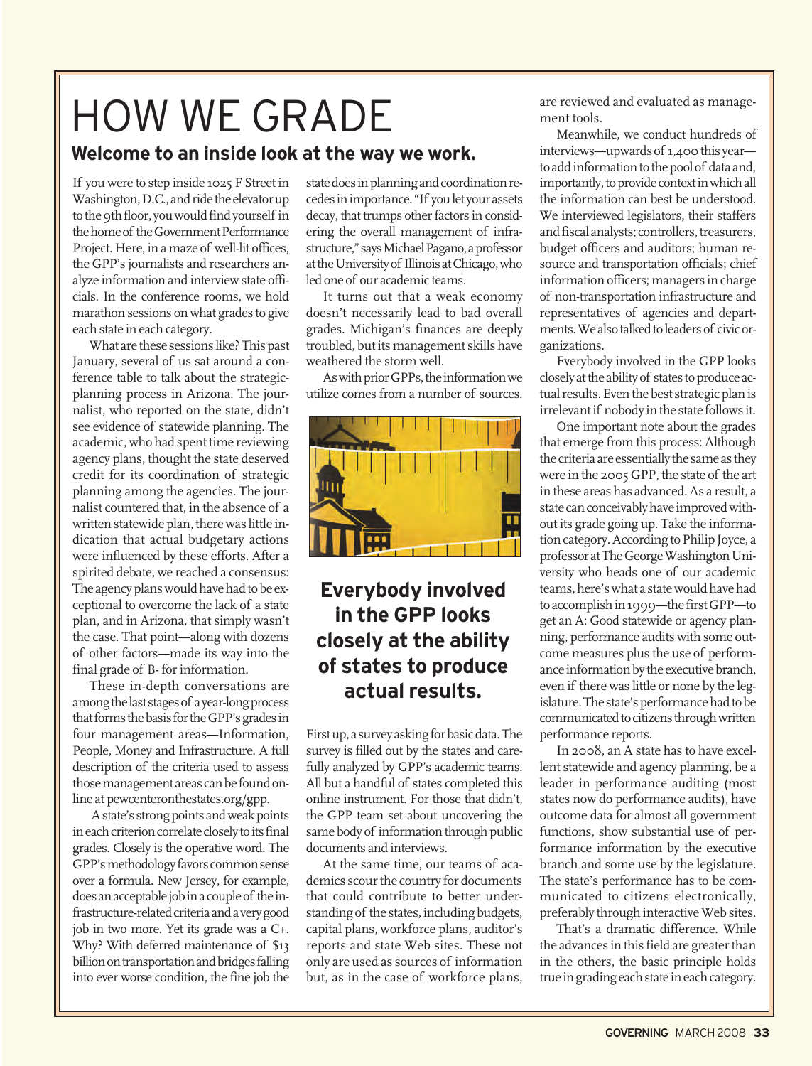# HOW WE GRADE

## Welcome to an inside look at the way we work.

If you were to step inside 1025 F Street in Washington, D.C., and ride the elevator up to the 9th floor, you would find yourself in the home of the Government Performance Project. Here, in a maze of well-lit offices, the GPP's journalists and researchers analyze information and interview state officials. In the conference rooms, we hold marathon sessions on what grades to give each state in each category.

What are these sessions like? This past January, several of us sat around a conference table to talk about the strategic-planning process in Arizona. The journalist, who reported on the state, didn't see evidence of statewide planning. The academic, who had spent time reviewing agency plans, thought the state deserved credit for its coordination of strategic planning among the agencies. The journalist countered that, in the absence of a written statewide plan, there was little indication that actual budgetary actions were influenced by these efforts. After a spirited debate, we reached a consensus: The agency plans would have had to be exceptional to overcome the lack of a state plan, and in Arizona, that simply wasn't the case. That point—along with dozens of other factors—made its way into the final grade of B- for information.

These in-depth conversations are among the last stages of a year-long process that forms the basis for the GPP's grades in four management areas—Information, People, Money and Infrastructure. A full description of the criteria used to assess those management areas can be found online at pewcenteronthestates.org/gpp.

A state's strong points and weak points in each criterion correlate closely to its final grades. Closely is the operative word. The GPP's methodology favors common sense over a formula. New Jersey, for example, does an acceptable job in a couple of the infrastructure-related criteria and a very good job in two more. Yet its grade was a C+. Why? With deferred maintenance of $13 billion on transportation and bridges falling into ever worse condition, the fine job the state does in planning and coordination recedes in importance. "If you let your assets decay, that trumps other factors in considering the overall management of infrastructure," says Michael Pagano, a professor at the University of Illinois at Chicago, who led one of our academic teams.

It turns out that a weak economy doesn't necessarily lead to bad overall grades. Michigan's finances are deeply troubled, but its management skills have weathered the storm well.

As with prior GPPs, the information we utilize comes from a number of sources.

**Everybody involved in the GPP looks closely at the ability of states to produce actual results.**

First up, a survey asking for basic data. The survey is filled out by the states and carefully analyzed by GPP's academic teams. All but a handful of states completed this online instrument. For those that didn't, the GPP team set about uncovering the same body of information through public documents and interviews.

At the same time, our teams of academics scour the country for documents that could contribute to better understanding of the states, including budgets, capital plans, workforce plans, auditor's reports and state Web sites. These not only are used as sources of information but, as in the case of workforce plans, are reviewed and evaluated as management tools.

Meanwhile, we conduct hundreds of interviews—upwards of 1,400 this year—to add information to the pool of data and, importantly, to provide context in which all the information can best be understood. We interviewed legislators, their staffers and fiscal analysts; controllers, treasurers, budget officers and auditors; human resource and transportation officials; chief information officers; managers in charge of non-transportation infrastructure and representatives of agencies and departments. We also talked to leaders of civic organizations.

Everybody involved in the GPP looks closely at the ability of states to produce actual results. Even the best strategic plan is irrelevant if nobody in the state follows it.

One important note about the grades that emerge from this process: Although the criteria are essentially the same as they were in the 2005 GPP, the state of the art in these areas has advanced. As a result, a state can conceivably have improved without its grade going up. Take the information category. According to Philip Joyce, a professor at The George Washington University who heads one of our academic teams, here's what a state would have had to accomplish in 1999—the first GPP—to get an A: Good statewide or agency planning, performance audits with some outcome measures plus the use of performance information by the executive branch, even if there was little or none by the legislature. The state's performance had to be communicated to citizens through written performance reports.

In 2008, an A state has to have excellent statewide and agency planning, be a leader in performance auditing (most states now do performance audits), have outcome data for almost all government functions, show substantial use of performance information by the executive branch and some use by the legislature. The state's performance has to be communicated to citizens electronically, preferably through interactive Web sites.

That's a dramatic difference. While the advances in this field are greater than in the others, the basic principle holds true in grading each state in each category.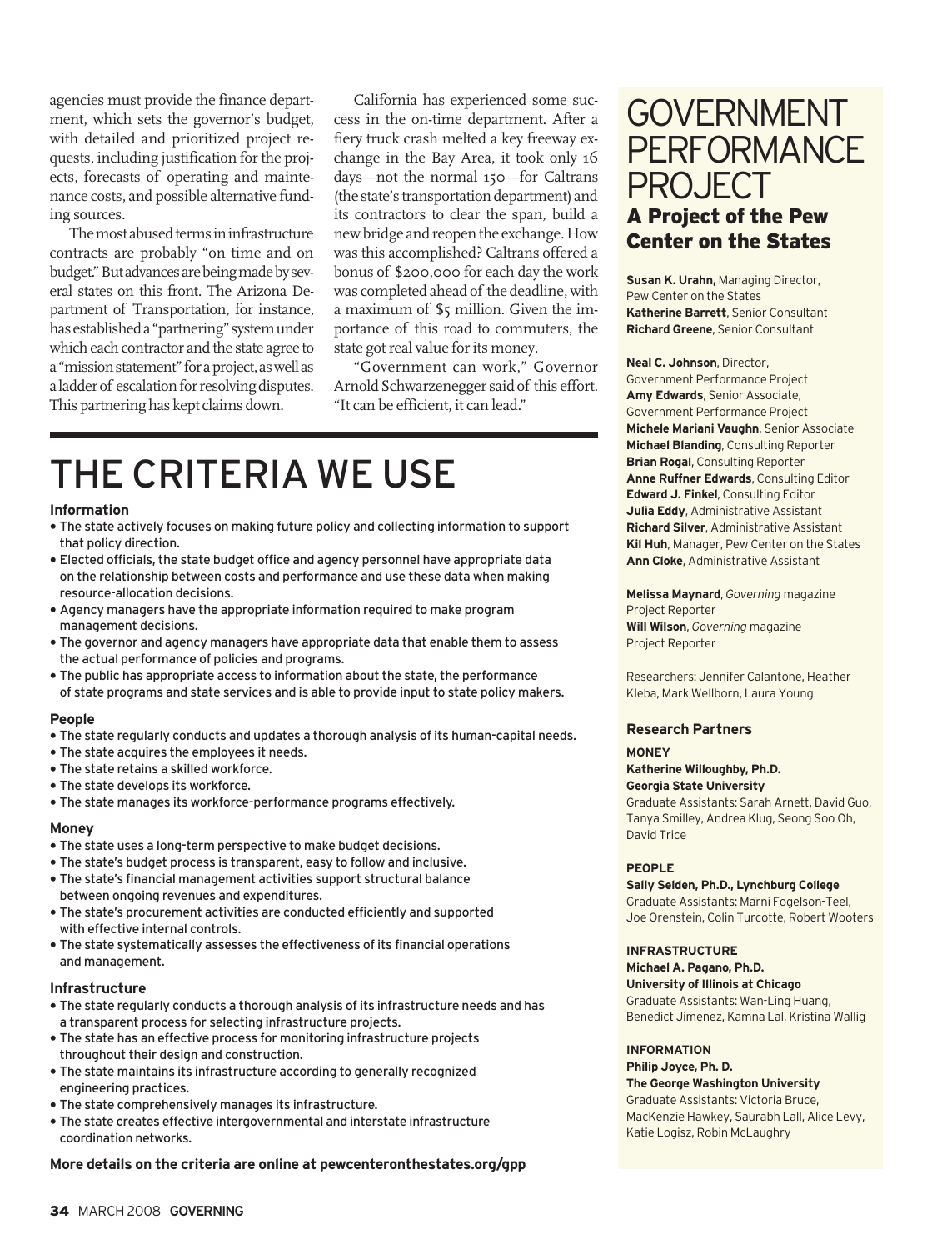agencies must provide the finance department, which sets the governor's budget, with detailed and prioritized project requests, including justification for the projects, forecasts of operating and maintenance costs, and possible alternative funding sources.

The most abused terms in infrastructure contracts are probably "on time and on budget." But advances are being made by several states on this front. The Arizona Department of Transportation, for instance, has established a "partnering" system under which each contractor and the state agree to a "mission statement" for a project, as well as a ladder of escalation for resolving disputes. This partnering has kept claims down.

California has experienced some success in the on-time department. After a fiery truck crash melted a key freeway exchange in the Bay Area, it took only 16 days—not the normal 150—for Caltrans (the state's transportation department) and its contractors to clear the span, build a new bridge and reopen the exchange. How was this accomplished? Caltrans offered a bonus of $200,000 for each day the work was completed ahead of the deadline, with a maximum of $5 million. Given the importance of this road to commuters, the state got real value for its money.

"Government can work," Governor Arnold Schwarzenegger said of this effort. "It can be efficient, it can lead."

# THE CRITERIA WE USE

**Information**

- The state actively focuses on making future policy and collecting information to support that policy direction.
- Elected officials, the state budget office and agency personnel have appropriate data on the relationship between costs and performance and use these data when making resource-allocation decisions.
- Agency managers have the appropriate information required to make program management decisions.
- The governor and agency managers have appropriate data that enable them to assess the actual performance of policies and programs.
- The public has appropriate access to information about the state, the performance of state programs and state services and is able to provide input to state policy makers.

**People**

- The state regularly conducts and updates a thorough analysis of its human-capital needs.
- The state acquires the employees it needs.
- The state retains a skilled workforce.
- The state develops its workforce.
- The state manages its workforce-performance programs effectively.

**Money**

- The state uses a long-term perspective to make budget decisions.
- The state's budget process is transparent, easy to follow and inclusive.
- The state's financial management activities support structural balance between ongoing revenues and expenditures.
- The state's procurement activities are conducted efficiently and supported with effective internal controls.
- The state systematically assesses the effectiveness of its financial operations and management.

**Infrastructure**

- The state regularly conducts a thorough analysis of its infrastructure needs and has a transparent process for selecting infrastructure projects.
- The state has an effective process for monitoring infrastructure projects throughout their design and construction.
- The state maintains its infrastructure according to generally recognized engineering practices.
- The state comprehensively manages its infrastructure.
- The state creates effective intergovernmental and interstate infrastructure coordination networks.

**More details on the criteria are online at pewcenteronthestates.org/gpp**

# GOVERNMENT PERFORMANCE PROJECT

## A Project of the Pew Center on the States

**Susan K. Urahn,** Managing Director, Pew Center on the States
**Katherine Barrett**, Senior Consultant
**Richard Greene**, Senior Consultant

**Neal C. Johnson**, Director, Government Performance Project
**Amy Edwards**, Senior Associate, Government Performance Project
**Michele Mariani Vaughn**, Senior Associate
**Michael Blanding**, Consulting Reporter
**Brian Rogal**, Consulting Reporter
**Anne Ruffner Edwards**, Consulting Editor
**Edward J. Finkel**, Consulting Editor
**Julia Eddy**, Administrative Assistant
**Richard Silver**, Administrative Assistant
**Kil Huh**, Manager, Pew Center on the States
**Ann Cloke**, Administrative Assistant

**Melissa Maynard**, *Governing* magazine Project Reporter
**Will Wilson**, *Governing* magazine Project Reporter

Researchers: Jennifer Calantone, Heather Kleba, Mark Wellborn, Laura Young

**Research Partners**

**MONEY**
**Katherine Willoughby, Ph.D.**
**Georgia State University**
Graduate Assistants: Sarah Arnett, David Guo, Tanya Smilley, Andrea Klug, Seong Soo Oh, David Trice

**PEOPLE**
**Sally Selden, Ph.D., Lynchburg College**
Graduate Assistants: Marni Fogelson-Teel, Joe Orenstein, Colin Turcotte, Robert Wooters

**INFRASTRUCTURE**
**Michael A. Pagano, Ph.D.**
**University of Illinois at Chicago**
Graduate Assistants: Wan-Ling Huang, Benedict Jimenez, Kamna Lal, Kristina Wallig

**INFORMATION**
**Philip Joyce, Ph. D.**
**The George Washington University**
Graduate Assistants: Victoria Bruce, MacKenzie Hawkey, Saurabh Lall, Alice Levy, Katie Logisz, Robin McLaughry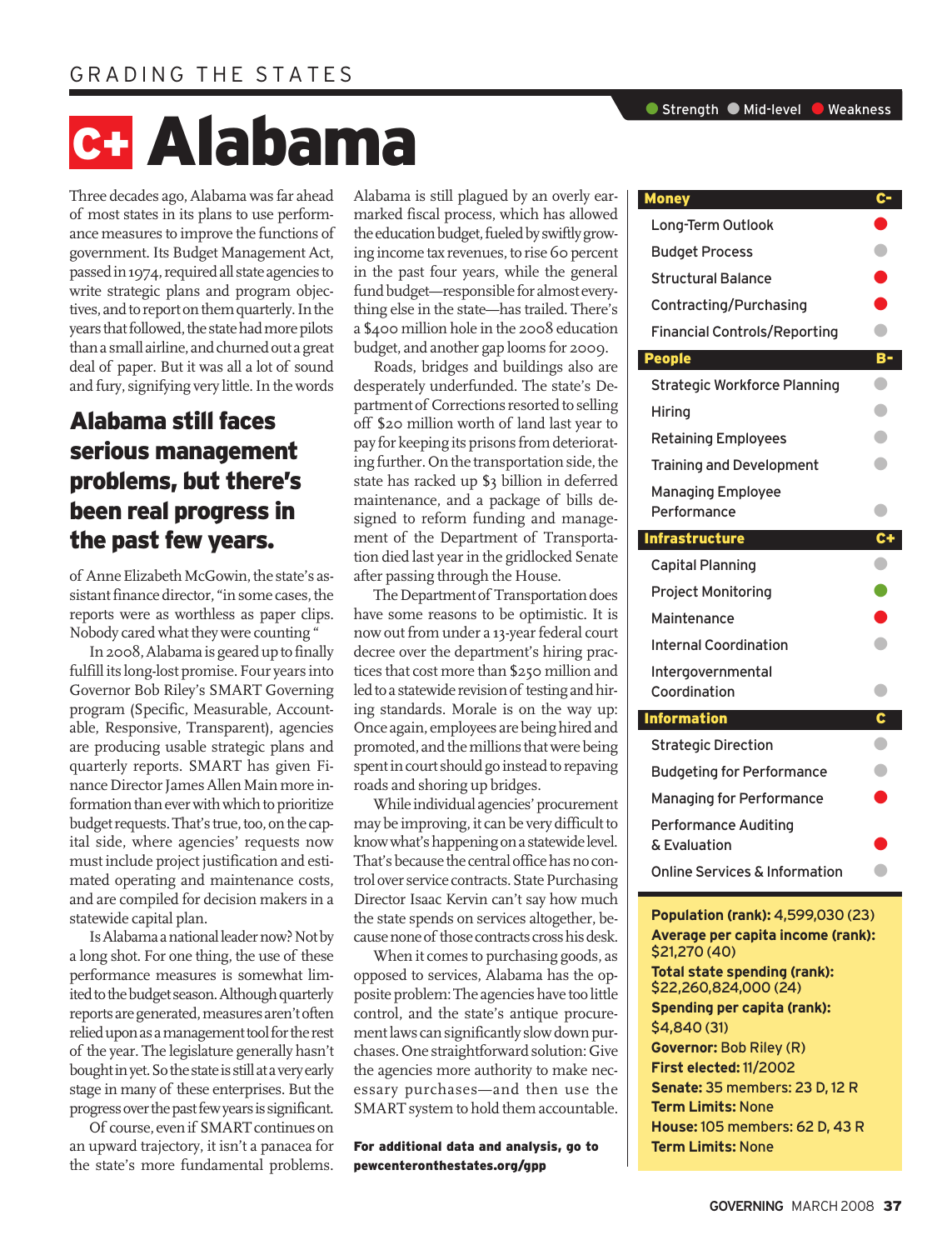GRADING THE STATES

# C+ Alabama

Three decades ago, Alabama was far ahead of most states in its plans to use performance measures to improve the functions of government. Its Budget Management Act, passed in 1974, required all state agencies to write strategic plans and program objectives, and to report on them quarterly. In the years that followed, the state had more pilots than a small airline, and churned out a great deal of paper. But it was all a lot of sound and fury, signifying very little. In the words of Anne Elizabeth McGowin, the state's assistant finance director, "in some cases, the reports were as worthless as paper clips. Nobody cared what they were counting."

**Alabama still faces serious management problems, but there's been real progress in the past few years.**

In 2008, Alabama is geared up to finally fulfill its long-lost promise. Four years into Governor Bob Riley's SMART Governing program (Specific, Measurable, Accountable, Responsive, Transparent), agencies are producing usable strategic plans and quarterly reports. SMART has given Finance Director James Allen Main more information than ever with which to prioritize budget requests. That's true, too, on the capital side, where agencies' requests now must include project justification and estimated operating and maintenance costs, and are compiled for decision makers in a statewide capital plan.

Is Alabama a national leader now? Not by a long shot. For one thing, the use of these performance measures is somewhat limited to the budget season. Although quarterly reports are generated, measures aren't often relied upon as a management tool for the rest of the year. The legislature generally hasn't bought in yet. So the state is still at a very early stage in many of these enterprises. But the progress over the past few years is significant.

Of course, even if SMART continues on an upward trajectory, it isn't a panacea for the state's more fundamental problems. Alabama is still plagued by an overly earmarked fiscal process, which has allowed the education budget, fueled by swiftly growing income tax revenues, to rise 60 percent in the past four years, while the general fund budget—responsible for almost everything else in the state—has trailed. There's a $400 million hole in the 2008 education budget, and another gap looms for 2009.

Roads, bridges and buildings also are desperately underfunded. The state's Department of Corrections resorted to selling off $20 million worth of land last year to pay for keeping its prisons from deteriorating further. On the transportation side, the state has racked up $3 billion in deferred maintenance, and a package of bills designed to reform funding and management of the Department of Transportation died last year in the gridlocked Senate after passing through the House.

The Department of Transportation does have some reasons to be optimistic. It is now out from under a 13-year federal court decree over the department's hiring practices that cost more than $250 million and led to a statewide revision of testing and hiring standards. Morale is on the way up: Once again, employees are being hired and promoted, and the millions that were being spent in court should go instead to repaving roads and shoring up bridges.

While individual agencies' procurement may be improving, it can be very difficult to know what's happening on a statewide level. That's because the central office has no control over service contracts. State Purchasing Director Isaac Kervin can't say how much the state spends on services altogether, because none of those contracts cross his desk.

When it comes to purchasing goods, as opposed to services, Alabama has the opposite problem: The agencies have too little control, and the state's antique procurement laws can significantly slow down purchases. One straightforward solution: Give the agencies more authority to make necessary purchases—and then use the SMART system to hold them accountable.

**For additional data and analysis, go to pewcenteronthestates.org/gpp**

Legend: Strength · Mid-level · Weakness

| Category | Grade / Rating |
|---|---|
| **Money** | **C-** |
| Long-Term Outlook | Weakness |
| Budget Process | Mid-level |
| Structural Balance | Weakness |
| Contracting/Purchasing | Weakness |
| Financial Controls/Reporting | Mid-level |
| **People** | **B-** |
| Strategic Workforce Planning | Mid-level |
| Hiring | Mid-level |
| Retaining Employees | Mid-level |
| Training and Development | Mid-level |
| Managing Employee Performance | Mid-level |
| **Infrastructure** | **C+** |
| Capital Planning | Mid-level |
| Project Monitoring | Strength |
| Maintenance | Weakness |
| Internal Coordination | Mid-level |
| Intergovernmental Coordination | Mid-level |
| **Information** | **C** |
| Strategic Direction | Mid-level |
| Budgeting for Performance | Mid-level |
| Managing for Performance | Weakness |
| Performance Auditing & Evaluation | Weakness |
| Online Services & Information | Mid-level |

**Population (rank):** 4,599,030 (23)
**Average per capita income (rank):** $21,270 (40)
**Total state spending (rank):** $22,260,824,000 (24)
**Spending per capita (rank):** $4,840 (31)
**Governor:** Bob Riley (R)
**First elected:** 11/2002
**Senate:** 35 members: 23 D, 12 R
**Term Limits:** None
**House:** 105 members: 62 D, 43 R
**Term Limits:** None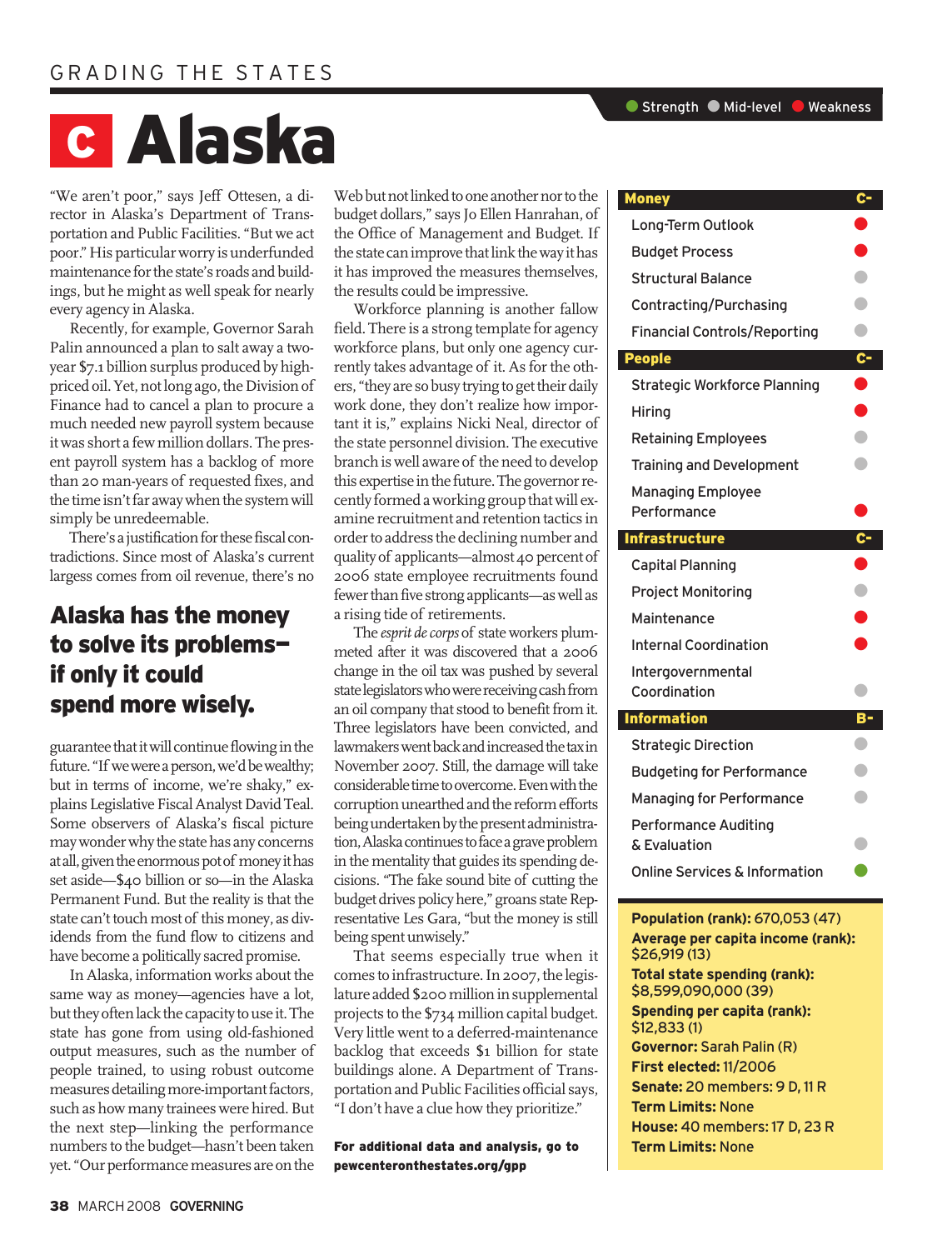GRADING THE STATES

# C Alaska

● Strength ● Mid-level ● Weakness

"We aren't poor," says Jeff Ottesen, a director in Alaska's Department of Transportation and Public Facilities. "But we act poor." His particular worry is underfunded maintenance for the state's roads and buildings, but he might as well speak for nearly every agency in Alaska.

Recently, for example, Governor Sarah Palin announced a plan to salt away a two-year $7.1 billion surplus produced by high-priced oil. Yet, not long ago, the Division of Finance had to cancel a plan to procure a much needed new payroll system because it was short a few million dollars. The present payroll system has a backlog of more than 20 man-years of requested fixes, and the time isn't far away when the system will simply be unredeemable.

There's a justification for these fiscal contradictions. Since most of Alaska's current largess comes from oil revenue, there's no

## Alaska has the money to solve its problems—if only it could spend more wisely.

guarantee that it will continue flowing in the future. "If we were a person, we'd be wealthy; but in terms of income, we're shaky," explains Legislative Fiscal Analyst David Teal. Some observers of Alaska's fiscal picture may wonder why the state has any concerns at all, given the enormous pot of money it has set aside—$40 billion or so—in the Alaska Permanent Fund. But the reality is that the state can't touch most of this money, as dividends from the fund flow to citizens and have become a politically sacred promise.

In Alaska, information works about the same way as money—agencies have a lot, but they often lack the capacity to use it. The state has gone from using old-fashioned output measures, such as the number of people trained, to using robust outcome measures detailing more-important factors, such as how many trainees were hired. But the next step—linking the performance numbers to the budget—hasn't been taken yet. "Our performance measures are on the Web but not linked to one another nor to the budget dollars," says Jo Ellen Hanrahan, of the Office of Management and Budget. If the state can improve that link the way it has it has improved the measures themselves, the results could be impressive.

Workforce planning is another fallow field. There is a strong template for agency workforce plans, but only one agency currently takes advantage of it. As for the others, "they are so busy trying to get their daily work done, they don't realize how important it is," explains Nicki Neal, director of the state personnel division. The executive branch is well aware of the need to develop this expertise in the future. The governor recently formed a working group that will examine recruitment and retention tactics in order to address the declining number and quality of applicants—almost 40 percent of 2006 state employee recruitments found fewer than five strong applicants—as well as a rising tide of retirements.

The *esprit de corps* of state workers plummeted after it was discovered that a 2006 change in the oil tax was pushed by several state legislators who were receiving cash from an oil company that stood to benefit from it. Three legislators have been convicted, and lawmakers went back and increased the tax in November 2007. Still, the damage will take considerable time to overcome. Even with the corruption unearthed and the reform efforts being undertaken by the present administration, Alaska continues to face a grave problem in the mentality that guides its spending decisions. "The fake sound bite of cutting the budget drives policy here," groans state Representative Les Gara, "but the money is still being spent unwisely."

That seems especially true when it comes to infrastructure. In 2007, the legislature added $200 million in supplemental projects to the $734 million capital budget. Very little went to a deferred-maintenance backlog that exceeds $1 billion for state buildings alone. A Department of Transportation and Public Facilities official says, "I don't have a clue how they prioritize."

**For additional data and analysis, go to pewcenteronthestates.org/gpp**

| Category | Grade/Rating |
|---|---|
| **Money** | **C-** |
| Long-Term Outlook | Weakness |
| Budget Process | Weakness |
| Structural Balance | Mid-level |
| Contracting/Purchasing | Mid-level |
| Financial Controls/Reporting | Mid-level |
| **People** | **C-** |
| Strategic Workforce Planning | Weakness |
| Hiring | Weakness |
| Retaining Employees | Mid-level |
| Training and Development | Mid-level |
| Managing Employee Performance | Weakness |
| **Infrastructure** | **C-** |
| Capital Planning | Weakness |
| Project Monitoring | Mid-level |
| Maintenance | Weakness |
| Internal Coordination | Weakness |
| Intergovernmental Coordination | Mid-level |
| **Information** | **B-** |
| Strategic Direction | Mid-level |
| Budgeting for Performance | Mid-level |
| Managing for Performance | Mid-level |
| Performance Auditing & Evaluation | Mid-level |
| Online Services & Information | Strength |

**Population (rank):** 670,053 (47)
**Average per capita income (rank):** $26,919 (13)
**Total state spending (rank):** $8,599,090,000 (39)
**Spending per capita (rank):** $12,833 (1)
**Governor:** Sarah Palin (R)
**First elected:** 11/2006
**Senate:** 20 members: 9 D, 11 R
**Term Limits:** None
**House:** 40 members: 17 D, 23 R
**Term Limits:** None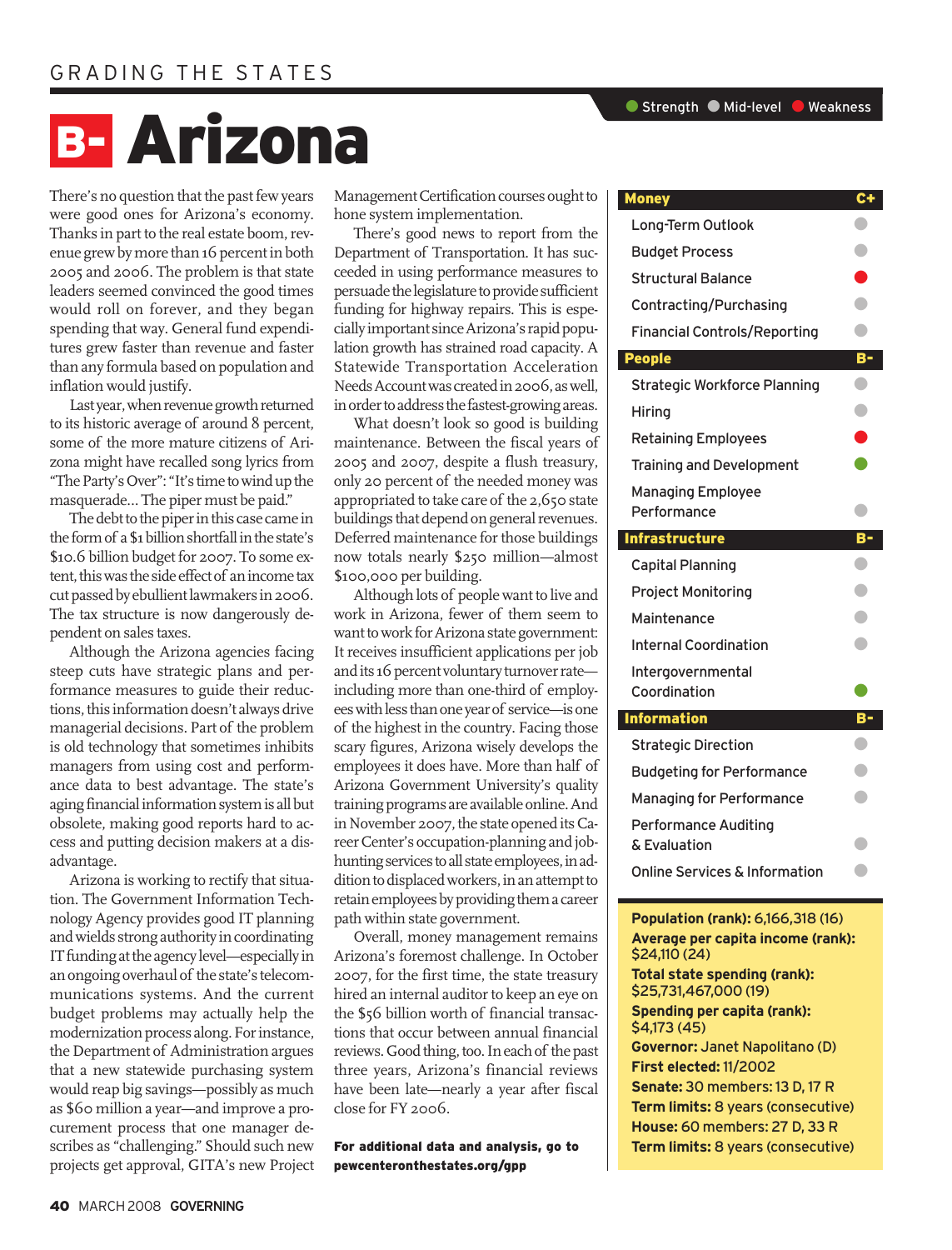GRADING THE STATES

# B- Arizona

There's no question that the past few years were good ones for Arizona's economy. Thanks in part to the real estate boom, revenue grew by more than 16 percent in both 2005 and 2006. The problem is that state leaders seemed convinced the good times would roll on forever, and they began spending that way. General fund expenditures grew faster than revenue and faster than any formula based on population and inflation would justify.

Last year, when revenue growth returned to its historic average of around 8 percent, some of the more mature citizens of Arizona might have recalled song lyrics from "The Party's Over": "It's time to wind up the masquerade... The piper must be paid."

The debt to the piper in this case came in the form of a $1 billion shortfall in the state's $10.6 billion budget for 2007. To some extent, this was the side effect of an income tax cut passed by ebullient lawmakers in 2006. The tax structure is now dangerously dependent on sales taxes.

Although the Arizona agencies facing steep cuts have strategic plans and performance measures to guide their reductions, this information doesn't always drive managerial decisions. Part of the problem is old technology that sometimes inhibits managers from using cost and performance data to best advantage. The state's aging financial information system is all but obsolete, making good reports hard to access and putting decision makers at a disadvantage.

Arizona is working to rectify that situation. The Government Information Technology Agency provides good IT planning and wields strong authority in coordinating IT funding at the agency level—especially in an ongoing overhaul of the state's telecommunications systems. And the current budget problems may actually help the modernization process along. For instance, the Department of Administration argues that a new statewide purchasing system would reap big savings—possibly as much as $60 million a year—and improve a procurement process that one manager describes as "challenging." Should such new projects get approval, GITA's new Project Management Certification courses ought to hone system implementation.

There's good news to report from the Department of Transportation. It has succeeded in using performance measures to persuade the legislature to provide sufficient funding for highway repairs. This is especially important since Arizona's rapid population growth has strained road capacity. A Statewide Transportation Acceleration Needs Account was created in 2006, as well, in order to address the fastest-growing areas.

What doesn't look so good is building maintenance. Between the fiscal years of 2005 and 2007, despite a flush treasury, only 20 percent of the needed money was appropriated to take care of the 2,650 state buildings that depend on general revenues. Deferred maintenance for those buildings now totals nearly $250 million—almost $100,000 per building.

Although lots of people want to live and work in Arizona, fewer of them seem to want to work for Arizona state government: It receives insufficient applications per job and its 16 percent voluntary turnover rate—including more than one-third of employees with less than one year of service—is one of the highest in the country. Facing those scary figures, Arizona wisely develops the employees it does have. More than half of Arizona Government University's quality training programs are available online. And in November 2007, the state opened its Career Center's occupation-planning and job-hunting services to all state employees, in addition to displaced workers, in an attempt to retain employees by providing them a career path within state government.

Overall, money management remains Arizona's foremost challenge. In October 2007, for the first time, the state treasury hired an internal auditor to keep an eye on the $56 billion worth of financial transactions that occur between annual financial reviews. Good thing, too. In each of the past three years, Arizona's financial reviews have been late—nearly a year after fiscal close for FY 2006.

**For additional data and analysis, go to pewcenteronthestates.org/gpp**

Legend: Strength / Mid-level / Weakness

| Category | Grade / Rating |
|---|---|
| **Money** | **C+** |
| Long-Term Outlook | Mid-level |
| Budget Process | Mid-level |
| Structural Balance | Weakness |
| Contracting/Purchasing | Mid-level |
| Financial Controls/Reporting | Mid-level |
| **People** | **B-** |
| Strategic Workforce Planning | Mid-level |
| Hiring | Mid-level |
| Retaining Employees | Weakness |
| Training and Development | Strength |
| Managing Employee Performance | Mid-level |
| **Infrastructure** | **B-** |
| Capital Planning | Mid-level |
| Project Monitoring | Mid-level |
| Maintenance | Mid-level |
| Internal Coordination | Mid-level |
| Intergovernmental Coordination | Strength |
| **Information** | **B-** |
| Strategic Direction | Mid-level |
| Budgeting for Performance | Mid-level |
| Managing for Performance | Mid-level |
| Performance Auditing & Evaluation | Mid-level |
| Online Services & Information | Mid-level |

**Population (rank):** 6,166,318 (16)
**Average per capita income (rank):** $24,110 (24)
**Total state spending (rank):** $25,731,467,000 (19)
**Spending per capita (rank):** $4,173 (45)
**Governor:** Janet Napolitano (D)
**First elected:** 11/2002
**Senate:** 30 members: 13 D, 17 R
**Term limits:** 8 years (consecutive)
**House:** 60 members: 27 D, 33 R
**Term limits:** 8 years (consecutive)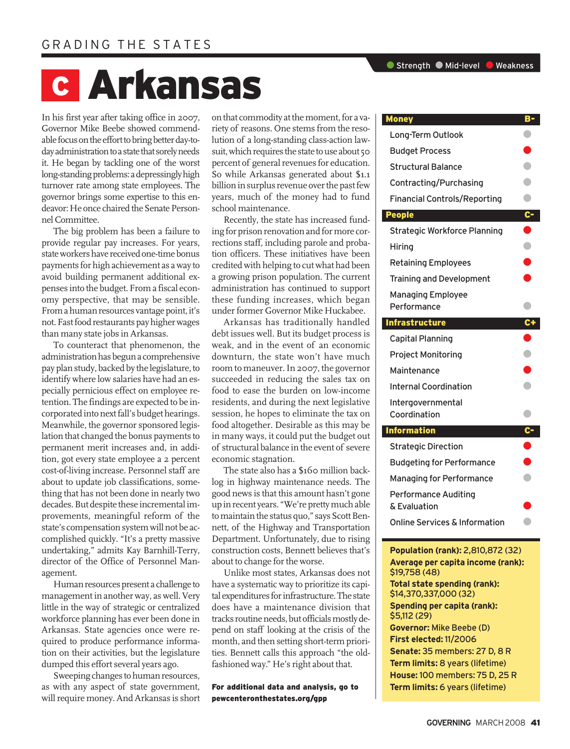GRADING THE STATES

# C Arkansas

In his first year after taking office in 2007, Governor Mike Beebe showed commendable focus on the effort to bring better day-to-day administration to a state that sorely needs it. He began by tackling one of the worst long-standing problems: a depressingly high turnover rate among state employees. The governor brings some expertise to this endeavor: He once chaired the Senate Personnel Committee.

The big problem has been a failure to provide regular pay increases. For years, state workers have received one-time bonus payments for high achievement as a way to avoid building permanent additional expenses into the budget. From a fiscal economy perspective, that may be sensible. From a human resources vantage point, it's not. Fast food restaurants pay higher wages than many state jobs in Arkansas.

To counteract that phenomenon, the administration has begun a comprehensive pay plan study, backed by the legislature, to identify where low salaries have had an especially pernicious effect on employee retention. The findings are expected to be incorporated into next fall's budget hearings. Meanwhile, the governor sponsored legislation that changed the bonus payments to permanent merit increases and, in addition, got every state employee a 2 percent cost-of-living increase. Personnel staff are about to update job classifications, something that has not been done in nearly two decades. But despite these incremental improvements, meaningful reform of the state's compensation system will not be accomplished quickly. "It's a pretty massive undertaking," admits Kay Barnhill-Terry, director of the Office of Personnel Management.

Human resources present a challenge to management in another way, as well. Very little in the way of strategic or centralized workforce planning has ever been done in Arkansas. State agencies once were required to produce performance information on their activities, but the legislature dumped this effort several years ago.

Sweeping changes to human resources, as with any aspect of state government, will require money. And Arkansas is short on that commodity at the moment, for a variety of reasons. One stems from the resolution of a long-standing class-action lawsuit, which requires the state to use about 50 percent of general revenues for education. So while Arkansas generated about $1.1 billion in surplus revenue over the past few years, much of the money had to fund school maintenance.

Recently, the state has increased funding for prison renovation and for more corrections staff, including parole and probation officers. These initiatives have been credited with helping to cut what had been a growing prison population. The current administration has continued to support these funding increases, which began under former Governor Mike Huckabee.

Arkansas has traditionally handled debt issues well. But its budget process is weak, and in the event of an economic downturn, the state won't have much room to maneuver. In 2007, the governor succeeded in reducing the sales tax on food to ease the burden on low-income residents, and during the next legislative session, he hopes to eliminate the tax on food altogether. Desirable as this may be in many ways, it could put the budget out of structural balance in the event of severe economic stagnation.

The state also has a $160 million backlog in highway maintenance needs. The good news is that this amount hasn't gone up in recent years. "We're pretty much able to maintain the status quo," says Scott Bennett, of the Highway and Transportation Department. Unfortunately, due to rising construction costs, Bennett believes that's about to change for the worse.

Unlike most states, Arkansas does not have a systematic way to prioritize its capital expenditures for infrastructure. The state does have a maintenance division that tracks routine needs, but officials mostly depend on staff looking at the crisis of the month, and then setting short-term priorities. Bennett calls this approach "the old-fashioned way." He's right about that.

**For additional data and analysis, go to pewcenteronthestates.org/gpp**

Strength / Mid-level / Weakness

| Category | Grade / Rating |
|---|---|
| **Money** | **B-** |
| Long-Term Outlook | Mid-level |
| Budget Process | Weakness |
| Structural Balance | Mid-level |
| Contracting/Purchasing | Mid-level |
| Financial Controls/Reporting | Mid-level |
| **People** | **C-** |
| Strategic Workforce Planning | Weakness |
| Hiring | Mid-level |
| Retaining Employees | Weakness |
| Training and Development | Weakness |
| Managing Employee Performance | Mid-level |
| **Infrastructure** | **C+** |
| Capital Planning | Weakness |
| Project Monitoring | Mid-level |
| Maintenance | Weakness |
| Internal Coordination | Mid-level |
| Intergovernmental Coordination | Mid-level |
| **Information** | **C-** |
| Strategic Direction | Weakness |
| Budgeting for Performance | Weakness |
| Managing for Performance | Mid-level |
| Performance Auditing & Evaluation | Weakness |
| Online Services & Information | Mid-level |

**Population (rank):** 2,810,872 (32)
**Average per capita income (rank):** $19,758 (48)
**Total state spending (rank):** $14,370,337,000 (32)
**Spending per capita (rank):** $5,112 (29)
**Governor:** Mike Beebe (D)
**First elected:** 11/2006
**Senate:** 35 members: 27 D, 8 R
**Term limits:** 8 years (lifetime)
**House:** 100 members: 75 D, 25 R
**Term limits:** 6 years (lifetime)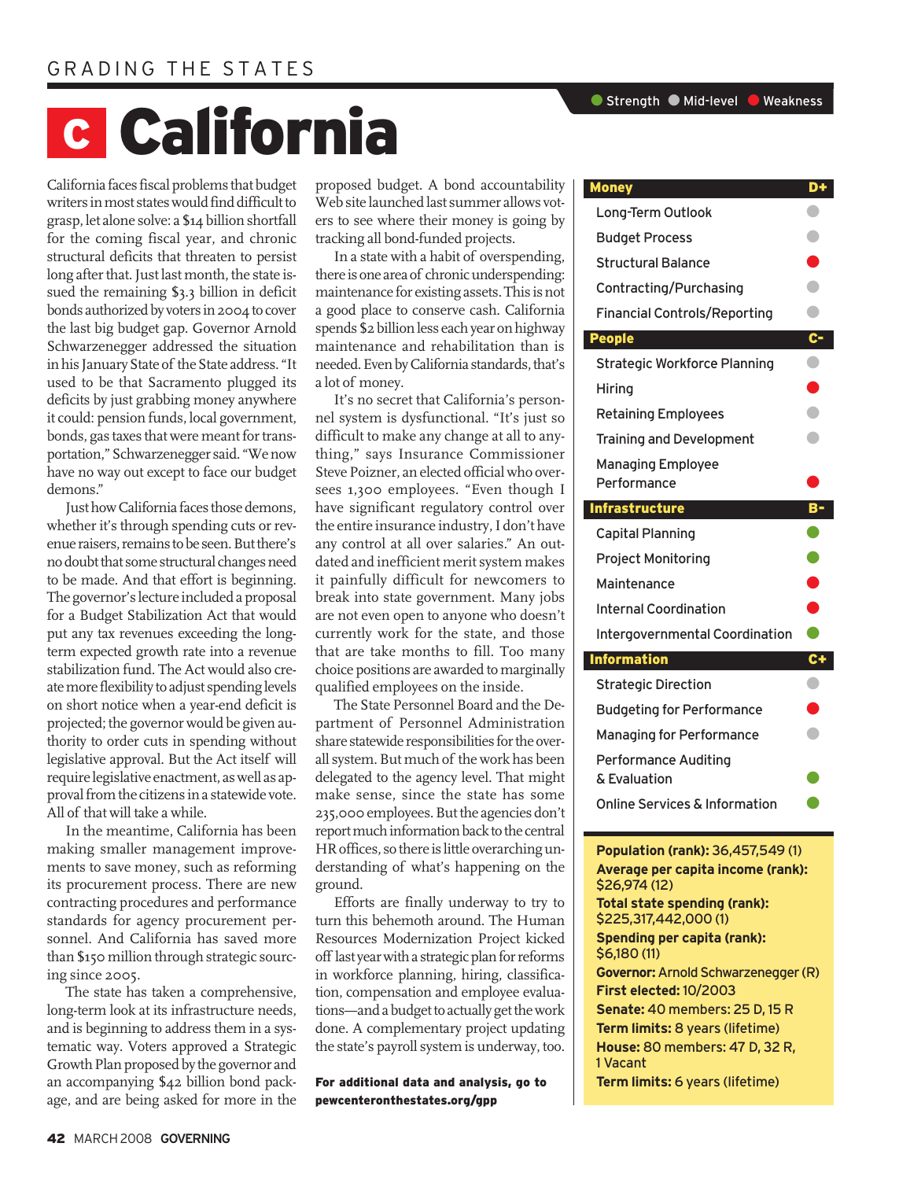GRADING THE STATES

# C California

California faces fiscal problems that budget writers in most states would find difficult to grasp, let alone solve: a $14 billion shortfall for the coming fiscal year, and chronic structural deficits that threaten to persist long after that. Just last month, the state issued the remaining $3.3 billion in deficit bonds authorized by voters in 2004 to cover the last big budget gap. Governor Arnold Schwarzenegger addressed the situation in his January State of the State address. "It used to be that Sacramento plugged its deficits by just grabbing money anywhere it could: pension funds, local government, bonds, gas taxes that were meant for transportation," Schwarzenegger said. "We now have no way out except to face our budget demons."

Just how California faces those demons, whether it's through spending cuts or revenue raisers, remains to be seen. But there's no doubt that some structural changes need to be made. And that effort is beginning. The governor's lecture included a proposal for a Budget Stabilization Act that would put any tax revenues exceeding the long-term expected growth rate into a revenue stabilization fund. The Act would also create more flexibility to adjust spending levels on short notice when a year-end deficit is projected; the governor would be given authority to order cuts in spending without legislative approval. But the Act itself will require legislative enactment, as well as approval from the citizens in a statewide vote. All of that will take a while.

In the meantime, California has been making smaller management improvements to save money, such as reforming its procurement process. There are new contracting procedures and performance standards for agency procurement personnel. And California has saved more than $150 million through strategic sourcing since 2005.

The state has taken a comprehensive, long-term look at its infrastructure needs, and is beginning to address them in a systematic way. Voters approved a Strategic Growth Plan proposed by the governor and an accompanying $42 billion bond package, and are being asked for more in the proposed budget. A bond accountability Web site launched last summer allows voters to see where their money is going by tracking all bond-funded projects.

In a state with a habit of overspending, there is one area of chronic underspending: maintenance for existing assets. This is not a good place to conserve cash. California spends $2 billion less each year on highway maintenance and rehabilitation than is needed. Even by California standards, that's a lot of money.

It's no secret that California's personnel system is dysfunctional. "It's just so difficult to make any change at all to anything," says Insurance Commissioner Steve Poizner, an elected official who oversees 1,300 employees. "Even though I have significant regulatory control over the entire insurance industry, I don't have any control at all over salaries." An outdated and inefficient merit system makes it painfully difficult for newcomers to break into state government. Many jobs are not even open to anyone who doesn't currently work for the state, and those that are take months to fill. Too many choice positions are awarded to marginally qualified employees on the inside.

The State Personnel Board and the Department of Personnel Administration share statewide responsibilities for the overall system. But much of the work has been delegated to the agency level. That might make sense, since the state has some 235,000 employees. But the agencies don't report much information back to the central HR offices, so there is little overarching understanding of what's happening on the ground.

Efforts are finally underway to try to turn this behemoth around. The Human Resources Modernization Project kicked off last year with a strategic plan for reforms in workforce planning, hiring, classification, compensation and employee evaluations—and a budget to actually get the work done. A complementary project updating the state's payroll system is underway, too.

**For additional data and analysis, go to pewcenteronthestates.org/gpp**

● Strength ● Mid-level ● Weakness

| Category | Grade/Rating |
|---|---|
| **Money** | **D+** |
| Long-Term Outlook | Mid-level |
| Budget Process | Mid-level |
| Structural Balance | Weakness |
| Contracting/Purchasing | Mid-level |
| Financial Controls/Reporting | Mid-level |
| **People** | **C-** |
| Strategic Workforce Planning | Mid-level |
| Hiring | Weakness |
| Retaining Employees | Mid-level |
| Training and Development | Mid-level |
| Managing Employee Performance | Weakness |
| **Infrastructure** | **B-** |
| Capital Planning | Strength |
| Project Monitoring | Strength |
| Maintenance | Weakness |
| Internal Coordination | Weakness |
| Intergovernmental Coordination | Strength |
| **Information** | **C+** |
| Strategic Direction | Mid-level |
| Budgeting for Performance | Weakness |
| Managing for Performance | Mid-level |
| Performance Auditing & Evaluation | Strength |
| Online Services & Information | Strength |

**Population (rank):** 36,457,549 (1)
**Average per capita income (rank):** $26,974 (12)
**Total state spending (rank):** $225,317,442,000 (1)
**Spending per capita (rank):** $6,180 (11)
**Governor:** Arnold Schwarzenegger (R)
**First elected:** 10/2003
**Senate:** 40 members: 25 D, 15 R
**Term limits:** 8 years (lifetime)
**House:** 80 members: 47 D, 32 R, 1 Vacant
**Term limits:** 6 years (lifetime)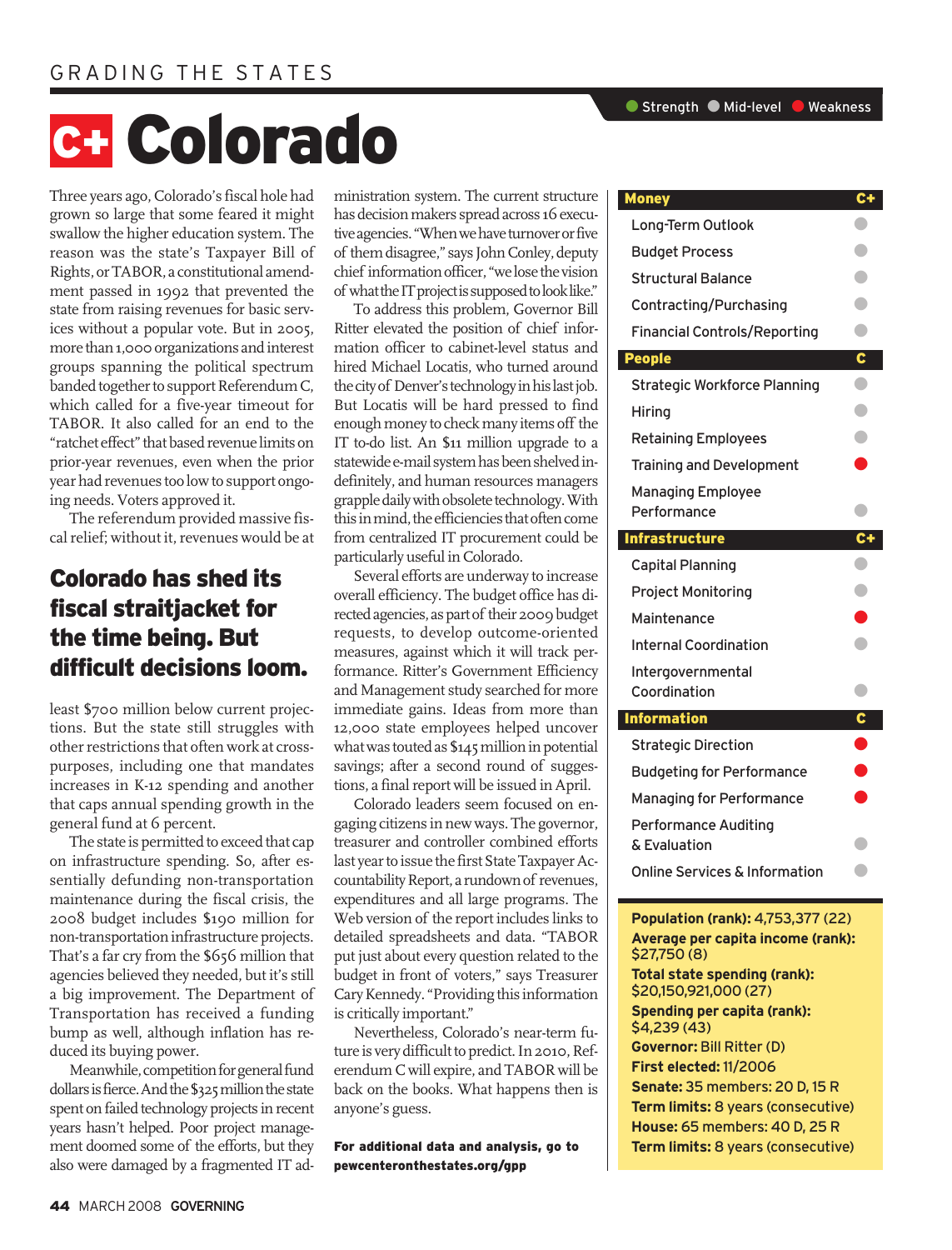# C+ Colorado

Three years ago, Colorado's fiscal hole had grown so large that some feared it might swallow the higher education system. The reason was the state's Taxpayer Bill of Rights, or TABOR, a constitutional amendment passed in 1992 that prevented the state from raising revenues for basic services without a popular vote. But in 2005, more than 1,000 organizations and interest groups spanning the political spectrum banded together to support Referendum C, which called for a five-year timeout for TABOR. It also called for an end to the "ratchet effect" that based revenue limits on prior-year revenues, even when the prior year had revenues too low to support ongoing needs. Voters approved it.

The referendum provided massive fiscal relief; without it, revenues would be at least $700 million below current projections. But the state still struggles with other restrictions that often work at cross-purposes, including one that mandates increases in K-12 spending and another that caps annual spending growth in the general fund at 6 percent.

**Colorado has shed its fiscal straitjacket for the time being. But difficult decisions loom.**

The state is permitted to exceed that cap on infrastructure spending. So, after essentially defunding non-transportation maintenance during the fiscal crisis, the 2008 budget includes $190 million for non-transportation infrastructure projects. That's a far cry from the $656 million that agencies believed they needed, but it's still a big improvement. The Department of Transportation has received a funding bump as well, although inflation has reduced its buying power.

Meanwhile, competition for general fund dollars is fierce. And the $325 million the state spent on failed technology projects in recent years hasn't helped. Poor project management doomed some of the efforts, but they also were damaged by a fragmented IT administration system. The current structure has decision makers spread across 16 executive agencies. "When we have turnover or five of them disagree," says John Conley, deputy chief information officer, "we lose the vision of what the IT project is supposed to look like."

To address this problem, Governor Bill Ritter elevated the position of chief information officer to cabinet-level status and hired Michael Locatis, who turned around the city of Denver's technology in his last job. But Locatis will be hard pressed to find enough money to check many items off the IT to-do list. An $11 million upgrade to a statewide e-mail system has been shelved indefinitely, and human resources managers grapple daily with obsolete technology. With this in mind, the efficiencies that often come from centralized IT procurement could be particularly useful in Colorado.

Several efforts are underway to increase overall efficiency. The budget office has directed agencies, as part of their 2009 budget requests, to develop outcome-oriented measures, against which it will track performance. Ritter's Government Efficiency and Management study searched for more immediate gains. Ideas from more than 12,000 state employees helped uncover what was touted as $145 million in potential savings; after a second round of suggestions, a final report will be issued in April.

Colorado leaders seem focused on engaging citizens in new ways. The governor, treasurer and controller combined efforts last year to issue the first State Taxpayer Accountability Report, a rundown of revenues, expenditures and all large programs. The Web version of the report includes links to detailed spreadsheets and data. "TABOR put just about every question related to the budget in front of voters," says Treasurer Cary Kennedy. "Providing this information is critically important."

Nevertheless, Colorado's near-term future is very difficult to predict. In 2010, Referendum C will expire, and TABOR will be back on the books. What happens then is anyone's guess.

**For additional data and analysis, go to pewcenteronthestates.org/gpp**

Legend: Strength | Mid-level | Weakness

| Category | Grade / Rating |
|---|---|
| **Money** | **C+** |
| Long-Term Outlook | Mid-level |
| Budget Process | Mid-level |
| Structural Balance | Mid-level |
| Contracting/Purchasing | Mid-level |
| Financial Controls/Reporting | Mid-level |
| **People** | **C** |
| Strategic Workforce Planning | Mid-level |
| Hiring | Mid-level |
| Retaining Employees | Mid-level |
| Training and Development | Weakness |
| Managing Employee Performance | Mid-level |
| **Infrastructure** | **C+** |
| Capital Planning | Mid-level |
| Project Monitoring | Mid-level |
| Maintenance | Weakness |
| Internal Coordination | Mid-level |
| Intergovernmental Coordination | Mid-level |
| **Information** | **C** |
| Strategic Direction | Weakness |
| Budgeting for Performance | Weakness |
| Managing for Performance | Weakness |
| Performance Auditing & Evaluation | Mid-level |
| Online Services & Information | Mid-level |

**Population (rank):** 4,753,377 (22)
**Average per capita income (rank):** $27,750 (8)
**Total state spending (rank):** $20,150,921,000 (27)
**Spending per capita (rank):** $4,239 (43)
**Governor:** Bill Ritter (D)
**First elected:** 11/2006
**Senate:** 35 members: 20 D, 15 R
**Term limits:** 8 years (consecutive)
**House:** 65 members: 40 D, 25 R
**Term limits:** 8 years (consecutive)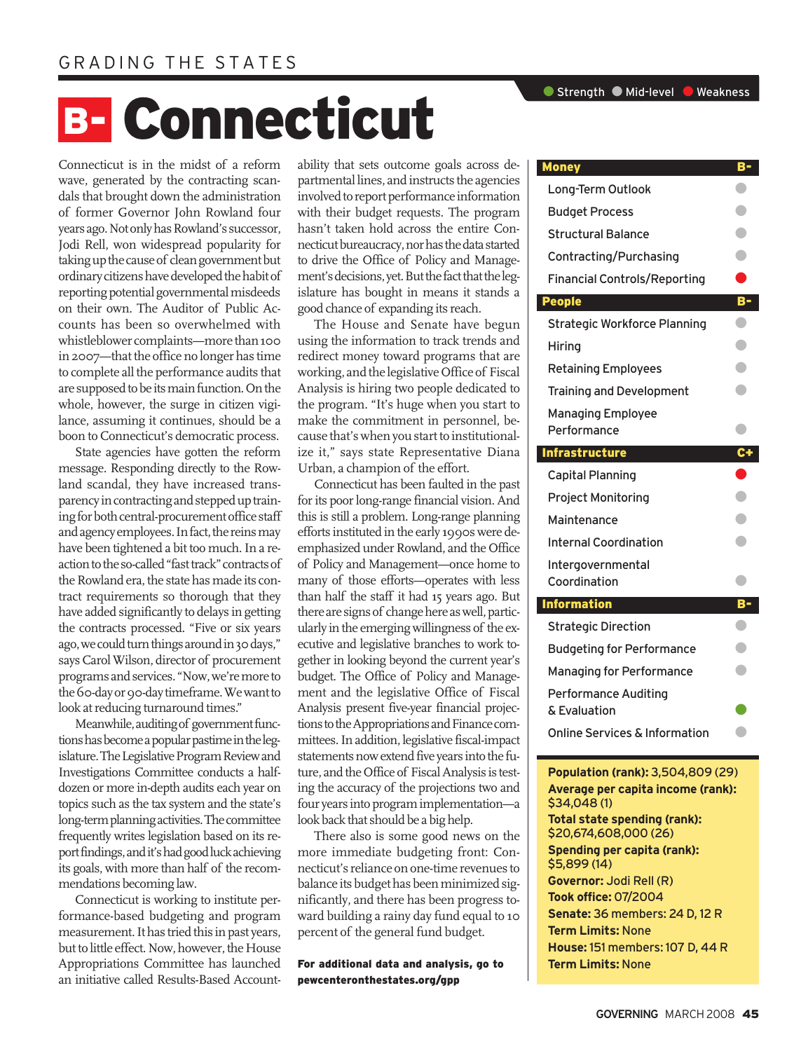GRADING THE STATES

# B- Connecticut

Connecticut is in the midst of a reform wave, generated by the contracting scandals that brought down the administration of former Governor John Rowland four years ago. Not only has Rowland's successor, Jodi Rell, won widespread popularity for taking up the cause of clean government but ordinary citizens have developed the habit of reporting potential governmental misdeeds on their own. The Auditor of Public Accounts has been so overwhelmed with whistleblower complaints—more than 100 in 2007—that the office no longer has time to complete all the performance audits that are supposed to be its main function. On the whole, however, the surge in citizen vigilance, assuming it continues, should be a boon to Connecticut's democratic process.

State agencies have gotten the reform message. Responding directly to the Rowland scandal, they have increased transparency in contracting and stepped up training for both central-procurement office staff and agency employees. In fact, the reins may have been tightened a bit too much. In a reaction to the so-called "fast track" contracts of the Rowland era, the state has made its contract requirements so thorough that they have added significantly to delays in getting the contracts processed. "Five or six years ago, we could turn things around in 30 days," says Carol Wilson, director of procurement programs and services. "Now, we're more to the 60-day or 90-day timeframe. We want to look at reducing turnaround times."

Meanwhile, auditing of government functions has become a popular pastime in the legislature. The Legislative Program Review and Investigations Committee conducts a half-dozen or more in-depth audits each year on topics such as the tax system and the state's long-term planning activities. The committee frequently writes legislation based on its report findings, and it's had good luck achieving its goals, with more than half of the recommendations becoming law.

Connecticut is working to institute performance-based budgeting and program measurement. It has tried this in past years, but to little effect. Now, however, the House Appropriations Committee has launched an initiative called Results-Based Accountability that sets outcome goals across departmental lines, and instructs the agencies involved to report performance information with their budget requests. The program hasn't taken hold across the entire Connecticut bureaucracy, nor has the data started to drive the Office of Policy and Management's decisions, yet. But the fact that the legislature has bought in means it stands a good chance of expanding its reach.

The House and Senate have begun using the information to track trends and redirect money toward programs that are working, and the legislative Office of Fiscal Analysis is hiring two people dedicated to the program. "It's huge when you start to make the commitment in personnel, because that's when you start to institutionalize it," says state Representative Diana Urban, a champion of the effort.

Connecticut has been faulted in the past for its poor long-range financial vision. And this is still a problem. Long-range planning efforts instituted in the early 1990s were de-emphasized under Rowland, and the Office of Policy and Management—once home to many of those efforts—operates with less than half the staff it had 15 years ago. But there are signs of change here as well, particularly in the emerging willingness of the executive and legislative branches to work together in looking beyond the current year's budget. The Office of Policy and Management and the legislative Office of Fiscal Analysis present five-year financial projections to the Appropriations and Finance committees. In addition, legislative fiscal-impact statements now extend five years into the future, and the Office of Fiscal Analysis is testing the accuracy of the projections two and four years into program implementation—a look back that should be a big help.

There also is some good news on the immediate budgeting front: Connecticut's reliance on one-time revenues to balance its budget has been minimized significantly, and there has been progress toward building a rainy day fund equal to 10 percent of the general fund budget.

**For additional data and analysis, go to pewcenteronthestates.org/gpp**

Legend: Strength / Mid-level / Weakness

| Category | Grade / Rating |
|---|---|
| **Money** | **B-** |
| Long-Term Outlook | Mid-level |
| Budget Process | Mid-level |
| Structural Balance | Mid-level |
| Contracting/Purchasing | Mid-level |
| Financial Controls/Reporting | Weakness |
| **People** | **B-** |
| Strategic Workforce Planning | Mid-level |
| Hiring | Mid-level |
| Retaining Employees | Mid-level |
| Training and Development | Mid-level |
| Managing Employee Performance | Mid-level |
| **Infrastructure** | **C+** |
| Capital Planning | Weakness |
| Project Monitoring | Mid-level |
| Maintenance | Mid-level |
| Internal Coordination | Mid-level |
| Intergovernmental Coordination | Mid-level |
| **Information** | **B-** |
| Strategic Direction | Mid-level |
| Budgeting for Performance | Mid-level |
| Managing for Performance | Mid-level |
| Performance Auditing & Evaluation | Strength |
| Online Services & Information | Mid-level |

**Population (rank):** 3,504,809 (29)
**Average per capita income (rank):** $34,048 (1)
**Total state spending (rank):** $20,674,608,000 (26)
**Spending per capita (rank):** $5,899 (14)
**Governor:** Jodi Rell (R)
**Took office:** 07/2004
**Senate:** 36 members: 24 D, 12 R
**Term Limits:** None
**House:** 151 members: 107 D, 44 R
**Term Limits:** None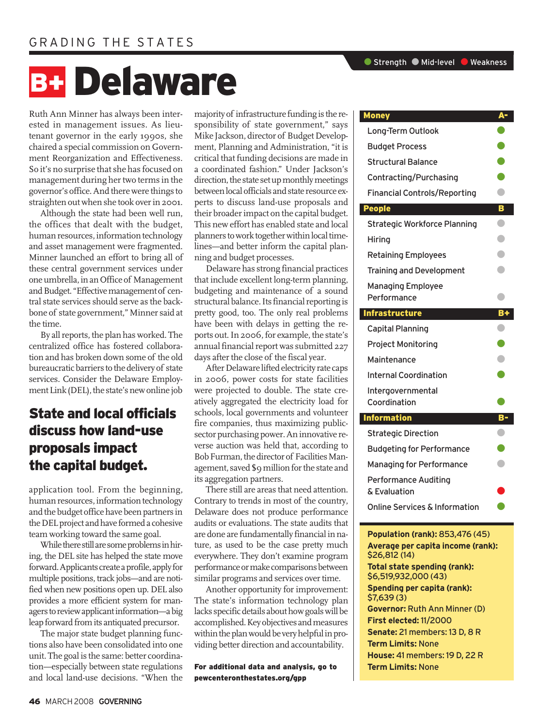GRADING THE STATES

# B+ Delaware

Ruth Ann Minner has always been interested in management issues. As lieutenant governor in the early 1990s, she chaired a special commission on Government Reorganization and Effectiveness. So it's no surprise that she has focused on management during her two terms in the governor's office. And there were things to straighten out when she took over in 2001.

Although the state had been well run, the offices that dealt with the budget, human resources, information technology and asset management were fragmented. Minner launched an effort to bring all of these central government services under one umbrella, in an Office of Management and Budget. "Effective management of central state services should serve as the backbone of state government," Minner said at the time.

By all reports, the plan has worked. The centralized office has fostered collaboration and has broken down some of the old bureaucratic barriers to the delivery of state services. Consider the Delaware Employment Link (DEL), the state's new online job application tool. From the beginning, human resources, information technology and the budget office have been partners in the DEL project and have formed a cohesive team working toward the same goal.

## State and local officials discuss how land-use proposals impact the capital budget.

While there still are some problems in hiring, the DEL site has helped the state move forward. Applicants create a profile, apply for multiple positions, track jobs—and are notified when new positions open up. DEL also provides a more efficient system for managers to review applicant information—a big leap forward from its antiquated precursor.

The major state budget planning functions also have been consolidated into one unit. The goal is the same: better coordination—especially between state regulations and local land-use decisions. "When the majority of infrastructure funding is the responsibility of state government," says Mike Jackson, director of Budget Development, Planning and Administration, "it is critical that funding decisions are made in a coordinated fashion." Under Jackson's direction, the state set up monthly meetings between local officials and state resource experts to discuss land-use proposals and their broader impact on the capital budget. This new effort has enabled state and local planners to work together within local timelines—and better inform the capital planning and budget processes.

Delaware has strong financial practices that include excellent long-term planning, budgeting and maintenance of a sound structural balance. Its financial reporting is pretty good, too. The only real problems have been with delays in getting the reports out. In 2006, for example, the state's annual financial report was submitted 227 days after the close of the fiscal year.

After Delaware lifted electricity rate caps in 2006, power costs for state facilities were projected to double. The state creatively aggregated the electricity load for schools, local governments and volunteer fire companies, thus maximizing public-sector purchasing power. An innovative reverse auction was held that, according to Bob Furman, the director of Facilities Management, saved $9 million for the state and its aggregation partners.

There still are areas that need attention. Contrary to trends in most of the country, Delaware does not produce performance audits or evaluations. The state audits that are done are fundamentally financial in nature, as used to be the case pretty much everywhere. They don't examine program performance or make comparisons between similar programs and services over time.

Another opportunity for improvement: The state's information technology plan lacks specific details about how goals will be accomplished. Key objectives and measures within the plan would be very helpful in providing better direction and accountability.

**For additional data and analysis, go to pewcenteronthestates.org/gpp**

Strength / Mid-level / Weakness

| Category | Rating |
|---|---|
| **Money** | **A-** |
| Long-Term Outlook | Strength |
| Budget Process | Strength |
| Structural Balance | Strength |
| Contracting/Purchasing | Strength |
| Financial Controls/Reporting | Mid-level |
| **People** | **B** |
| Strategic Workforce Planning | Mid-level |
| Hiring | Mid-level |
| Retaining Employees | Mid-level |
| Training and Development | Mid-level |
| Managing Employee Performance | Mid-level |
| **Infrastructure** | **B+** |
| Capital Planning | Mid-level |
| Project Monitoring | Strength |
| Maintenance | Mid-level |
| Internal Coordination | Strength |
| Intergovernmental Coordination | Strength |
| **Information** | **B-** |
| Strategic Direction | Mid-level |
| Budgeting for Performance | Strength |
| Managing for Performance | Mid-level |
| Performance Auditing & Evaluation | Weakness |
| Online Services & Information | Strength |

**Population (rank):** 853,476 (45)
**Average per capita income (rank):** $26,812 (14)
**Total state spending (rank):** $6,519,932,000 (43)
**Spending per capita (rank):** $7,639 (3)
**Governor:** Ruth Ann Minner (D)
**First elected:** 11/2000
**Senate:** 21 members: 13 D, 8 R
**Term Limits:** None
**House:** 41 members: 19 D, 22 R
**Term Limits:** None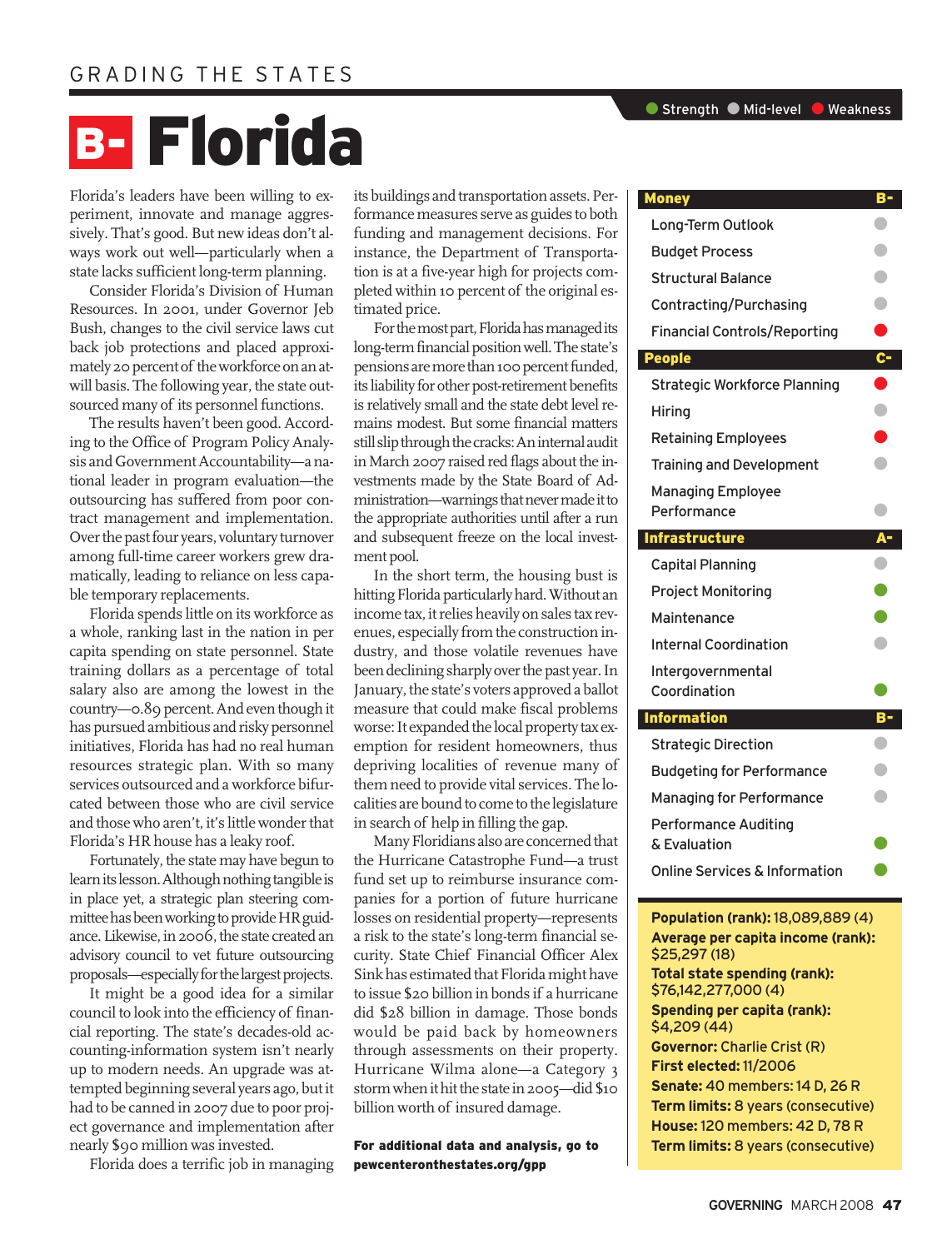GRADING THE STATES

# B- Florida

Florida's leaders have been willing to experiment, innovate and manage aggressively. That's good. But new ideas don't always work out well—particularly when a state lacks sufficient long-term planning.

Consider Florida's Division of Human Resources. In 2001, under Governor Jeb Bush, changes to the civil service laws cut back job protections and placed approximately 20 percent of the workforce on an at-will basis. The following year, the state outsourced many of its personnel functions.

The results haven't been good. According to the Office of Program Policy Analysis and Government Accountability—a national leader in program evaluation—the outsourcing has suffered from poor contract management and implementation. Over the past four years, voluntary turnover among full-time career workers grew dramatically, leading to reliance on less capable temporary replacements.

Florida spends little on its workforce as a whole, ranking last in the nation in per capita spending on state personnel. State training dollars as a percentage of total salary also are among the lowest in the country—0.89 percent. And even though it has pursued ambitious and risky personnel initiatives, Florida has had no real human resources strategic plan. With so many services outsourced and a workforce bifurcated between those who are civil service and those who aren't, it's little wonder that Florida's HR house has a leaky roof.

Fortunately, the state may have begun to learn its lesson. Although nothing tangible is in place yet, a strategic plan steering committee has been working to provide HR guidance. Likewise, in 2006, the state created an advisory council to vet future outsourcing proposals—especially for the largest projects.

It might be a good idea for a similar council to look into the efficiency of financial reporting. The state's decades-old accounting-information system isn't nearly up to modern needs. An upgrade was attempted beginning several years ago, but it had to be canned in 2007 due to poor project governance and implementation after nearly $90 million was invested.

Florida does a terrific job in managing its buildings and transportation assets. Performance measures serve as guides to both funding and management decisions. For instance, the Department of Transportation is at a five-year high for projects completed within 10 percent of the original estimated price.

For the most part, Florida has managed its long-term financial position well. The state's pensions are more than 100 percent funded, its liability for other post-retirement benefits is relatively small and the state debt level remains modest. But some financial matters still slip through the cracks: An internal audit in March 2007 raised red flags about the investments made by the State Board of Administration—warnings that never made it to the appropriate authorities until after a run and subsequent freeze on the local investment pool.

In the short term, the housing bust is hitting Florida particularly hard. Without an income tax, it relies heavily on sales tax revenues, especially from the construction industry, and those volatile revenues have been declining sharply over the past year. In January, the state's voters approved a ballot measure that could make fiscal problems worse: It expanded the local property tax exemption for resident homeowners, thus depriving localities of revenue many of them need to provide vital services. The localities are bound to come to the legislature in search of help in filling the gap.

Many Floridians also are concerned that the Hurricane Catastrophe Fund—a trust fund set up to reimburse insurance companies for a portion of future hurricane losses on residential property—represents a risk to the state's long-term financial security. State Chief Financial Officer Alex Sink has estimated that Florida might have to issue $20 billion in bonds if a hurricane did $28 billion in damage. Those bonds would be paid back by homeowners through assessments on their property. Hurricane Wilma alone—a Category 3 storm when it hit the state in 2005—did $10 billion worth of insured damage.

**For additional data and analysis, go to pewcenteronthestates.org/gpp**

Legend: Strength | Mid-level | Weakness

| Category | Grade / Rating |
|---|---|
| **Money** | **B-** |
| Long-Term Outlook | Mid-level |
| Budget Process | Mid-level |
| Structural Balance | Mid-level |
| Contracting/Purchasing | Mid-level |
| Financial Controls/Reporting | Weakness |
| **People** | **C-** |
| Strategic Workforce Planning | Weakness |
| Hiring | Mid-level |
| Retaining Employees | Weakness |
| Training and Development | Mid-level |
| Managing Employee Performance | Mid-level |
| **Infrastructure** | **A-** |
| Capital Planning | Mid-level |
| Project Monitoring | Strength |
| Maintenance | Strength |
| Internal Coordination | Mid-level |
| Intergovernmental Coordination | Strength |
| **Information** | **B-** |
| Strategic Direction | Mid-level |
| Budgeting for Performance | Mid-level |
| Managing for Performance | Mid-level |
| Performance Auditing & Evaluation | Strength |
| Online Services & Information | Strength |

**Population (rank):** 18,089,889 (4)
**Average per capita income (rank):** $25,297 (18)
**Total state spending (rank):** $76,142,277,000 (4)
**Spending per capita (rank):** $4,209 (44)
**Governor:** Charlie Crist (R)
**First elected:** 11/2006
**Senate:** 40 members: 14 D, 26 R
**Term limits:** 8 years (consecutive)
**House:** 120 members: 42 D, 78 R
**Term limits:** 8 years (consecutive)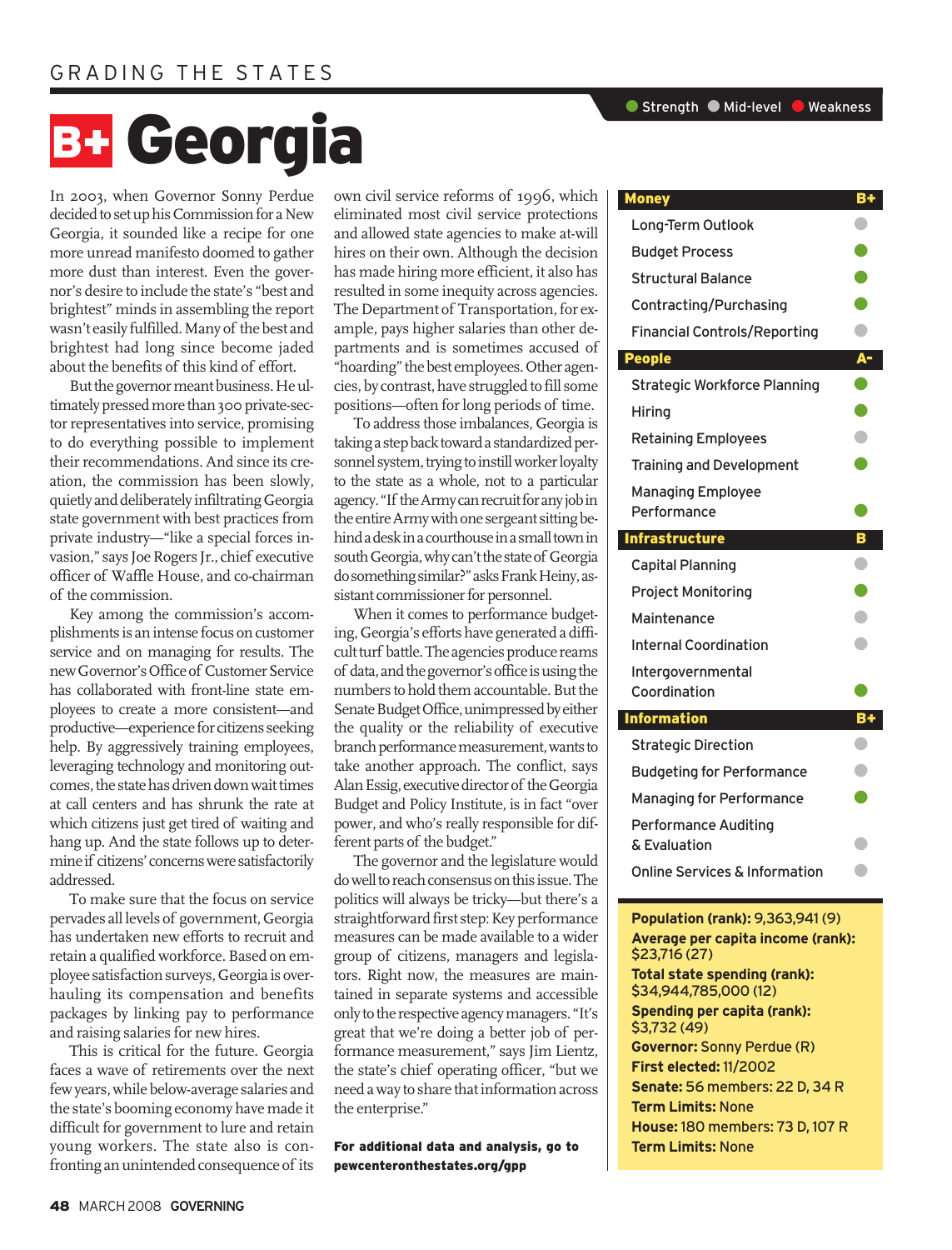GRADING THE STATES

# B+ Georgia

In 2003, when Governor Sonny Perdue decided to set up his Commission for a New Georgia, it sounded like a recipe for one more unread manifesto doomed to gather more dust than interest. Even the governor's desire to include the state's "best and brightest" minds in assembling the report wasn't easily fulfilled. Many of the best and brightest had long since become jaded about the benefits of this kind of effort.

But the governor meant business. He ultimately pressed more than 300 private-sector representatives into service, promising to do everything possible to implement their recommendations. And since its creation, the commission has been slowly, quietly and deliberately infiltrating Georgia state government with best practices from private industry—"like a special forces invasion," says Joe Rogers Jr., chief executive officer of Waffle House, and co-chairman of the commission.

Key among the commission's accomplishments is an intense focus on customer service and on managing for results. The new Governor's Office of Customer Service has collaborated with front-line state employees to create a more consistent—and productive—experience for citizens seeking help. By aggressively training employees, leveraging technology and monitoring outcomes, the state has driven down wait times at call centers and has shrunk the rate at which citizens just get tired of waiting and hang up. And the state follows up to determine if citizens' concerns were satisfactorily addressed.

To make sure that the focus on service pervades all levels of government, Georgia has undertaken new efforts to recruit and retain a qualified workforce. Based on employee satisfaction surveys, Georgia is overhauling its compensation and benefits packages by linking pay to performance and raising salaries for new hires.

This is critical for the future. Georgia faces a wave of retirements over the next few years, while below-average salaries and the state's booming economy have made it difficult for government to lure and retain young workers. The state also is confronting an unintended consequence of its own civil service reforms of 1996, which eliminated most civil service protections and allowed state agencies to make at-will hires on their own. Although the decision has made hiring more efficient, it also has resulted in some inequity across agencies. The Department of Transportation, for example, pays higher salaries than other departments and is sometimes accused of "hoarding" the best employees. Other agencies, by contrast, have struggled to fill some positions—often for long periods of time.

To address those imbalances, Georgia is taking a step back toward a standardized personnel system, trying to instill worker loyalty to the state as a whole, not to a particular agency. "If the Army can recruit for any job in the entire Army with one sergeant sitting behind a desk in a courthouse in a small town in south Georgia, why can't the state of Georgia do something similar?" asks Frank Heiny, assistant commissioner for personnel.

When it comes to performance budgeting, Georgia's efforts have generated a difficult turf battle. The agencies produce reams of data, and the governor's office is using the numbers to hold them accountable. But the Senate Budget Office, unimpressed by either the quality or the reliability of executive branch performance measurement, wants to take another approach. The conflict, says Alan Essig, executive director of the Georgia Budget and Policy Institute, is in fact "over power, and who's really responsible for different parts of the budget."

The governor and the legislature would do well to reach consensus on this issue. The politics will always be tricky—but there's a straightforward first step: Key performance measures can be made available to a wider group of citizens, managers and legislators. Right now, the measures are maintained in separate systems and accessible only to the respective agency managers. "It's great that we're doing a better job of performance measurement," says Jim Lientz, the state's chief operating officer, "but we need a way to share that information across the enterprise."

**For additional data and analysis, go to pewcenteronthestates.org/gpp**

Legend: Strength | Mid-level | Weakness

| Category | Grade / Rating |
|---|---|
| **Money** | **B+** |
| Long-Term Outlook | Mid-level |
| Budget Process | Strength |
| Structural Balance | Strength |
| Contracting/Purchasing | Strength |
| Financial Controls/Reporting | Mid-level |
| **People** | **A-** |
| Strategic Workforce Planning | Strength |
| Hiring | Strength |
| Retaining Employees | Mid-level |
| Training and Development | Strength |
| Managing Employee Performance | Strength |
| **Infrastructure** | **B** |
| Capital Planning | Mid-level |
| Project Monitoring | Strength |
| Maintenance | Mid-level |
| Internal Coordination | Mid-level |
| Intergovernmental Coordination | Strength |
| **Information** | **B+** |
| Strategic Direction | Mid-level |
| Budgeting for Performance | Mid-level |
| Managing for Performance | Strength |
| Performance Auditing & Evaluation | Mid-level |
| Online Services & Information | Mid-level |

**Population (rank):** 9,363,941 (9)
**Average per capita income (rank):** $23,716 (27)
**Total state spending (rank):** $34,944,785,000 (12)
**Spending per capita (rank):** $3,732 (49)
**Governor:** Sonny Perdue (R)
**First elected:** 11/2002
**Senate:** 56 members: 22 D, 34 R
**Term Limits:** None
**House:** 180 members: 73 D, 107 R
**Term Limits:** None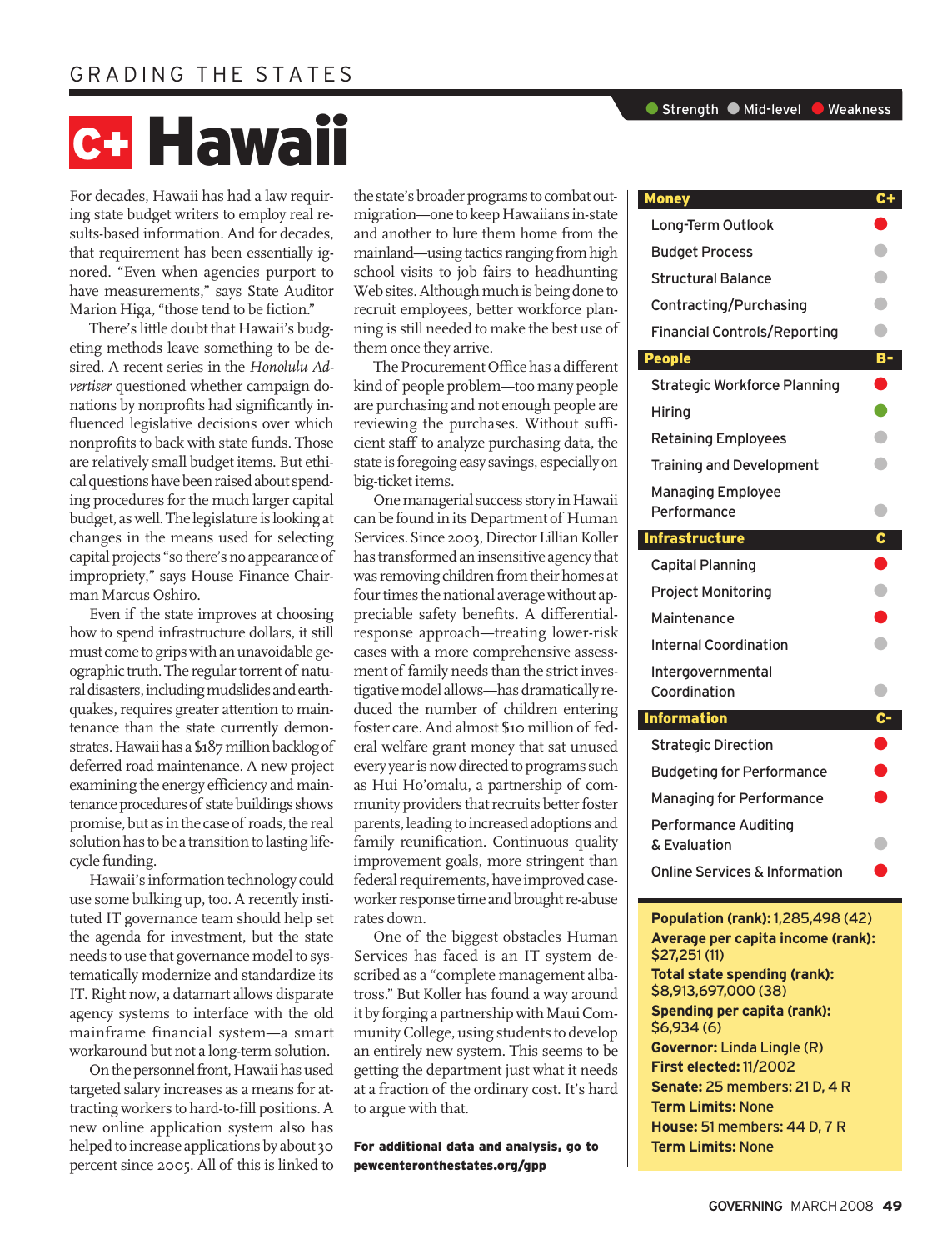GRADING THE STATES

# C+ Hawaii

For decades, Hawaii has had a law requiring state budget writers to employ real results-based information. And for decades, that requirement has been essentially ignored. "Even when agencies purport to have measurements," says State Auditor Marion Higa, "those tend to be fiction."

There's little doubt that Hawaii's budgeting methods leave something to be desired. A recent series in the *Honolulu Advertiser* questioned whether campaign donations by nonprofits had significantly influenced legislative decisions over which nonprofits to back with state funds. Those are relatively small budget items. But ethical questions have been raised about spending procedures for the much larger capital budget, as well. The legislature is looking at changes in the means used for selecting capital projects "so there's no appearance of impropriety," says House Finance Chairman Marcus Oshiro.

Even if the state improves at choosing how to spend infrastructure dollars, it still must come to grips with an unavoidable geographic truth. The regular torrent of natural disasters, including mudslides and earthquakes, requires greater attention to maintenance than the state currently demonstrates. Hawaii has a $187 million backlog of deferred road maintenance. A new project examining the energy efficiency and maintenance procedures of state buildings shows promise, but as in the case of roads, the real solution has to be a transition to lasting life-cycle funding.

Hawaii's information technology could use some bulking up, too. A recently instituted IT governance team should help set the agenda for investment, but the state needs to use that governance model to systematically modernize and standardize its IT. Right now, a datamart allows disparate agency systems to interface with the old mainframe financial system—a smart workaround but not a long-term solution.

On the personnel front, Hawaii has used targeted salary increases as a means for attracting workers to hard-to-fill positions. A new online application system also has helped to increase applications by about 30 percent since 2005. All of this is linked to the state's broader programs to combat out-migration—one to keep Hawaiians in-state and another to lure them home from the mainland—using tactics ranging from high school visits to job fairs to headhunting Web sites. Although much is being done to recruit employees, better workforce planning is still needed to make the best use of them once they arrive.

The Procurement Office has a different kind of people problem—too many people are purchasing and not enough people are reviewing the purchases. Without sufficient staff to analyze purchasing data, the state is foregoing easy savings, especially on big-ticket items.

One managerial success story in Hawaii can be found in its Department of Human Services. Since 2003, Director Lillian Koller has transformed an insensitive agency that was removing children from their homes at four times the national average without appreciable safety benefits. A differential-response approach—treating lower-risk cases with a more comprehensive assessment of family needs than the strict investigative model allows—has dramatically reduced the number of children entering foster care. And almost $10 million of federal welfare grant money that sat unused every year is now directed to programs such as Hui Ho'omalu, a partnership of community providers that recruits better foster parents, leading to increased adoptions and family reunification. Continuous quality improvement goals, more stringent than federal requirements, have improved caseworker response time and brought re-abuse rates down.

One of the biggest obstacles Human Services has faced is an IT system described as a "complete management albatross." But Koller has found a way around it by forging a partnership with Maui Community College, using students to develop an entirely new system. This seems to be getting the department just what it needs at a fraction of the ordinary cost. It's hard to argue with that.

**For additional data and analysis, go to pewcenteronthestates.org/gpp**

Legend: Strength / Mid-level / Weakness

| Category | Grade / Rating |
|---|---|
| **Money** | **C+** |
| Long-Term Outlook | Weakness |
| Budget Process | Mid-level |
| Structural Balance | Mid-level |
| Contracting/Purchasing | Mid-level |
| Financial Controls/Reporting | Mid-level |
| **People** | **B-** |
| Strategic Workforce Planning | Weakness |
| Hiring | Strength |
| Retaining Employees | Mid-level |
| Training and Development | Mid-level |
| Managing Employee Performance | Mid-level |
| **Infrastructure** | **C** |
| Capital Planning | Weakness |
| Project Monitoring | Mid-level |
| Maintenance | Weakness |
| Internal Coordination | Mid-level |
| Intergovernmental Coordination | Mid-level |
| **Information** | **C-** |
| Strategic Direction | Weakness |
| Budgeting for Performance | Weakness |
| Managing for Performance | Weakness |
| Performance Auditing & Evaluation | Mid-level |
| Online Services & Information | Weakness |

**Population (rank):** 1,285,498 (42)
**Average per capita income (rank):** $27,251 (11)
**Total state spending (rank):** $8,913,697,000 (38)
**Spending per capita (rank):** $6,934 (6)
**Governor:** Linda Lingle (R)
**First elected:** 11/2002
**Senate:** 25 members: 21 D, 4 R
**Term Limits:** None
**House:** 51 members: 44 D, 7 R
**Term Limits:** None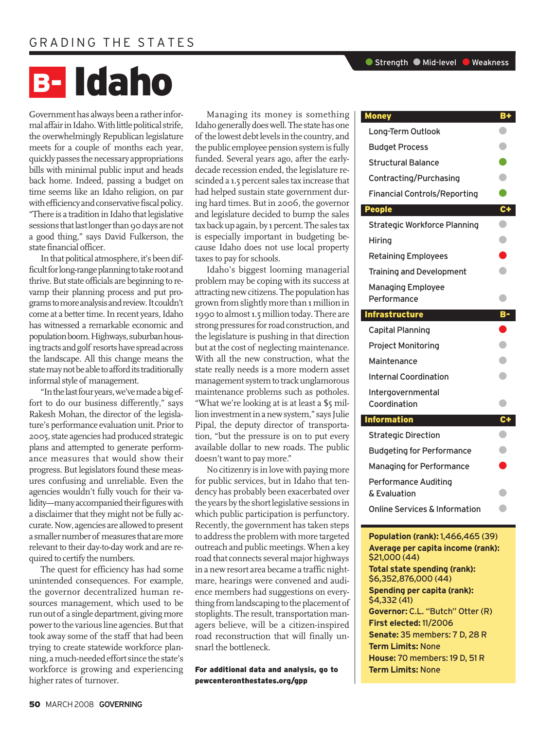# B- Idaho

Government has always been a rather informal affair in Idaho. With little political strife, the overwhelmingly Republican legislature meets for a couple of months each year, quickly passes the necessary appropriations bills with minimal public input and heads back home. Indeed, passing a budget on time seems like an Idaho religion, on par with efficiency and conservative fiscal policy. "There is a tradition in Idaho that legislative sessions that last longer than 90 days are not a good thing," says David Fulkerson, the state financial officer.

In that political atmosphere, it's been difficult for long-range planning to take root and thrive. But state officials are beginning to revamp their planning process and put programs to more analysis and review. It couldn't come at a better time. In recent years, Idaho has witnessed a remarkable economic and population boom. Highways, suburban housing tracts and golf resorts have spread across the landscape. All this change means the state may not be able to afford its traditionally informal style of management.

"In the last four years, we've made a big effort to do our business differently," says Rakesh Mohan, the director of the legislature's performance evaluation unit. Prior to 2005, state agencies had produced strategic plans and attempted to generate performance measures that would show their progress. But legislators found these measures confusing and unreliable. Even the agencies wouldn't fully vouch for their validity—many accompanied their figures with a disclaimer that they might not be fully accurate. Now, agencies are allowed to present a smaller number of measures that are more relevant to their day-to-day work and are required to certify the numbers.

The quest for efficiency has had some unintended consequences. For example, the governor decentralized human resources management, which used to be run out of a single department, giving more power to the various line agencies. But that took away some of the staff that had been trying to create statewide workforce planning, a much-needed effort since the state's workforce is growing and experiencing higher rates of turnover.

Managing its money is something Idaho generally does well. The state has one of the lowest debt levels in the country, and the public employee pension system is fully funded. Several years ago, after the early-decade recession ended, the legislature rescinded a 1.5 percent sales tax increase that had helped sustain state government during hard times. But in 2006, the governor and legislature decided to bump the sales tax back up again, by 1 percent. The sales tax is especially important in budgeting because Idaho does not use local property taxes to pay for schools.

Idaho's biggest looming managerial problem may be coping with its success at attracting new citizens. The population has grown from slightly more than 1 million in 1990 to almost 1.5 million today. There are strong pressures for road construction, and the legislature is pushing in that direction but at the cost of neglecting maintenance. With all the new construction, what the state really needs is a more modern asset management system to track unglamorous maintenance problems such as potholes. "What we're looking at is at least a $5 million investment in a new system," says Julie Pipal, the deputy director of transportation, "but the pressure is on to put every available dollar to new roads. The public doesn't want to pay more."

No citizenry is in love with paying more for public services, but in Idaho that tendency has probably been exacerbated over the years by the short legislative sessions in which public participation is perfunctory. Recently, the government has taken steps to address the problem with more targeted outreach and public meetings. When a key road that connects several major highways in a new resort area became a traffic nightmare, hearings were convened and audience members had suggestions on everything from landscaping to the placement of stoplights. The result, transportation managers believe, will be a citizen-inspired road reconstruction that will finally unsnarl the bottleneck.

**For additional data and analysis, go to pewcenteronthestates.org/gpp**

Legend: Strength (green) · Mid-level (gray) · Weakness (red)

| Category | Grade / Rating |
|---|---|
| **Money** | **B+** |
| Long-Term Outlook | Mid-level |
| Budget Process | Mid-level |
| Structural Balance | Strength |
| Contracting/Purchasing | Mid-level |
| Financial Controls/Reporting | Strength |
| **People** | **C+** |
| Strategic Workforce Planning | Mid-level |
| Hiring | Mid-level |
| Retaining Employees | Weakness |
| Training and Development | Mid-level |
| Managing Employee Performance | Mid-level |
| **Infrastructure** | **B-** |
| Capital Planning | Weakness |
| Project Monitoring | Mid-level |
| Maintenance | Mid-level |
| Internal Coordination | Mid-level |
| Intergovernmental Coordination | Mid-level |
| **Information** | **C+** |
| Strategic Direction | Mid-level |
| Budgeting for Performance | Mid-level |
| Managing for Performance | Weakness |
| Performance Auditing & Evaluation | Mid-level |
| Online Services & Information | Mid-level |

**Population (rank):** 1,466,465 (39)
**Average per capita income (rank):** $21,000 (44)
**Total state spending (rank):** $6,352,876,000 (44)
**Spending per capita (rank):** $4,332 (41)
**Governor:** C.L. "Butch" Otter (R)
**First elected:** 11/2006
**Senate:** 35 members: 7 D, 28 R
**Term Limits:** None
**House:** 70 members: 19 D, 51 R
**Term Limits:** None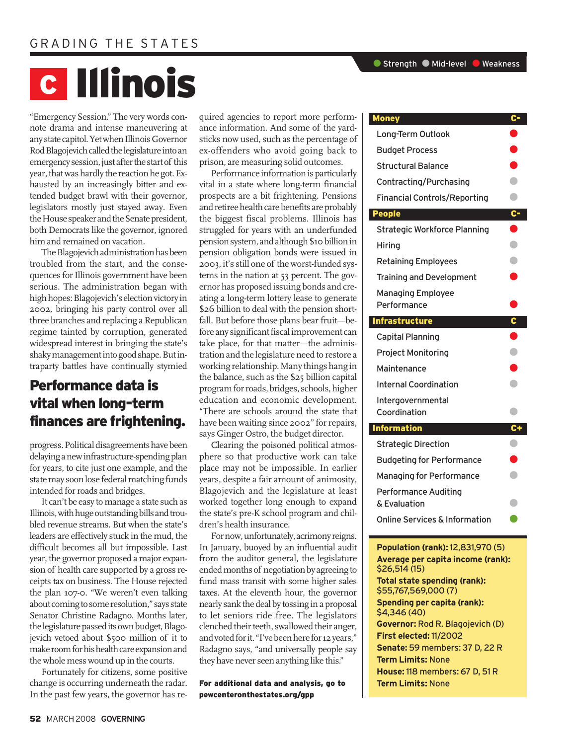GRADING THE STATES

# C Illinois

Strength · Mid-level · Weakness

"Emergency Session." The very words connote drama and intense maneuvering at any state capitol. Yet when Illinois Governor Rod Blagojevich called the legislature into an emergency session, just after the start of this year, that was hardly the reaction he got. Exhausted by an increasingly bitter and extended budget brawl with their governor, legislators mostly just stayed away. Even the House speaker and the Senate president, both Democrats like the governor, ignored him and remained on vacation.

The Blagojevich administration has been troubled from the start, and the consequences for Illinois government have been serious. The administration began with high hopes: Blagojevich's election victory in 2002, bringing his party control over all three branches and replacing a Republican regime tainted by corruption, generated widespread interest in bringing the state's shaky management into good shape. But intraparty battles have continually stymied progress. Political disagreements have been delaying a new infrastructure-spending plan for years, to cite just one example, and the state may soon lose federal matching funds intended for roads and bridges.

## Performance data is vital when long-term finances are frightening.

It can't be easy to manage a state such as Illinois, with huge outstanding bills and troubled revenue streams. But when the state's leaders are effectively stuck in the mud, the difficult becomes all but impossible. Last year, the governor proposed a major expansion of health care supported by a gross receipts tax on business. The House rejected the plan 107-0. "We weren't even talking about coming to some resolution," says state Senator Christine Radagno. Months later, the legislature passed its own budget, Blagojevich vetoed about $500 million of it to make room for his health care expansion and the whole mess wound up in the courts.

Fortunately for citizens, some positive change is occurring underneath the radar. In the past few years, the governor has required agencies to report more performance information. And some of the yardsticks now used, such as the percentage of ex-offenders who avoid going back to prison, are measuring solid outcomes.

Performance information is particularly vital in a state where long-term financial prospects are a bit frightening. Pensions and retiree health care benefits are probably the biggest fiscal problems. Illinois has struggled for years with an underfunded pension system, and although $10 billion in pension obligation bonds were issued in 2003, it's still one of the worst-funded systems in the nation at 53 percent. The governor has proposed issuing bonds and creating a long-term lottery lease to generate $26 billion to deal with the pension shortfall. But before those plans bear fruit—before any significant fiscal improvement can take place, for that matter—the administration and the legislature need to restore a working relationship. Many things hang in the balance, such as the $25 billion capital program for roads, bridges, schools, higher education and economic development. "There are schools around the state that have been waiting since 2002" for repairs, says Ginger Ostro, the budget director.

Clearing the poisoned political atmosphere so that productive work can take place may not be impossible. In earlier years, despite a fair amount of animosity, Blagojevich and the legislature at least worked together long enough to expand the state's pre-K school program and children's health insurance.

For now, unfortunately, acrimony reigns. In January, buoyed by an influential audit from the auditor general, the legislature ended months of negotiation by agreeing to fund mass transit with some higher sales taxes. At the eleventh hour, the governor nearly sank the deal by tossing in a proposal to let seniors ride free. The legislators clenched their teeth, swallowed their anger, and voted for it. "I've been here for 12 years," Radagno says, "and universally people say they have never seen anything like this."

**For additional data and analysis, go to pewcenteronthestates.org/gpp**

| Category | Grade / Rating |
|---|---|
| **Money** | **C-** |
| Long-Term Outlook | Weakness |
| Budget Process | Weakness |
| Structural Balance | Weakness |
| Contracting/Purchasing | Mid-level |
| Financial Controls/Reporting | Mid-level |
| **People** | **C-** |
| Strategic Workforce Planning | Weakness |
| Hiring | Mid-level |
| Retaining Employees | Mid-level |
| Training and Development | Weakness |
| Managing Employee Performance | Weakness |
| **Infrastructure** | **C** |
| Capital Planning | Weakness |
| Project Monitoring | Mid-level |
| Maintenance | Weakness |
| Internal Coordination | Mid-level |
| Intergovernmental Coordination | Mid-level |
| **Information** | **C+** |
| Strategic Direction | Mid-level |
| Budgeting for Performance | Weakness |
| Managing for Performance | Mid-level |
| Performance Auditing & Evaluation | Mid-level |
| Online Services & Information | Strength |

**Population (rank):** 12,831,970 (5)
**Average per capita income (rank):** $26,514 (15)
**Total state spending (rank):** $55,767,569,000 (7)
**Spending per capita (rank):** $4,346 (40)
**Governor:** Rod R. Blagojevich (D)
**First elected:** 11/2002
**Senate:** 59 members: 37 D, 22 R
**Term Limits:** None
**House:** 118 members: 67 D, 51 R
**Term Limits:** None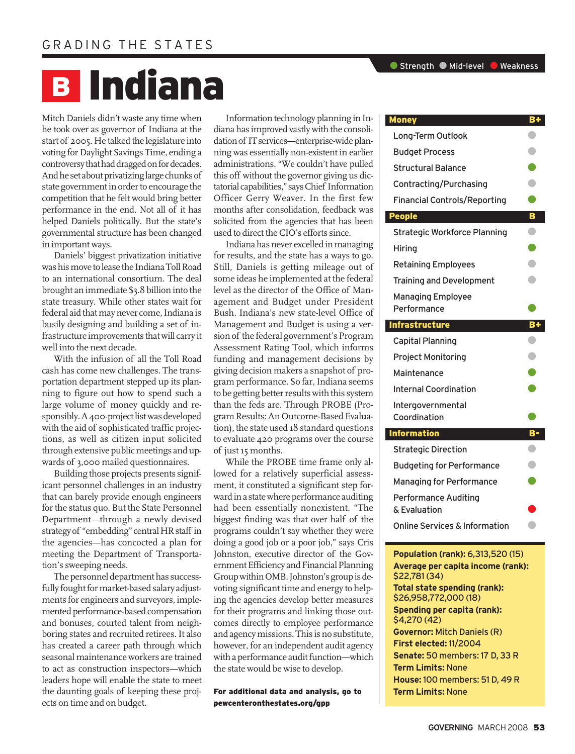GRADING THE STATES

# B Indiana

Mitch Daniels didn't waste any time when he took over as governor of Indiana at the start of 2005. He talked the legislature into voting for Daylight Savings Time, ending a controversy that had dragged on for decades. And he set about privatizing large chunks of state government in order to encourage the competition that he felt would bring better performance in the end. Not all of it has helped Daniels politically. But the state's governmental structure has been changed in important ways.

Daniels' biggest privatization initiative was his move to lease the Indiana Toll Road to an international consortium. The deal brought an immediate $3.8 billion into the state treasury. While other states wait for federal aid that may never come, Indiana is busily designing and building a set of infrastructure improvements that will carry it well into the next decade.

With the infusion of all the Toll Road cash has come new challenges. The transportation department stepped up its planning to figure out how to spend such a large volume of money quickly and responsibly. A 400-project list was developed with the aid of sophisticated traffic projections, as well as citizen input solicited through extensive public meetings and upwards of 3,000 mailed questionnaires.

Building those projects presents significant personnel challenges in an industry that can barely provide enough engineers for the status quo. But the State Personnel Department—through a newly devised strategy of "embedding" central HR staff in the agencies—has concocted a plan for meeting the Department of Transportation's sweeping needs.

The personnel department has successfully fought for market-based salary adjustments for engineers and surveyors, implemented performance-based compensation and bonuses, courted talent from neighboring states and recruited retirees. It also has created a career path through which seasonal maintenance workers are trained to act as construction inspectors—which leaders hope will enable the state to meet the daunting goals of keeping these projects on time and on budget.

Information technology planning in Indiana has improved vastly with the consolidation of IT services—enterprise-wide planning was essentially non-existent in earlier administrations. "We couldn't have pulled this off without the governor giving us dictatorial capabilities," says Chief Information Officer Gerry Weaver. In the first few months after consolidation, feedback was solicited from the agencies that has been used to direct the CIO's efforts since.

Indiana has never excelled in managing for results, and the state has a ways to go. Still, Daniels is getting mileage out of some ideas he implemented at the federal level as the director of the Office of Management and Budget under President Bush. Indiana's new state-level Office of Management and Budget is using a version of the federal government's Program Assessment Rating Tool, which informs funding and management decisions by giving decision makers a snapshot of program performance. So far, Indiana seems to be getting better results with this system than the feds are. Through PROBE (Program Results: An Outcome-Based Evaluation), the state used 18 standard questions to evaluate 420 programs over the course of just 15 months.

While the PROBE time frame only allowed for a relatively superficial assessment, it constituted a significant step forward in a state where performance auditing had been essentially nonexistent. "The biggest finding was that over half of the programs couldn't say whether they were doing a good job or a poor job," says Cris Johnston, executive director of the Government Efficiency and Financial Planning Group within OMB. Johnston's group is devoting significant time and energy to helping the agencies develop better measures for their programs and linking those outcomes directly to employee performance and agency missions. This is no substitute, however, for an independent audit agency with a performance audit function—which the state would be wise to develop.

**For additional data and analysis, go to pewcenteronthestates.org/gpp**

Strength | Mid-level | Weakness

| **Money** | **B+** |
|---|---|
| Long-Term Outlook | Mid-level |
| Budget Process | Mid-level |
| Structural Balance | Strength |
| Contracting/Purchasing | Mid-level |
| Financial Controls/Reporting | Strength |
| **People** | **B** |
| Strategic Workforce Planning | Mid-level |
| Hiring | Strength |
| Retaining Employees | Mid-level |
| Training and Development | Mid-level |
| Managing Employee Performance | Strength |
| **Infrastructure** | **B+** |
| Capital Planning | Mid-level |
| Project Monitoring | Mid-level |
| Maintenance | Strength |
| Internal Coordination | Strength |
| Intergovernmental Coordination | Strength |
| **Information** | **B-** |
| Strategic Direction | Mid-level |
| Budgeting for Performance | Mid-level |
| Managing for Performance | Strength |
| Performance Auditing & Evaluation | Weakness |
| Online Services & Information | Mid-level |

**Population (rank):** 6,313,520 (15)
**Average per capita income (rank):** $22,781 (34)
**Total state spending (rank):** $26,958,772,000 (18)
**Spending per capita (rank):** $4,270 (42)
**Governor:** Mitch Daniels (R)
**First elected:** 11/2004
**Senate:** 50 members: 17 D, 33 R
**Term Limits:** None
**House:** 100 members: 51 D, 49 R
**Term Limits:** None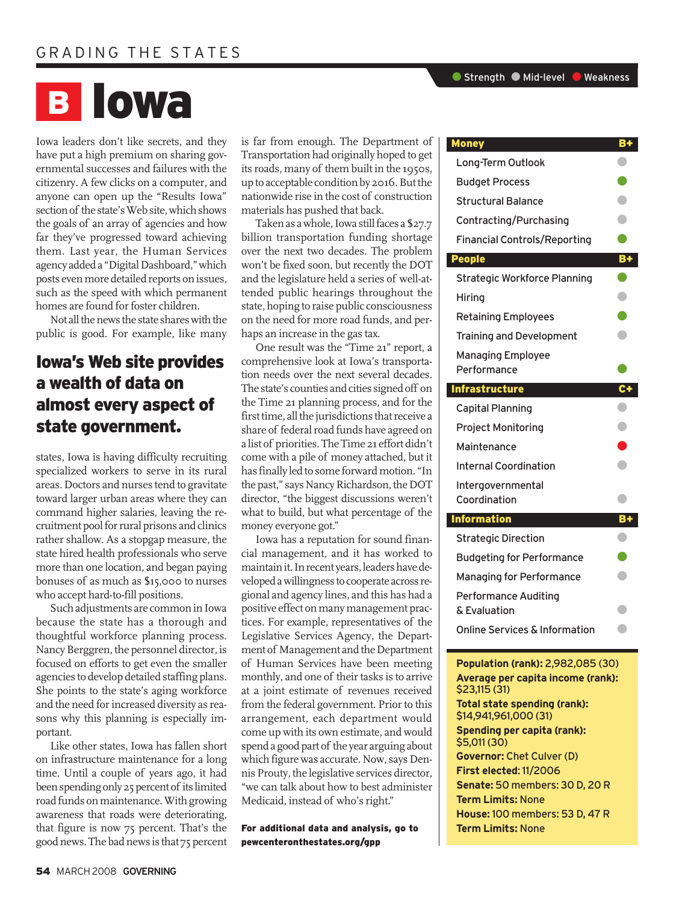GRADING THE STATES

# B Iowa

Iowa leaders don't like secrets, and they have put a high premium on sharing governmental successes and failures with the citizenry. A few clicks on a computer, and anyone can open up the "Results Iowa" section of the state's Web site, which shows the goals of an array of agencies and how far they've progressed toward achieving them. Last year, the Human Services agency added a "Digital Dashboard," which posts even more detailed reports on issues, such as the speed with which permanent homes are found for foster children.

Not all the news the state shares with the public is good. For example, like many states, Iowa is having difficulty recruiting specialized workers to serve in its rural areas. Doctors and nurses tend to gravitate toward larger urban areas where they can command higher salaries, leaving the recruitment pool for rural prisons and clinics rather shallow. As a stopgap measure, the state hired health professionals who serve more than one location, and began paying bonuses of as much as $15,000 to nurses who accept hard-to-fill positions.

## Iowa's Web site provides a wealth of data on almost every aspect of state government.

Such adjustments are common in Iowa because the state has a thorough and thoughtful workforce planning process. Nancy Berggren, the personnel director, is focused on efforts to get even the smaller agencies to develop detailed staffing plans. She points to the state's aging workforce and the need for increased diversity as reasons why this planning is especially important.

Like other states, Iowa has fallen short on infrastructure maintenance for a long time. Until a couple of years ago, it had been spending only 25 percent of its limited road funds on maintenance. With growing awareness that roads were deteriorating, that figure is now 75 percent. That's the good news. The bad news is that 75 percent is far from enough. The Department of Transportation had originally hoped to get its roads, many of them built in the 1950s, up to acceptable condition by 2016. But the nationwide rise in the cost of construction materials has pushed that back.

Taken as a whole, Iowa still faces a $27.7 billion transportation funding shortage over the next two decades. The problem won't be fixed soon, but recently the DOT and the legislature held a series of well-attended public hearings throughout the state, hoping to raise public consciousness on the need for more road funds, and perhaps an increase in the gas tax.

One result was the "Time 21" report, a comprehensive look at Iowa's transportation needs over the next several decades. The state's counties and cities signed off on the Time 21 planning process, and for the first time, all the jurisdictions that receive a share of federal road funds have agreed on a list of priorities. The Time 21 effort didn't come with a pile of money attached, but it has finally led to some forward motion. "In the past," says Nancy Richardson, the DOT director, "the biggest discussions weren't what to build, but what percentage of the money everyone got."

Iowa has a reputation for sound financial management, and it has worked to maintain it. In recent years, leaders have developed a willingness to cooperate across regional and agency lines, and this has had a positive effect on many management practices. For example, representatives of the Legislative Services Agency, the Department of Management and the Department of Human Services have been meeting monthly, and one of their tasks is to arrive at a joint estimate of revenues received from the federal government. Prior to this arrangement, each department would come up with its own estimate, and would spend a good part of the year arguing about which figure was accurate. Now, says Dennis Prouty, the legislative services director, "we can talk about how to best administer Medicaid, instead of who's right."

**For additional data and analysis, go to pewcenteronthestates.org/gpp**

Strength / Mid-level / Weakness

| Category | Grade / Rating |
|---|---|
| **Money** | **B+** |
| Long-Term Outlook | Mid-level |
| Budget Process | Strength |
| Structural Balance | Mid-level |
| Contracting/Purchasing | Mid-level |
| Financial Controls/Reporting | Strength |
| **People** | **B+** |
| Strategic Workforce Planning | Strength |
| Hiring | Mid-level |
| Retaining Employees | Strength |
| Training and Development | Mid-level |
| Managing Employee Performance | Strength |
| **Infrastructure** | **C+** |
| Capital Planning | Mid-level |
| Project Monitoring | Mid-level |
| Maintenance | Weakness |
| Internal Coordination | Mid-level |
| Intergovernmental Coordination | Mid-level |
| **Information** | **B+** |
| Strategic Direction | Mid-level |
| Budgeting for Performance | Strength |
| Managing for Performance | Mid-level |
| Performance Auditing & Evaluation | Mid-level |
| Online Services & Information | Mid-level |

**Population (rank):** 2,982,085 (30)
**Average per capita income (rank):** $23,115 (31)
**Total state spending (rank):** $14,941,961,000 (31)
**Spending per capita (rank):** $5,011 (30)
**Governor:** Chet Culver (D)
**First elected:** 11/2006
**Senate:** 50 members: 30 D, 20 R
**Term Limits:** None
**House:** 100 members: 53 D, 47 R
**Term Limits:** None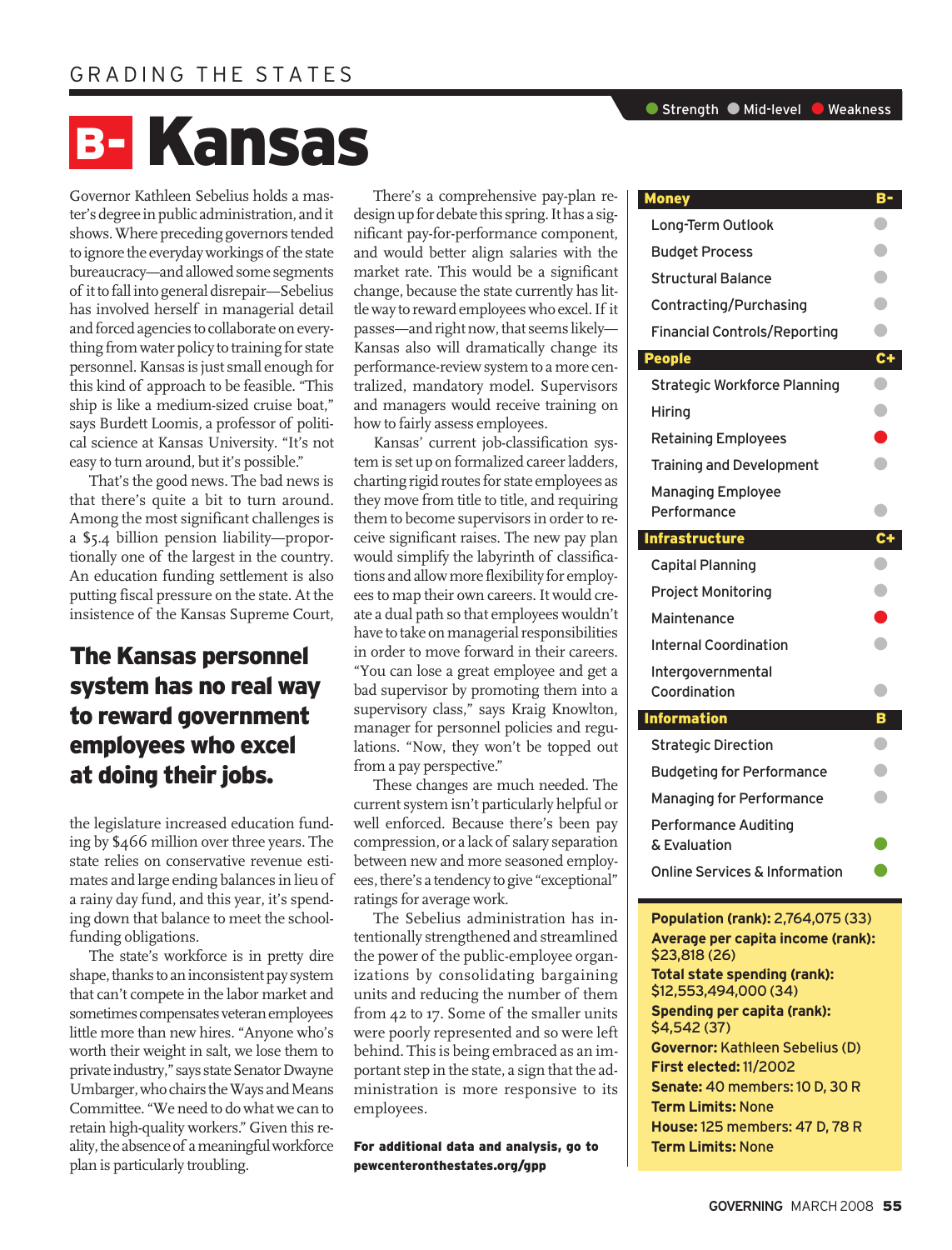GRADING THE STATES

# B- Kansas

Governor Kathleen Sebelius holds a master's degree in public administration, and it shows. Where preceding governors tended to ignore the everyday workings of the state bureaucracy—and allowed some segments of it to fall into general disrepair—Sebelius has involved herself in managerial detail and forced agencies to collaborate on everything from water policy to training for state personnel. Kansas is just small enough for this kind of approach to be feasible. "This ship is like a medium-sized cruise boat," says Burdett Loomis, a professor of political science at Kansas University. "It's not easy to turn around, but it's possible."

That's the good news. The bad news is that there's quite a bit to turn around. Among the most significant challenges is a $5.4 billion pension liability—proportionally one of the largest in the country. An education funding settlement is also putting fiscal pressure on the state. At the insistence of the Kansas Supreme Court, the legislature increased education funding by $466 million over three years. The state relies on conservative revenue estimates and large ending balances in lieu of a rainy day fund, and this year, it's spending down that balance to meet the school-funding obligations.

**The Kansas personnel system has no real way to reward government employees who excel at doing their jobs.**

The state's workforce is in pretty dire shape, thanks to an inconsistent pay system that can't compete in the labor market and sometimes compensates veteran employees little more than new hires. "Anyone who's worth their weight in salt, we lose them to private industry," says state Senator Dwayne Umbarger, who chairs the Ways and Means Committee. "We need to do what we can to retain high-quality workers." Given this reality, the absence of a meaningful workforce plan is particularly troubling.

There's a comprehensive pay-plan redesign up for debate this spring. It has a significant pay-for-performance component, and would better align salaries with the market rate. This would be a significant change, because the state currently has little way to reward employees who excel. If it passes—and right now, that seems likely—Kansas also will dramatically change its performance-review system to a more centralized, mandatory model. Supervisors and managers would receive training on how to fairly assess employees.

Kansas' current job-classification system is set up on formalized career ladders, charting rigid routes for state employees as they move from title to title, and requiring them to become supervisors in order to receive significant raises. The new pay plan would simplify the labyrinth of classifications and allow more flexibility for employees to map their own careers. It would create a dual path so that employees wouldn't have to take on managerial responsibilities in order to move forward in their careers. "You can lose a great employee and get a bad supervisor by promoting them into a supervisory class," says Kraig Knowlton, manager for personnel policies and regulations. "Now, they won't be topped out from a pay perspective."

These changes are much needed. The current system isn't particularly helpful or well enforced. Because there's been pay compression, or a lack of salary separation between new and more seasoned employees, there's a tendency to give "exceptional" ratings for average work.

The Sebelius administration has intentionally strengthened and streamlined the power of the public-employee organizations by consolidating bargaining units and reducing the number of them from 42 to 17. Some of the smaller units were poorly represented and so were left behind. This is being embraced as an important step in the state, a sign that the administration is more responsive to its employees.

**For additional data and analysis, go to pewcenteronthestates.org/gpp**

Strength ● Mid-level ● Weakness ●

| **Money** | **B-** |
|---|---|
| Long-Term Outlook | Mid-level |
| Budget Process | Mid-level |
| Structural Balance | Mid-level |
| Contracting/Purchasing | Mid-level |
| Financial Controls/Reporting | Mid-level |
| **People** | **C+** |
| Strategic Workforce Planning | Mid-level |
| Hiring | Mid-level |
| Retaining Employees | Weakness |
| Training and Development | Mid-level |
| Managing Employee Performance | Mid-level |
| **Infrastructure** | **C+** |
| Capital Planning | Mid-level |
| Project Monitoring | Mid-level |
| Maintenance | Weakness |
| Internal Coordination | Mid-level |
| Intergovernmental Coordination | Mid-level |
| **Information** | **B** |
| Strategic Direction | Mid-level |
| Budgeting for Performance | Mid-level |
| Managing for Performance | Mid-level |
| Performance Auditing & Evaluation | Strength |
| Online Services & Information | Strength |

**Population (rank):** 2,764,075 (33)
**Average per capita income (rank):** $23,818 (26)
**Total state spending (rank):** $12,553,494,000 (34)
**Spending per capita (rank):** $4,542 (37)
**Governor:** Kathleen Sebelius (D)
**First elected:** 11/2002
**Senate:** 40 members: 10 D, 30 R
**Term Limits:** None
**House:** 125 members: 47 D, 78 R
**Term Limits:** None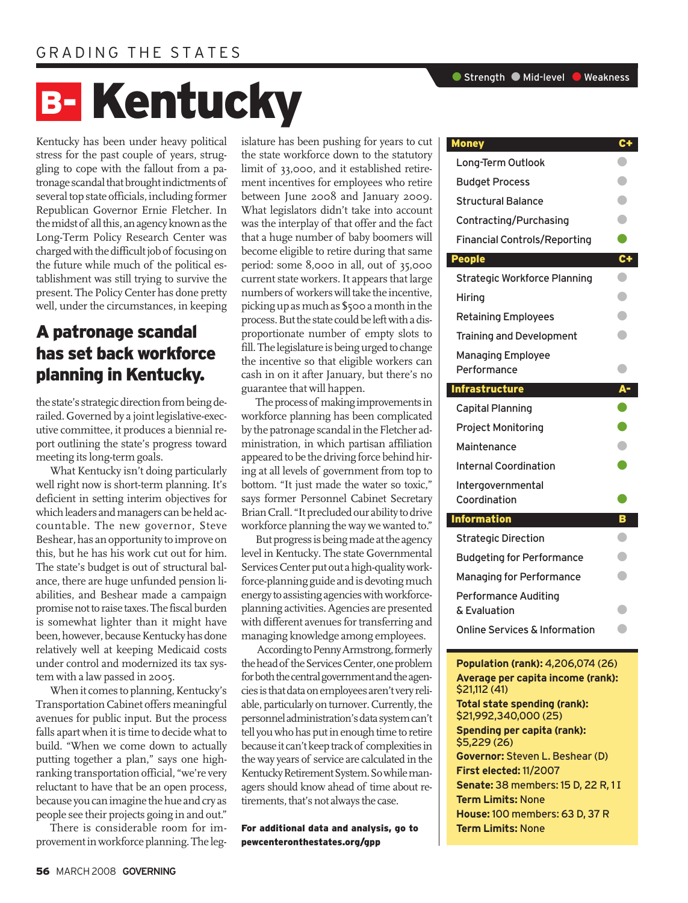GRADING THE STATES

# B- Kentucky

Kentucky has been under heavy political stress for the past couple of years, struggling to cope with the fallout from a patronage scandal that brought indictments of several top state officials, including former Republican Governor Ernie Fletcher. In the midst of all this, an agency known as the Long-Term Policy Research Center was charged with the difficult job of focusing on the future while much of the political establishment was still trying to survive the present. The Policy Center has done pretty well, under the circumstances, in keeping the state's strategic direction from being derailed. Governed by a joint legislative-executive committee, it produces a biennial report outlining the state's progress toward meeting its long-term goals.

## A patronage scandal has set back workforce planning in Kentucky.

What Kentucky isn't doing particularly well right now is short-term planning. It's deficient in setting interim objectives for which leaders and managers can be held accountable. The new governor, Steve Beshear, has an opportunity to improve on this, but he has his work cut out for him. The state's budget is out of structural balance, there are huge unfunded pension liabilities, and Beshear made a campaign promise not to raise taxes. The fiscal burden is somewhat lighter than it might have been, however, because Kentucky has done relatively well at keeping Medicaid costs under control and modernized its tax system with a law passed in 2005.

When it comes to planning, Kentucky's Transportation Cabinet offers meaningful avenues for public input. But the process falls apart when it is time to decide what to build. "When we come down to actually putting together a plan," says one high-ranking transportation official, "we're very reluctant to have that be an open process, because you can imagine the hue and cry as people see their projects going in and out."

There is considerable room for improvement in workforce planning. The legislature has been pushing for years to cut the state workforce down to the statutory limit of 33,000, and it established retirement incentives for employees who retire between June 2008 and January 2009. What legislators didn't take into account was the interplay of that offer and the fact that a huge number of baby boomers will become eligible to retire during that same period: some 8,000 in all, out of 35,000 current state workers. It appears that large numbers of workers will take the incentive, picking up as much as $500 a month in the process. But the state could be left with a disproportionate number of empty slots to fill. The legislature is being urged to change the incentive so that eligible workers can cash in on it after January, but there's no guarantee that will happen.

The process of making improvements in workforce planning has been complicated by the patronage scandal in the Fletcher administration, in which partisan affiliation appeared to be the driving force behind hiring at all levels of government from top to bottom. "It just made the water so toxic," says former Personnel Cabinet Secretary Brian Crall. "It precluded our ability to drive workforce planning the way we wanted to."

But progress is being made at the agency level in Kentucky. The state Governmental Services Center put out a high-quality workforce-planning guide and is devoting much energy to assisting agencies with workforce-planning activities. Agencies are presented with different avenues for transferring and managing knowledge among employees.

According to Penny Armstrong, formerly the head of the Services Center, one problem for both the central government and the agencies is that data on employees aren't very reliable, particularly on turnover. Currently, the personnel administration's data system can't tell you who has put in enough time to retire because it can't keep track of complexities in the way years of service are calculated in the Kentucky Retirement System. So while managers should know ahead of time about retirements, that's not always the case.

**For additional data and analysis, go to pewcenteronthestates.org/gpp**

Legend: Strength / Mid-level / Weakness

| Category | Grade / Rating |
|---|---|
| **Money** | **C+** |
| Long-Term Outlook | Mid-level |
| Budget Process | Mid-level |
| Structural Balance | Mid-level |
| Contracting/Purchasing | Mid-level |
| Financial Controls/Reporting | Strength |
| **People** | **C+** |
| Strategic Workforce Planning | Mid-level |
| Hiring | Mid-level |
| Retaining Employees | Mid-level |
| Training and Development | Mid-level |
| Managing Employee Performance | Mid-level |
| **Infrastructure** | **A-** |
| Capital Planning | Strength |
| Project Monitoring | Strength |
| Maintenance | Mid-level |
| Internal Coordination | Strength |
| Intergovernmental Coordination | Strength |
| **Information** | **B** |
| Strategic Direction | Mid-level |
| Budgeting for Performance | Mid-level |
| Managing for Performance | Mid-level |
| Performance Auditing & Evaluation | Mid-level |
| Online Services & Information | Mid-level |

**Population (rank):** 4,206,074 (26)
**Average per capita income (rank):** $21,112 (41)
**Total state spending (rank):** $21,992,340,000 (25)
**Spending per capita (rank):** $5,229 (26)
**Governor:** Steven L. Beshear (D)
**First elected:** 11/2007
**Senate:** 38 members: 15 D, 22 R, 1 I
**Term Limits:** None
**House:** 100 members: 63 D, 37 R
**Term Limits:** None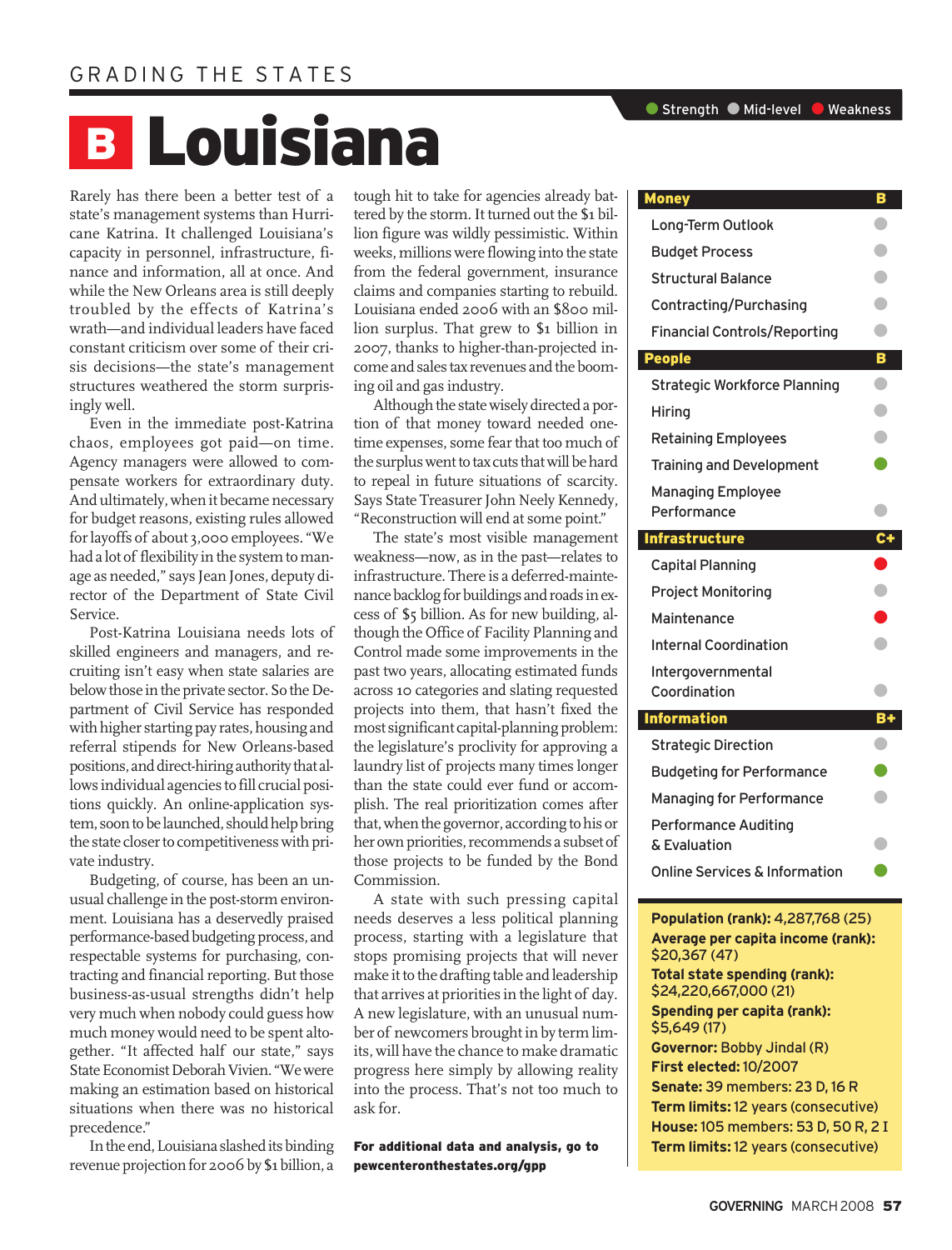GRADING THE STATES

# B Louisiana

Rarely has there been a better test of a state's management systems than Hurricane Katrina. It challenged Louisiana's capacity in personnel, infrastructure, finance and information, all at once. And while the New Orleans area is still deeply troubled by the effects of Katrina's wrath—and individual leaders have faced constant criticism over some of their crisis decisions—the state's management structures weathered the storm surprisingly well.

Even in the immediate post-Katrina chaos, employees got paid—on time. Agency managers were allowed to compensate workers for extraordinary duty. And ultimately, when it became necessary for budget reasons, existing rules allowed for layoffs of about 3,000 employees. "We had a lot of flexibility in the system to manage as needed," says Jean Jones, deputy director of the Department of State Civil Service.

Post-Katrina Louisiana needs lots of skilled engineers and managers, and recruiting isn't easy when state salaries are below those in the private sector. So the Department of Civil Service has responded with higher starting pay rates, housing and referral stipends for New Orleans-based positions, and direct-hiring authority that allows individual agencies to fill crucial positions quickly. An online-application system, soon to be launched, should help bring the state closer to competitiveness with private industry.

Budgeting, of course, has been an unusual challenge in the post-storm environment. Louisiana has a deservedly praised performance-based budgeting process, and respectable systems for purchasing, contracting and financial reporting. But those business-as-usual strengths didn't help very much when nobody could guess how much money would need to be spent altogether. "It affected half our state," says State Economist Deborah Vivien. "We were making an estimation based on historical situations when there was no historical precedence."

In the end, Louisiana slashed its binding revenue projection for 2006 by $1 billion, a tough hit to take for agencies already battered by the storm. It turned out the $1 billion figure was wildly pessimistic. Within weeks, millions were flowing into the state from the federal government, insurance claims and companies starting to rebuild. Louisiana ended 2006 with an $800 million surplus. That grew to $1 billion in 2007, thanks to higher-than-projected income and sales tax revenues and the booming oil and gas industry.

Although the state wisely directed a portion of that money toward needed one-time expenses, some fear that too much of the surplus went to tax cuts that will be hard to repeal in future situations of scarcity. Says State Treasurer John Neely Kennedy, "Reconstruction will end at some point."

The state's most visible management weakness—now, as in the past—relates to infrastructure. There is a deferred-maintenance backlog for buildings and roads in excess of $5 billion. As for new building, although the Office of Facility Planning and Control made some improvements in the past two years, allocating estimated funds across 10 categories and slating requested projects into them, that hasn't fixed the most significant capital-planning problem: the legislature's proclivity for approving a laundry list of projects many times longer than the state could ever fund or accomplish. The real prioritization comes after that, when the governor, according to his or her own priorities, recommends a subset of those projects to be funded by the Bond Commission.

A state with such pressing capital needs deserves a less political planning process, starting with a legislature that stops promising projects that will never make it to the drafting table and leadership that arrives at priorities in the light of day. A new legislature, with an unusual number of newcomers brought in by term limits, will have the chance to make dramatic progress here simply by allowing reality into the process. That's not too much to ask for.

**For additional data and analysis, go to pewcenteronthestates.org/gpp**

● Strength ● Mid-level ● Weakness

| Category | Grade |
|---|---|
| **Money** | **B** |
| Long-Term Outlook | Mid-level |
| Budget Process | Mid-level |
| Structural Balance | Mid-level |
| Contracting/Purchasing | Mid-level |
| Financial Controls/Reporting | Mid-level |
| **People** | **B** |
| Strategic Workforce Planning | Mid-level |
| Hiring | Mid-level |
| Retaining Employees | Mid-level |
| Training and Development | Strength |
| Managing Employee Performance | Mid-level |
| **Infrastructure** | **C+** |
| Capital Planning | Weakness |
| Project Monitoring | Mid-level |
| Maintenance | Weakness |
| Internal Coordination | Mid-level |
| Intergovernmental Coordination | Mid-level |
| **Information** | **B+** |
| Strategic Direction | Mid-level |
| Budgeting for Performance | Strength |
| Managing for Performance | Mid-level |
| Performance Auditing & Evaluation | Mid-level |
| Online Services & Information | Strength |

**Population (rank):** 4,287,768 (25)
**Average per capita income (rank):** $20,367 (47)
**Total state spending (rank):** $24,220,667,000 (21)
**Spending per capita (rank):** $5,649 (17)
**Governor:** Bobby Jindal (R)
**First elected:** 10/2007
**Senate:** 39 members: 23 D, 16 R
**Term limits:** 12 years (consecutive)
**House:** 105 members: 53 D, 50 R, 2 I
**Term limits:** 12 years (consecutive)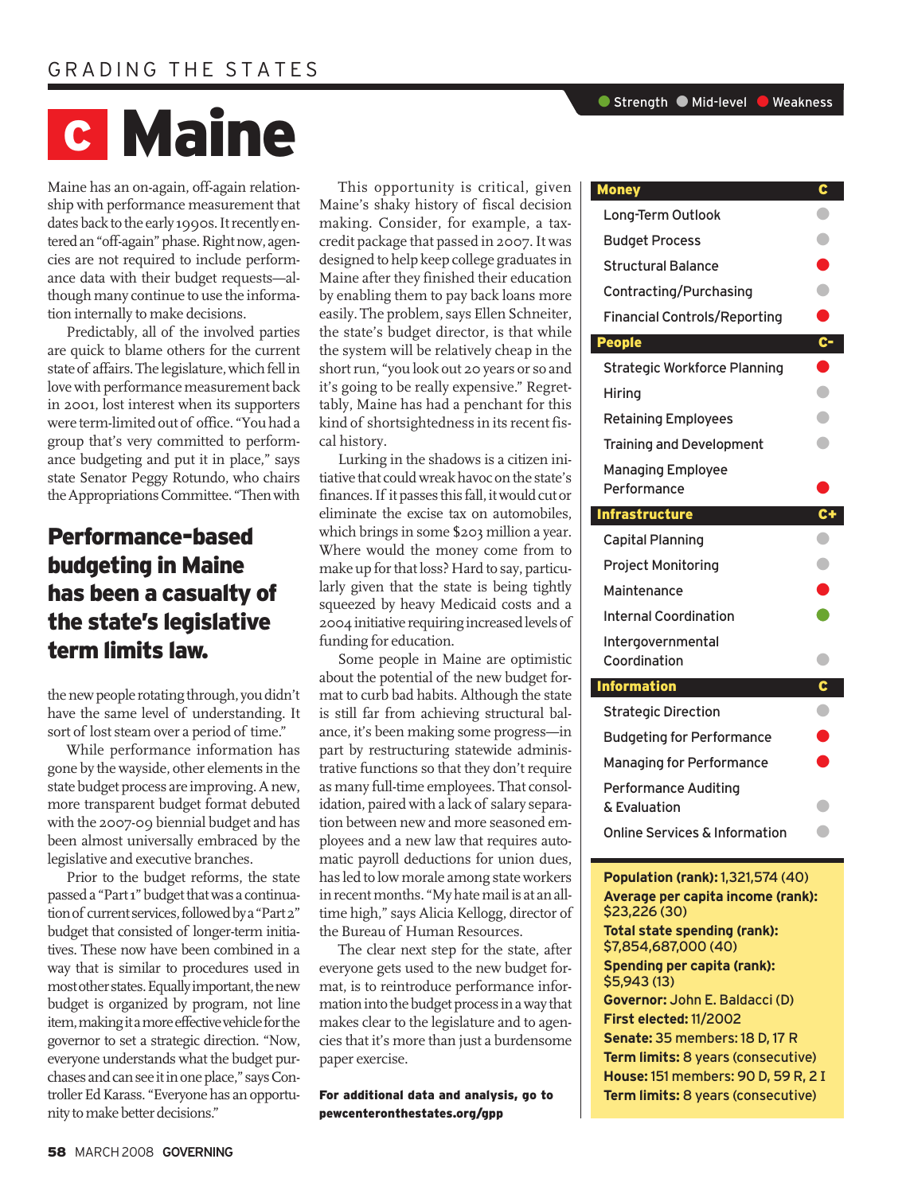GRADING THE STATES

# C Maine

Maine has an on-again, off-again relationship with performance measurement that dates back to the early 1990s. It recently entered an "off-again" phase. Right now, agencies are not required to include performance data with their budget requests—although many continue to use the information internally to make decisions.

Predictably, all of the involved parties are quick to blame others for the current state of affairs. The legislature, which fell in love with performance measurement back in 2001, lost interest when its supporters were term-limited out of office. "You had a group that's very committed to performance budgeting and put it in place," says state Senator Peggy Rotundo, who chairs the Appropriations Committee. "Then with the new people rotating through, you didn't have the same level of understanding. It sort of lost steam over a period of time."

## Performance-based budgeting in Maine has been a casualty of the state's legislative term limits law.

While performance information has gone by the wayside, other elements in the state budget process are improving. A new, more transparent budget format debuted with the 2007-09 biennial budget and has been almost universally embraced by the legislative and executive branches.

Prior to the budget reforms, the state passed a "Part 1" budget that was a continuation of current services, followed by a "Part 2" budget that consisted of longer-term initiatives. These now have been combined in a way that is similar to procedures used in most other states. Equally important, the new budget is organized by program, not line item, making it a more effective vehicle for the governor to set a strategic direction. "Now, everyone understands what the budget purchases and can see it in one place," says Controller Ed Karass. "Everyone has an opportunity to make better decisions."

This opportunity is critical, given Maine's shaky history of fiscal decision making. Consider, for example, a tax-credit package that passed in 2007. It was designed to help keep college graduates in Maine after they finished their education by enabling them to pay back loans more easily. The problem, says Ellen Schneiter, the state's budget director, is that while the system will be relatively cheap in the short run, "you look out 20 years or so and it's going to be really expensive." Regrettably, Maine has had a penchant for this kind of shortsightedness in its recent fiscal history.

Lurking in the shadows is a citizen initiative that could wreak havoc on the state's finances. If it passes this fall, it would cut or eliminate the excise tax on automobiles, which brings in some $203 million a year. Where would the money come from to make up for that loss? Hard to say, particularly given that the state is being tightly squeezed by heavy Medicaid costs and a 2004 initiative requiring increased levels of funding for education.

Some people in Maine are optimistic about the potential of the new budget format to curb bad habits. Although the state is still far from achieving structural balance, it's been making some progress—in part by restructuring statewide administrative functions so that they don't require as many full-time employees. That consolidation, paired with a lack of salary separation between new and more seasoned employees and a new law that requires automatic payroll deductions for union dues, has led to low morale among state workers in recent months. "My hate mail is at an all-time high," says Alicia Kellogg, director of the Bureau of Human Resources.

The clear next step for the state, after everyone gets used to the new budget format, is to reintroduce performance information into the budget process in a way that makes clear to the legislature and to agencies that it's more than just a burdensome paper exercise.

**For additional data and analysis, go to pewcenteronthestates.org/gpp**

Legend: Strength | Mid-level | Weakness

| Category | Grade / Rating |
|---|---|
| **Money** | **C** |
| Long-Term Outlook | Mid-level |
| Budget Process | Mid-level |
| Structural Balance | Weakness |
| Contracting/Purchasing | Mid-level |
| Financial Controls/Reporting | Weakness |
| **People** | **C-** |
| Strategic Workforce Planning | Weakness |
| Hiring | Mid-level |
| Retaining Employees | Mid-level |
| Training and Development | Mid-level |
| Managing Employee Performance | Weakness |
| **Infrastructure** | **C+** |
| Capital Planning | Mid-level |
| Project Monitoring | Mid-level |
| Maintenance | Weakness |
| Internal Coordination | Strength |
| Intergovernmental Coordination | Mid-level |
| **Information** | **C** |
| Strategic Direction | Mid-level |
| Budgeting for Performance | Weakness |
| Managing for Performance | Weakness |
| Performance Auditing & Evaluation | Mid-level |
| Online Services & Information | Mid-level |

**Population (rank):** 1,321,574 (40)
**Average per capita income (rank):** $23,226 (30)
**Total state spending (rank):** $7,854,687,000 (40)
**Spending per capita (rank):** $5,943 (13)
**Governor:** John E. Baldacci (D)
**First elected:** 11/2002
**Senate:** 35 members: 18 D, 17 R
**Term limits:** 8 years (consecutive)
**House:** 151 members: 90 D, 59 R, 2 I
**Term limits:** 8 years (consecutive)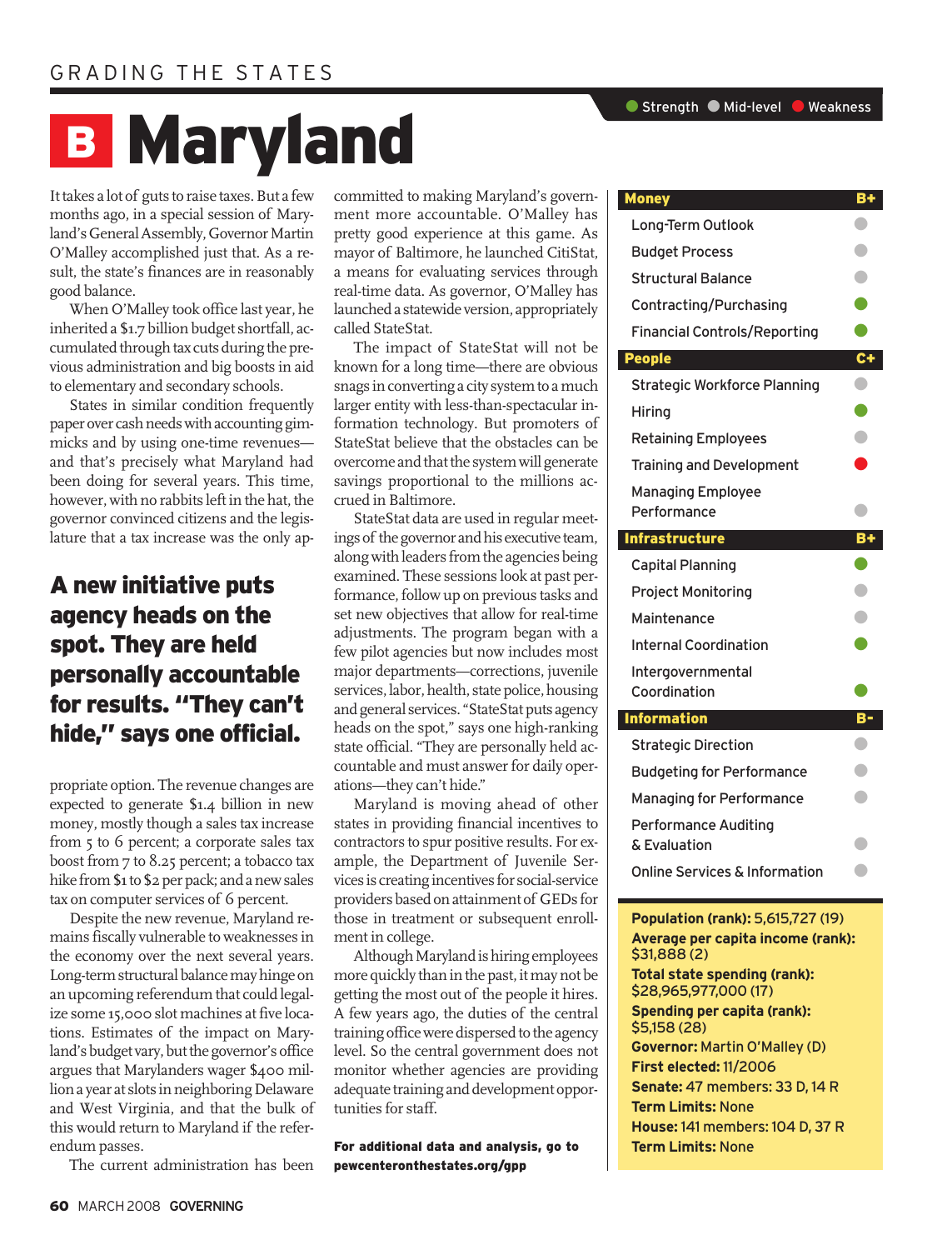GRADING THE STATES

# B Maryland

It takes a lot of guts to raise taxes. But a few months ago, in a special session of Maryland's General Assembly, Governor Martin O'Malley accomplished just that. As a result, the state's finances are in reasonably good balance.

When O'Malley took office last year, he inherited a $1.7 billion budget shortfall, accumulated through tax cuts during the previous administration and big boosts in aid to elementary and secondary schools.

States in similar condition frequently paper over cash needs with accounting gimmicks and by using one-time revenues—and that's precisely what Maryland had been doing for several years. This time, however, with no rabbits left in the hat, the governor convinced citizens and the legislature that a tax increase was the only appropriate option. The revenue changes are expected to generate $1.4 billion in new money, mostly though a sales tax increase from 5 to 6 percent; a corporate sales tax boost from 7 to 8.25 percent; a tobacco tax hike from $1 to $2 per pack; and a new sales tax on computer services of 6 percent.

**A new initiative puts agency heads on the spot. They are held personally accountable for results. "They can't hide," says one official.**

Despite the new revenue, Maryland remains fiscally vulnerable to weaknesses in the economy over the next several years. Long-term structural balance may hinge on an upcoming referendum that could legalize some 15,000 slot machines at five locations. Estimates of the impact on Maryland's budget vary, but the governor's office argues that Marylanders wager $400 million a year at slots in neighboring Delaware and West Virginia, and that the bulk of this would return to Maryland if the referendum passes.

The current administration has been committed to making Maryland's government more accountable. O'Malley has pretty good experience at this game. As mayor of Baltimore, he launched CitiStat, a means for evaluating services through real-time data. As governor, O'Malley has launched a statewide version, appropriately called StateStat.

The impact of StateStat will not be known for a long time—there are obvious snags in converting a city system to a much larger entity with less-than-spectacular information technology. But promoters of StateStat believe that the obstacles can be overcome and that the system will generate savings proportional to the millions accrued in Baltimore.

StateStat data are used in regular meetings of the governor and his executive team, along with leaders from the agencies being examined. These sessions look at past performance, follow up on previous tasks and set new objectives that allow for real-time adjustments. The program began with a few pilot agencies but now includes most major departments—corrections, juvenile services, labor, health, state police, housing and general services. "StateStat puts agency heads on the spot," says one high-ranking state official. "They are personally held accountable and must answer for daily operations—they can't hide."

Maryland is moving ahead of other states in providing financial incentives to contractors to spur positive results. For example, the Department of Juvenile Services is creating incentives for social-service providers based on attainment of GEDs for those in treatment or subsequent enrollment in college.

Although Maryland is hiring employees more quickly than in the past, it may not be getting the most out of the people it hires. A few years ago, the duties of the central training office were dispersed to the agency level. So the central government does not monitor whether agencies are providing adequate training and development opportunities for staff.

**For additional data and analysis, go to pewcenteronthestates.org/gpp**

Legend: Strength / Mid-level / Weakness

| Category | Grade / Rating |
|---|---|
| **Money** | **B+** |
| Long-Term Outlook | Mid-level |
| Budget Process | Mid-level |
| Structural Balance | Mid-level |
| Contracting/Purchasing | Strength |
| Financial Controls/Reporting | Strength |
| **People** | **C+** |
| Strategic Workforce Planning | Mid-level |
| Hiring | Strength |
| Retaining Employees | Mid-level |
| Training and Development | Weakness |
| Managing Employee Performance | Mid-level |
| **Infrastructure** | **B+** |
| Capital Planning | Strength |
| Project Monitoring | Mid-level |
| Maintenance | Mid-level |
| Internal Coordination | Strength |
| Intergovernmental Coordination | Strength |
| **Information** | **B-** |
| Strategic Direction | Mid-level |
| Budgeting for Performance | Mid-level |
| Managing for Performance | Mid-level |
| Performance Auditing & Evaluation | Mid-level |
| Online Services & Information | Mid-level |

**Population (rank):** 5,615,727 (19)
**Average per capita income (rank):** $31,888 (2)
**Total state spending (rank):** $28,965,977,000 (17)
**Spending per capita (rank):** $5,158 (28)
**Governor:** Martin O'Malley (D)
**First elected:** 11/2006
**Senate:** 47 members: 33 D, 14 R
**Term Limits:** None
**House:** 141 members: 104 D, 37 R
**Term Limits:** None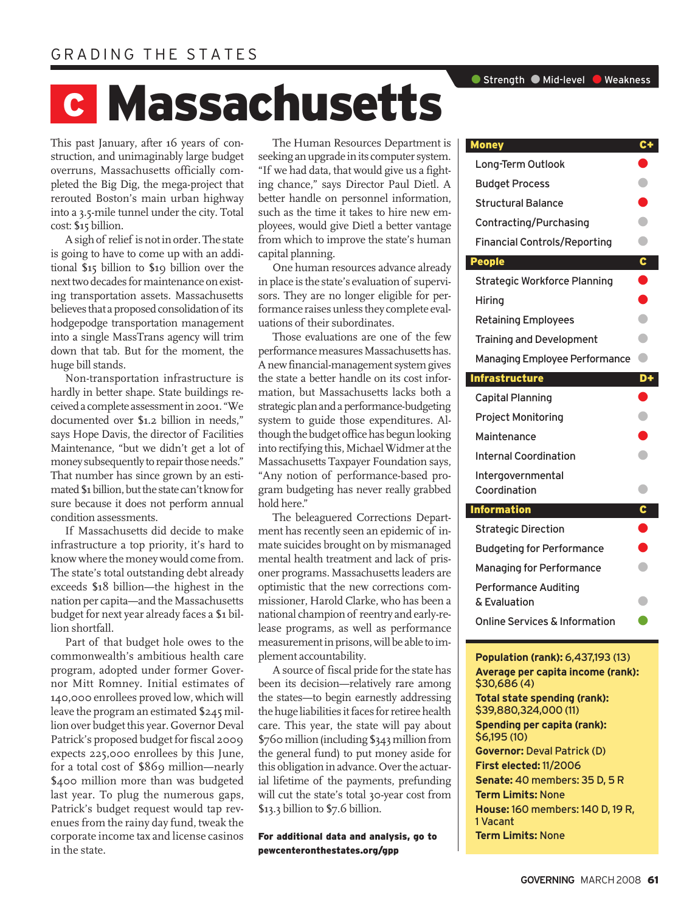GRADING THE STATES

# C Massachusetts

This past January, after 16 years of construction, and unimaginably large budget overruns, Massachusetts officially completed the Big Dig, the mega-project that rerouted Boston's main urban highway into a 3.5-mile tunnel under the city. Total cost: $15 billion.

A sigh of relief is not in order. The state is going to have to come up with an additional $15 billion to $19 billion over the next two decades for maintenance on existing transportation assets. Massachusetts believes that a proposed consolidation of its hodgepodge transportation management into a single MassTrans agency will trim down that tab. But for the moment, the huge bill stands.

Non-transportation infrastructure is hardly in better shape. State buildings received a complete assessment in 2001. "We documented over $1.2 billion in needs," says Hope Davis, the director of Facilities Maintenance, "but we didn't get a lot of money subsequently to repair those needs." That number has since grown by an estimated $1 billion, but the state can't know for sure because it does not perform annual condition assessments.

If Massachusetts did decide to make infrastructure a top priority, it's hard to know where the money would come from. The state's total outstanding debt already exceeds $18 billion—the highest in the nation per capita—and the Massachusetts budget for next year already faces a $1 billion shortfall.

Part of that budget hole owes to the commonwealth's ambitious health care program, adopted under former Governor Mitt Romney. Initial estimates of 140,000 enrollees proved low, which will leave the program an estimated $245 million over budget this year. Governor Deval Patrick's proposed budget for fiscal 2009 expects 225,000 enrollees by this June, for a total cost of $869 million—nearly $400 million more than was budgeted last year. To plug the numerous gaps, Patrick's budget request would tap revenues from the rainy day fund, tweak the corporate income tax and license casinos in the state.

The Human Resources Department is seeking an upgrade in its computer system. "If we had data, that would give us a fighting chance," says Director Paul Dietl. A better handle on personnel information, such as the time it takes to hire new employees, would give Dietl a better vantage from which to improve the state's human capital planning.

One human resources advance already in place is the state's evaluation of supervisors. They are no longer eligible for performance raises unless they complete evaluations of their subordinates.

Those evaluations are one of the few performance measures Massachusetts has. A new financial-management system gives the state a better handle on its cost information, but Massachusetts lacks both a strategic plan and a performance-budgeting system to guide those expenditures. Although the budget office has begun looking into rectifying this, Michael Widmer at the Massachusetts Taxpayer Foundation says, "Any notion of performance-based program budgeting has never really grabbed hold here."

The beleaguered Corrections Department has recently seen an epidemic of inmate suicides brought on by mismanaged mental health treatment and lack of prisoner programs. Massachusetts leaders are optimistic that the new corrections commissioner, Harold Clarke, who has been a national champion of reentry and early-release programs, as well as performance measurement in prisons, will be able to implement accountability.

A source of fiscal pride for the state has been its decision—relatively rare among the states—to begin earnestly addressing the huge liabilities it faces for retiree health care. This year, the state will pay about $760 million (including $343 million from the general fund) to put money aside for this obligation in advance. Over the actuarial lifetime of the payments, prefunding will cut the state's total 30-year cost from $13.3 billion to $7.6 billion.

**For additional data and analysis, go to pewcenteronthestates.org/gpp**

Legend: ● Strength ● Mid-level ● Weakness

| Category | Grade / Rating |
|---|---|
| **Money** | **C+** |
| Long-Term Outlook | Weakness |
| Budget Process | Mid-level |
| Structural Balance | Weakness |
| Contracting/Purchasing | Mid-level |
| Financial Controls/Reporting | Mid-level |
| **People** | **C** |
| Strategic Workforce Planning | Weakness |
| Hiring | Weakness |
| Retaining Employees | Mid-level |
| Training and Development | Mid-level |
| Managing Employee Performance | Mid-level |
| **Infrastructure** | **D+** |
| Capital Planning | Weakness |
| Project Monitoring | Mid-level |
| Maintenance | Weakness |
| Internal Coordination | Mid-level |
| Intergovernmental Coordination | Mid-level |
| **Information** | **C** |
| Strategic Direction | Weakness |
| Budgeting for Performance | Weakness |
| Managing for Performance | Mid-level |
| Performance Auditing & Evaluation | Mid-level |
| Online Services & Information | Strength |

**Population (rank):** 6,437,193 (13)
**Average per capita income (rank):** $30,686 (4)
**Total state spending (rank):** $39,880,324,000 (11)
**Spending per capita (rank):** $6,195 (10)
**Governor:** Deval Patrick (D)
**First elected:** 11/2006
**Senate:** 40 members: 35 D, 5 R
**Term Limits:** None
**House:** 160 members: 140 D, 19 R, 1 Vacant
**Term Limits:** None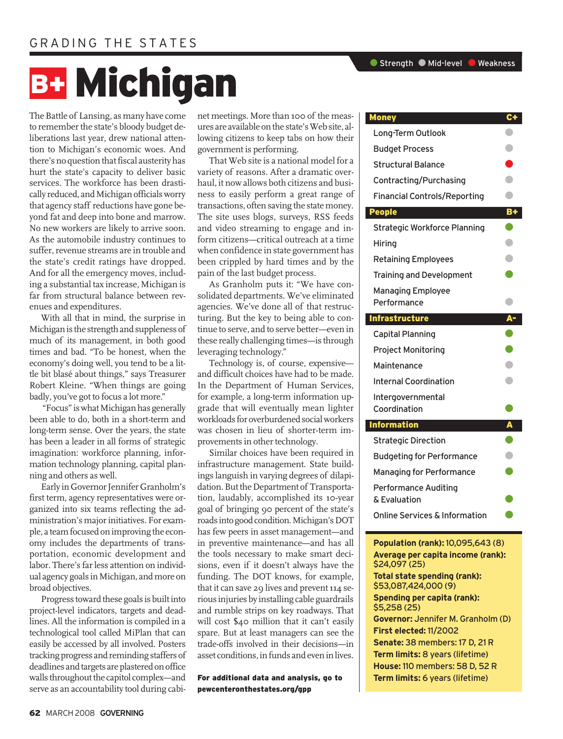GRADING THE STATES

# B+ Michigan

The Battle of Lansing, as many have come to remember the state's bloody budget deliberations last year, drew national attention to Michigan's economic woes. And there's no question that fiscal austerity has hurt the state's capacity to deliver basic services. The workforce has been drastically reduced, and Michigan officials worry that agency staff reductions have gone beyond fat and deep into bone and marrow. No new workers are likely to arrive soon. As the automobile industry continues to suffer, revenue streams are in trouble and the state's credit ratings have dropped. And for all the emergency moves, including a substantial tax increase, Michigan is far from structural balance between revenues and expenditures.

With all that in mind, the surprise in Michigan is the strength and suppleness of much of its management, in both good times and bad. "To be honest, when the economy's doing well, you tend to be a little bit blasé about things," says Treasurer Robert Kleine. "When things are going badly, you've got to focus a lot more."

"Focus" is what Michigan has generally been able to do, both in a short-term and long-term sense. Over the years, the state has been a leader in all forms of strategic imagination: workforce planning, information technology planning, capital planning and others as well.

Early in Governor Jennifer Granholm's first term, agency representatives were organized into six teams reflecting the administration's major initiatives. For example, a team focused on improving the economy includes the departments of transportation, economic development and labor. There's far less attention on individual agency goals in Michigan, and more on broad objectives.

Progress toward these goals is built into project-level indicators, targets and deadlines. All the information is compiled in a technological tool called MiPlan that can easily be accessed by all involved. Posters tracking progress and reminding staffers of deadlines and targets are plastered on office walls throughout the capitol complex—and serve as an accountability tool during cabinet meetings. More than 100 of the measures are available on the state's Web site, allowing citizens to keep tabs on how their government is performing.

That Web site is a national model for a variety of reasons. After a dramatic overhaul, it now allows both citizens and business to easily perform a great range of transactions, often saving the state money. The site uses blogs, surveys, RSS feeds and video streaming to engage and inform citizens—critical outreach at a time when confidence in state government has been crippled by hard times and by the pain of the last budget process.

As Granholm puts it: "We have consolidated departments. We've eliminated agencies. We've done all of that restructuring. But the key to being able to continue to serve, and to serve better—even in these really challenging times—is through leveraging technology."

Technology is, of course, expensive—and difficult choices have had to be made. In the Department of Human Services, for example, a long-term information upgrade that will eventually mean lighter workloads for overburdened social workers was chosen in lieu of shorter-term improvements in other technology.

Similar choices have been required in infrastructure management. State buildings languish in varying degrees of dilapidation. But the Department of Transportation, laudably, accomplished its 10-year goal of bringing 90 percent of the state's roads into good condition. Michigan's DOT has few peers in asset management—and in preventive maintenance—and has all the tools necessary to make smart decisions, even if it doesn't always have the funding. The DOT knows, for example, that it can save 29 lives and prevent 114 serious injuries by installing cable guardrails and rumble strips on key roadways. That will cost $40 million that it can't easily spare. But at least managers can see the trade-offs involved in their decisions—in asset conditions, in funds and even in lives.

**For additional data and analysis, go to pewcenteronthestates.org/gpp**

● Strength ● Mid-level ● Weakness

| Category | Rating |
|---|---|
| **Money** | **C+** |
| Long-Term Outlook | Mid-level |
| Budget Process | Mid-level |
| Structural Balance | Weakness |
| Contracting/Purchasing | Mid-level |
| Financial Controls/Reporting | Mid-level |
| **People** | **B+** |
| Strategic Workforce Planning | Strength |
| Hiring | Mid-level |
| Retaining Employees | Mid-level |
| Training and Development | Strength |
| Managing Employee Performance | Mid-level |
| **Infrastructure** | **A-** |
| Capital Planning | Strength |
| Project Monitoring | Strength |
| Maintenance | Mid-level |
| Internal Coordination | Mid-level |
| Intergovernmental Coordination | Strength |
| **Information** | **A** |
| Strategic Direction | Strength |
| Budgeting for Performance | Mid-level |
| Managing for Performance | Strength |
| Performance Auditing & Evaluation | Strength |
| Online Services & Information | Strength |

**Population (rank):** 10,095,643 (8)
**Average per capita income (rank):** $24,097 (25)
**Total state spending (rank):** $53,087,424,000 (9)
**Spending per capita (rank):** $5,258 (25)
**Governor:** Jennifer M. Granholm (D)
**First elected:** 11/2002
**Senate:** 38 members: 17 D, 21 R
**Term limits:** 8 years (lifetime)
**House:** 110 members: 58 D, 52 R
**Term limits:** 6 years (lifetime)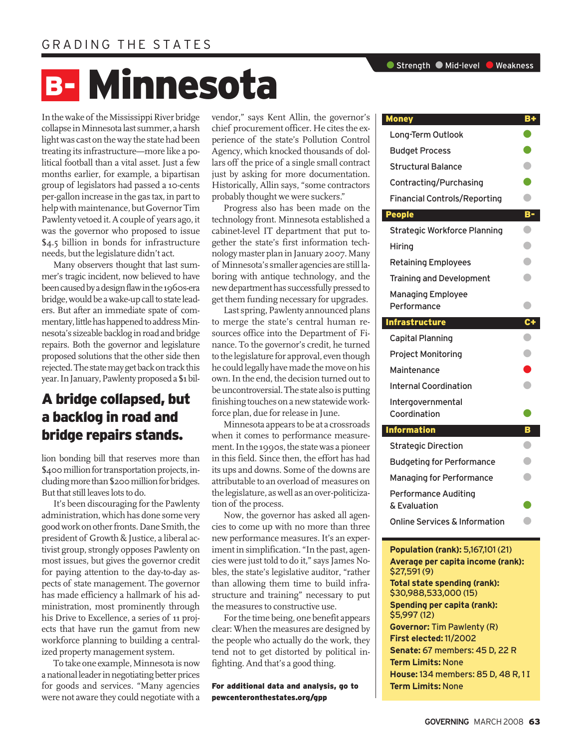GRADING THE STATES

# B- Minnesota

In the wake of the Mississippi River bridge collapse in Minnesota last summer, a harsh light was cast on the way the state had been treating its infrastructure—more like a political football than a vital asset. Just a few months earlier, for example, a bipartisan group of legislators had passed a 10-cents per-gallon increase in the gas tax, in part to help with maintenance, but Governor Tim Pawlenty vetoed it. A couple of years ago, it was the governor who proposed to issue $4.5 billion in bonds for infrastructure needs, but the legislature didn't act.

Many observers thought that last summer's tragic incident, now believed to have been caused by a design flaw in the 1960s-era bridge, would be a wake-up call to state leaders. But after an immediate spate of commentary, little has happened to address Minnesota's sizeable backlog in road and bridge repairs. Both the governor and legislature proposed solutions that the other side then rejected. The state may get back on track this year. In January, Pawlenty proposed a $1 billion bonding bill that reserves more than $400 million for transportation projects, including more than $200 million for bridges. But that still leaves lots to do.

## A bridge collapsed, but a backlog in road and bridge repairs stands.

It's been discouraging for the Pawlenty administration, which has done some very good work on other fronts. Dane Smith, the president of Growth & Justice, a liberal activist group, strongly opposes Pawlenty on most issues, but gives the governor credit for paying attention to the day-to-day aspects of state management. The governor has made efficiency a hallmark of his administration, most prominently through his Drive to Excellence, a series of 11 projects that have run the gamut from new workforce planning to building a centralized property management system.

To take one example, Minnesota is now a national leader in negotiating better prices for goods and services. "Many agencies were not aware they could negotiate with a vendor," says Kent Allin, the governor's chief procurement officer. He cites the experience of the state's Pollution Control Agency, which knocked thousands of dollars off the price of a single small contract just by asking for more documentation. Historically, Allin says, "some contractors probably thought we were suckers."

Progress also has been made on the technology front. Minnesota established a cabinet-level IT department that put together the state's first information technology master plan in January 2007. Many of Minnesota's smaller agencies are still laboring with antique technology, and the new department has successfully pressed to get them funding necessary for upgrades.

Last spring, Pawlenty announced plans to merge the state's central human resources office into the Department of Finance. To the governor's credit, he turned to the legislature for approval, even though he could legally have made the move on his own. In the end, the decision turned out to be uncontroversial. The state also is putting finishing touches on a new statewide workforce plan, due for release in June.

Minnesota appears to be at a crossroads when it comes to performance measurement. In the 1990s, the state was a pioneer in this field. Since then, the effort has had its ups and downs. Some of the downs are attributable to an overload of measures on the legislature, as well as an over-politicization of the process.

Now, the governor has asked all agencies to come up with no more than three new performance measures. It's an experiment in simplification. "In the past, agencies were just told to do it," says James Nobles, the state's legislative auditor, "rather than allowing them time to build infrastructure and training" necessary to put the measures to constructive use.

For the time being, one benefit appears clear: When the measures are designed by the people who actually do the work, they tend not to get distorted by political infighting. And that's a good thing.

**For additional data and analysis, go to pewcenteronthestates.org/gpp**

● Strength ● Mid-level ● Weakness

| Category | Grade / Rating |
|---|---|
| **Money** | **B+** |
| Long-Term Outlook | Strength |
| Budget Process | Strength |
| Structural Balance | Mid-level |
| Contracting/Purchasing | Strength |
| Financial Controls/Reporting | Mid-level |
| **People** | **B-** |
| Strategic Workforce Planning | Mid-level |
| Hiring | Mid-level |
| Retaining Employees | Mid-level |
| Training and Development | Mid-level |
| Managing Employee Performance | Mid-level |
| **Infrastructure** | **C+** |
| Capital Planning | Mid-level |
| Project Monitoring | Mid-level |
| Maintenance | Weakness |
| Internal Coordination | Mid-level |
| Intergovernmental Coordination | Strength |
| **Information** | **B** |
| Strategic Direction | Mid-level |
| Budgeting for Performance | Mid-level |
| Managing for Performance | Mid-level |
| Performance Auditing & Evaluation | Strength |
| Online Services & Information | Mid-level |

**Population (rank):** 5,167,101 (21)
**Average per capita income (rank):** $27,591 (9)
**Total state spending (rank):** $30,988,533,000 (15)
**Spending per capita (rank):** $5,997 (12)
**Governor:** Tim Pawlenty (R)
**First elected:** 11/2002
**Senate:** 67 members: 45 D, 22 R
**Term Limits:** None
**House:** 134 members: 85 D, 48 R, 1 I
**Term Limits:** None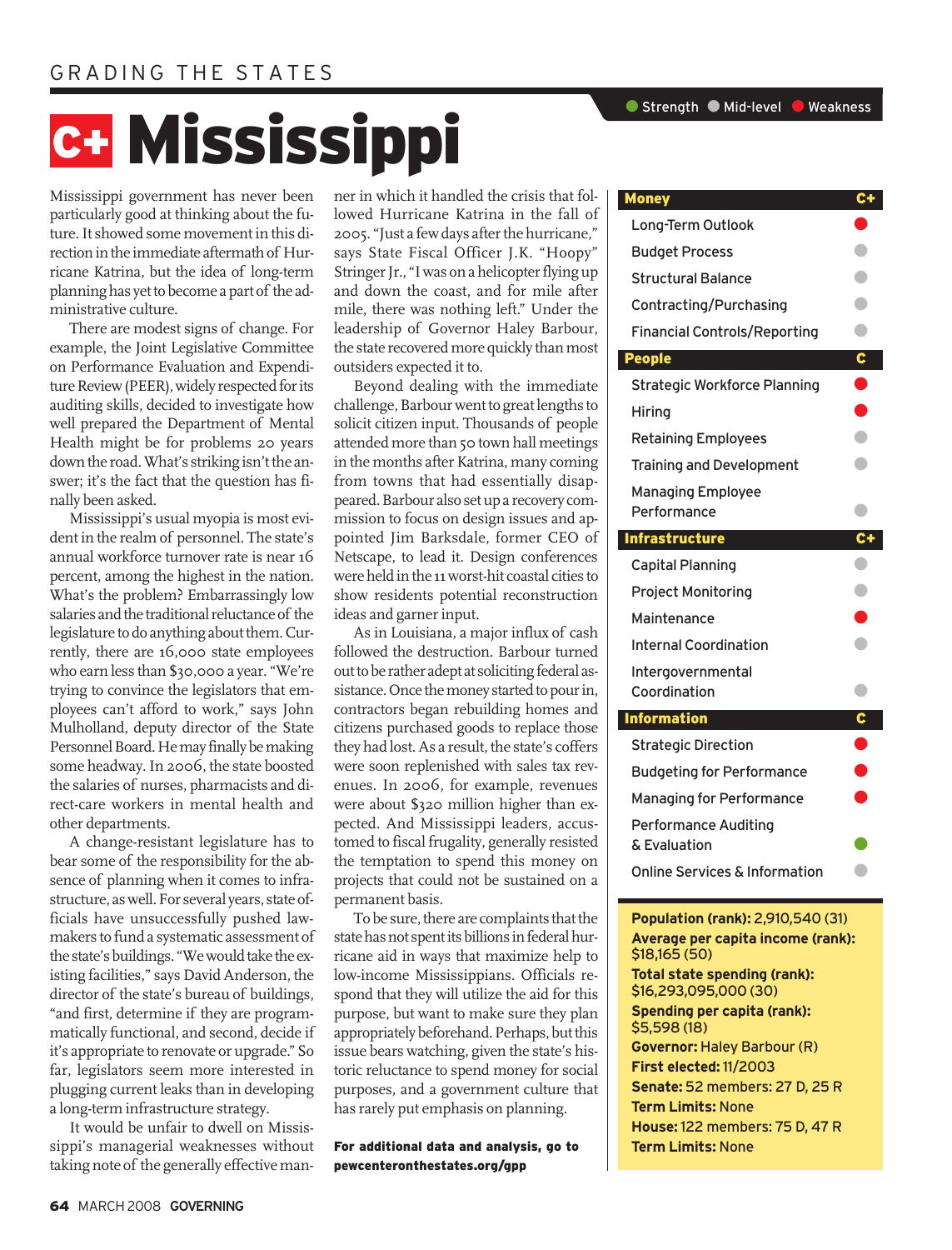GRADING THE STATES

# C+ Mississippi

Mississippi government has never been particularly good at thinking about the future. It showed some movement in this direction in the immediate aftermath of Hurricane Katrina, but the idea of long-term planning has yet to become a part of the administrative culture.

There are modest signs of change. For example, the Joint Legislative Committee on Performance Evaluation and Expenditure Review (PEER), widely respected for its auditing skills, decided to investigate how well prepared the Department of Mental Health might be for problems 20 years down the road. What's striking isn't the answer; it's the fact that the question has finally been asked.

Mississippi's usual myopia is most evident in the realm of personnel. The state's annual workforce turnover rate is near 16 percent, among the highest in the nation. What's the problem? Embarrassingly low salaries and the traditional reluctance of the legislature to do anything about them. Currently, there are 16,000 state employees who earn less than $30,000 a year. "We're trying to convince the legislators that employees can't afford to work," says John Mulholland, deputy director of the State Personnel Board. He may finally be making some headway. In 2006, the state boosted the salaries of nurses, pharmacists and direct-care workers in mental health and other departments.

A change-resistant legislature has to bear some of the responsibility for the absence of planning when it comes to infrastructure, as well. For several years, state officials have unsuccessfully pushed lawmakers to fund a systematic assessment of the state's buildings. "We would take the existing facilities," says David Anderson, the director of the state's bureau of buildings, "and first, determine if they are programmatically functional, and second, decide if it's appropriate to renovate or upgrade." So far, legislators seem more interested in plugging current leaks than in developing a long-term infrastructure strategy.

It would be unfair to dwell on Mississippi's managerial weaknesses without taking note of the generally effective manner in which it handled the crisis that followed Hurricane Katrina in the fall of 2005. "Just a few days after the hurricane," says State Fiscal Officer J.K. "Hoopy" Stringer Jr., "I was on a helicopter flying up and down the coast, and for mile after mile, there was nothing left." Under the leadership of Governor Haley Barbour, the state recovered more quickly than most outsiders expected it to.

Beyond dealing with the immediate challenge, Barbour went to great lengths to solicit citizen input. Thousands of people attended more than 50 town hall meetings in the months after Katrina, many coming from towns that had essentially disappeared. Barbour also set up a recovery commission to focus on design issues and appointed Jim Barksdale, former CEO of Netscape, to lead it. Design conferences were held in the 11 worst-hit coastal cities to show residents potential reconstruction ideas and garner input.

As in Louisiana, a major influx of cash followed the destruction. Barbour turned out to be rather adept at soliciting federal assistance. Once the money started to pour in, contractors began rebuilding homes and citizens purchased goods to replace those they had lost. As a result, the state's coffers were soon replenished with sales tax revenues. In 2006, for example, revenues were about $320 million higher than expected. And Mississippi leaders, accustomed to fiscal frugality, generally resisted the temptation to spend this money on projects that could not be sustained on a permanent basis.

To be sure, there are complaints that the state has not spent its billions in federal hurricane aid in ways that maximize help to low-income Mississippians. Officials respond that they will utilize the aid for this purpose, but want to make sure they plan appropriately beforehand. Perhaps, but this issue bears watching, given the state's historic reluctance to spend money for social purposes, and a government culture that has rarely put emphasis on planning.

**For additional data and analysis, go to pewcenteronthestates.org/gpp**

Legend: Strength / Mid-level / Weakness

| Category | Grade / Rating |
|---|---|
| **Money** | **C+** |
| Long-Term Outlook | Weakness |
| Budget Process | Mid-level |
| Structural Balance | Mid-level |
| Contracting/Purchasing | Mid-level |
| Financial Controls/Reporting | Mid-level |
| **People** | **C** |
| Strategic Workforce Planning | Weakness |
| Hiring | Weakness |
| Retaining Employees | Mid-level |
| Training and Development | Mid-level |
| Managing Employee Performance | Mid-level |
| **Infrastructure** | **C+** |
| Capital Planning | Mid-level |
| Project Monitoring | Mid-level |
| Maintenance | Weakness |
| Internal Coordination | Mid-level |
| Intergovernmental Coordination | Mid-level |
| **Information** | **C** |
| Strategic Direction | Weakness |
| Budgeting for Performance | Weakness |
| Managing for Performance | Weakness |
| Performance Auditing & Evaluation | Strength |
| Online Services & Information | Mid-level |

**Population (rank):** 2,910,540 (31)
**Average per capita income (rank):** $18,165 (50)
**Total state spending (rank):** $16,293,095,000 (30)
**Spending per capita (rank):** $5,598 (18)
**Governor:** Haley Barbour (R)
**First elected:** 11/2003
**Senate:** 52 members: 27 D, 25 R
**Term Limits:** None
**House:** 122 members: 75 D, 47 R
**Term Limits:** None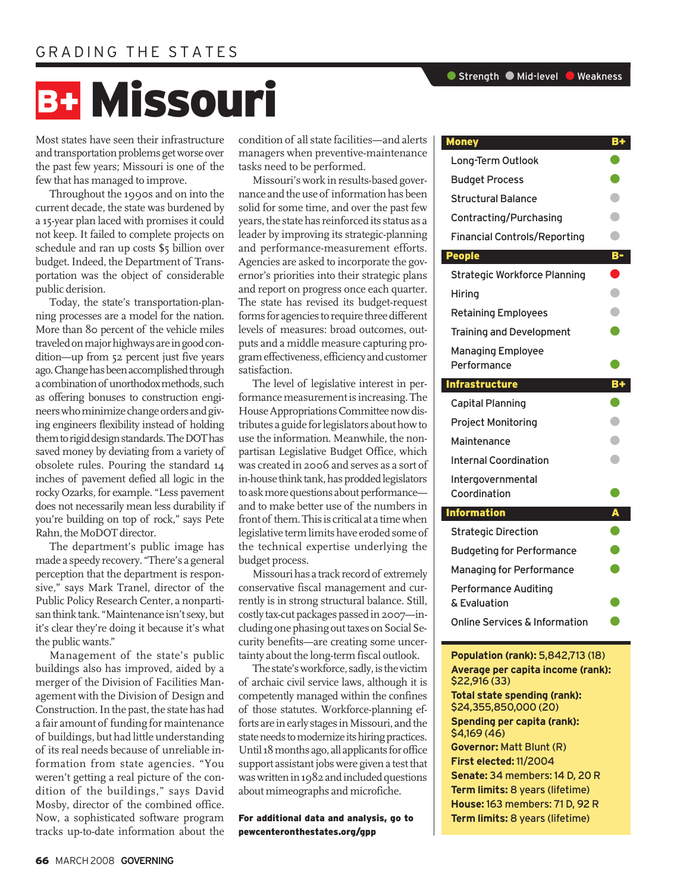GRADING THE STATES

# B+ Missouri

Strength · Mid-level · Weakness

Most states have seen their infrastructure and transportation problems get worse over the past few years; Missouri is one of the few that has managed to improve.

Throughout the 1990s and on into the current decade, the state was burdened by a 15-year plan laced with promises it could not keep. It failed to complete projects on schedule and ran up costs $5 billion over budget. Indeed, the Department of Transportation was the object of considerable public derision.

Today, the state's transportation-planning processes are a model for the nation. More than 80 percent of the vehicle miles traveled on major highways are in good condition—up from 52 percent just five years ago. Change has been accomplished through a combination of unorthodox methods, such as offering bonuses to construction engineers who minimize change orders and giving engineers flexibility instead of holding them to rigid design standards. The DOT has saved money by deviating from a variety of obsolete rules. Pouring the standard 14 inches of pavement defied all logic in the rocky Ozarks, for example. "Less pavement does not necessarily mean less durability if you're building on top of rock," says Pete Rahn, the MoDOT director.

The department's public image has made a speedy recovery. "There's a general perception that the department is responsive," says Mark Tranel, director of the Public Policy Research Center, a nonpartisan think tank. "Maintenance isn't sexy, but it's clear they're doing it because it's what the public wants."

Management of the state's public buildings also has improved, aided by a merger of the Division of Facilities Management with the Division of Design and Construction. In the past, the state has had a fair amount of funding for maintenance of buildings, but had little understanding of its real needs because of unreliable information from state agencies. "You weren't getting a real picture of the condition of the buildings," says David Mosby, director of the combined office. Now, a sophisticated software program tracks up-to-date information about the condition of all state facilities—and alerts managers when preventive-maintenance tasks need to be performed.

Missouri's work in results-based governance and the use of information has been solid for some time, and over the past few years, the state has reinforced its status as a leader by improving its strategic-planning and performance-measurement efforts. Agencies are asked to incorporate the governor's priorities into their strategic plans and report on progress once each quarter. The state has revised its budget-request forms for agencies to require three different levels of measures: broad outcomes, outputs and a middle measure capturing program effectiveness, efficiency and customer satisfaction.

The level of legislative interest in performance measurement is increasing. The House Appropriations Committee now distributes a guide for legislators about how to use the information. Meanwhile, the nonpartisan Legislative Budget Office, which was created in 2006 and serves as a sort of in-house think tank, has prodded legislators to ask more questions about performance—and to make better use of the numbers in front of them. This is critical at a time when legislative term limits have eroded some of the technical expertise underlying the budget process.

Missouri has a track record of extremely conservative fiscal management and currently is in strong structural balance. Still, costly tax-cut packages passed in 2007—including one phasing out taxes on Social Security benefits—are creating some uncertainty about the long-term fiscal outlook.

The state's workforce, sadly, is the victim of archaic civil service laws, although it is competently managed within the confines of those statutes. Workforce-planning efforts are in early stages in Missouri, and the state needs to modernize its hiring practices. Until 18 months ago, all applicants for office support assistant jobs were given a test that was written in 1982 and included questions about mimeographs and microfiche.

**For additional data and analysis, go to pewcenteronthestates.org/gpp**

| Category | Grade / Rating |
|---|---|
| **Money** | **B+** |
| Long-Term Outlook | Strength |
| Budget Process | Strength |
| Structural Balance | Mid-level |
| Contracting/Purchasing | Mid-level |
| Financial Controls/Reporting | Mid-level |
| **People** | **B-** |
| Strategic Workforce Planning | Weakness |
| Hiring | Mid-level |
| Retaining Employees | Mid-level |
| Training and Development | Strength |
| Managing Employee Performance | Strength |
| **Infrastructure** | **B+** |
| Capital Planning | Strength |
| Project Monitoring | Mid-level |
| Maintenance | Mid-level |
| Internal Coordination | Mid-level |
| Intergovernmental Coordination | Strength |
| **Information** | **A** |
| Strategic Direction | Strength |
| Budgeting for Performance | Strength |
| Managing for Performance | Strength |
| Performance Auditing & Evaluation | Strength |
| Online Services & Information | Strength |

**Population (rank):** 5,842,713 (18)
**Average per capita income (rank):** $22,916 (33)
**Total state spending (rank):** $24,355,850,000 (20)
**Spending per capita (rank):** $4,169 (46)
**Governor:** Matt Blunt (R)
**First elected:** 11/2004
**Senate:** 34 members: 14 D, 20 R
**Term limits:** 8 years (lifetime)
**House:** 163 members: 71 D, 92 R
**Term limits:** 8 years (lifetime)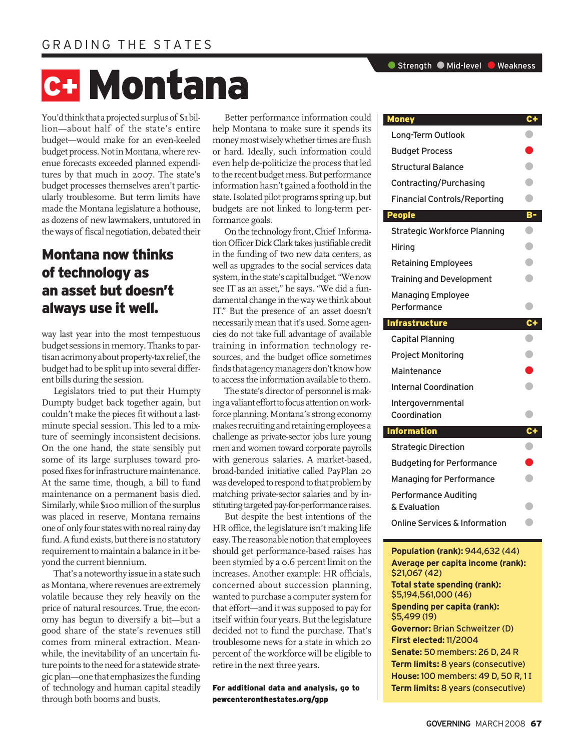GRADING THE STATES

# C+ Montana

You'd think that a projected surplus of $1 billion—about half of the state's entire budget—would make for an even-keeled budget process. Not in Montana, where revenue forecasts exceeded planned expenditures by that much in 2007. The state's budget processes themselves aren't particularly troublesome. But term limits have made the Montana legislature a hothouse, as dozens of new lawmakers, untutored in the ways of fiscal negotiation, debated their way last year into the most tempestuous budget sessions in memory. Thanks to partisan acrimony about property-tax relief, the budget had to be split up into several different bills during the session.

## Montana now thinks of technology as an asset but doesn't always use it well.

Legislators tried to put their Humpty Dumpty budget back together again, but couldn't make the pieces fit without a last-minute special session. This led to a mixture of seemingly inconsistent decisions. On the one hand, the state sensibly put some of its large surpluses toward proposed fixes for infrastructure maintenance. At the same time, though, a bill to fund maintenance on a permanent basis died. Similarly, while $100 million of the surplus was placed in reserve, Montana remains one of only four states with no real rainy day fund. A fund exists, but there is no statutory requirement to maintain a balance in it beyond the current biennium.

That's a noteworthy issue in a state such as Montana, where revenues are extremely volatile because they rely heavily on the price of natural resources. True, the economy has begun to diversify a bit—but a good share of the state's revenues still comes from mineral extraction. Meanwhile, the inevitability of an uncertain future points to the need for a statewide strategic plan—one that emphasizes the funding of technology and human capital steadily through both booms and busts.

Better performance information could help Montana to make sure it spends its money most wisely whether times are flush or hard. Ideally, such information could even help de-politicize the process that led to the recent budget mess. But performance information hasn't gained a foothold in the state. Isolated pilot programs spring up, but budgets are not linked to long-term performance goals.

On the technology front, Chief Information Officer Dick Clark takes justifiable credit in the funding of two new data centers, as well as upgrades to the social services data system, in the state's capital budget. "We now see IT as an asset," he says. "We did a fundamental change in the way we think about IT." But the presence of an asset doesn't necessarily mean that it's used. Some agencies do not take full advantage of available training in information technology resources, and the budget office sometimes finds that agency managers don't know how to access the information available to them.

The state's director of personnel is making a valiant effort to focus attention on workforce planning. Montana's strong economy makes recruiting and retaining employees a challenge as private-sector jobs lure young men and women toward corporate payrolls with generous salaries. A market-based, broad-banded initiative called PayPlan 20 was developed to respond to that problem by matching private-sector salaries and by instituting targeted pay-for-performance raises.

But despite the best intentions of the HR office, the legislature isn't making life easy. The reasonable notion that employees should get performance-based raises has been stymied by a 0.6 percent limit on the increases. Another example: HR officials, concerned about succession planning, wanted to purchase a computer system for that effort—and it was supposed to pay for itself within four years. But the legislature decided not to fund the purchase. That's troublesome news for a state in which 20 percent of the workforce will be eligible to retire in the next three years.

**For additional data and analysis, go to pewcenteronthestates.org/gpp**

Strength | Mid-level | Weakness

| Category | Grade / Rating |
|---|---|
| **Money** | **C+** |
| Long-Term Outlook | Mid-level |
| Budget Process | Weakness |
| Structural Balance | Mid-level |
| Contracting/Purchasing | Mid-level |
| Financial Controls/Reporting | Mid-level |
| **People** | **B-** |
| Strategic Workforce Planning | Mid-level |
| Hiring | Mid-level |
| Retaining Employees | Mid-level |
| Training and Development | Mid-level |
| Managing Employee Performance | Mid-level |
| **Infrastructure** | **C+** |
| Capital Planning | Mid-level |
| Project Monitoring | Mid-level |
| Maintenance | Weakness |
| Internal Coordination | Mid-level |
| Intergovernmental Coordination | Mid-level |
| **Information** | **C+** |
| Strategic Direction | Mid-level |
| Budgeting for Performance | Weakness |
| Managing for Performance | Mid-level |
| Performance Auditing & Evaluation | Mid-level |
| Online Services & Information | Mid-level |

**Population (rank):** 944,632 (44)
**Average per capita income (rank):** $21,067 (42)
**Total state spending (rank):** $5,194,561,000 (46)
**Spending per capita (rank):** $5,499 (19)
**Governor:** Brian Schweitzer (D)
**First elected:** 11/2004
**Senate:** 50 members: 26 D, 24 R
**Term limits:** 8 years (consecutive)
**House:** 100 members: 49 D, 50 R, 1 I
**Term limits:** 8 years (consecutive)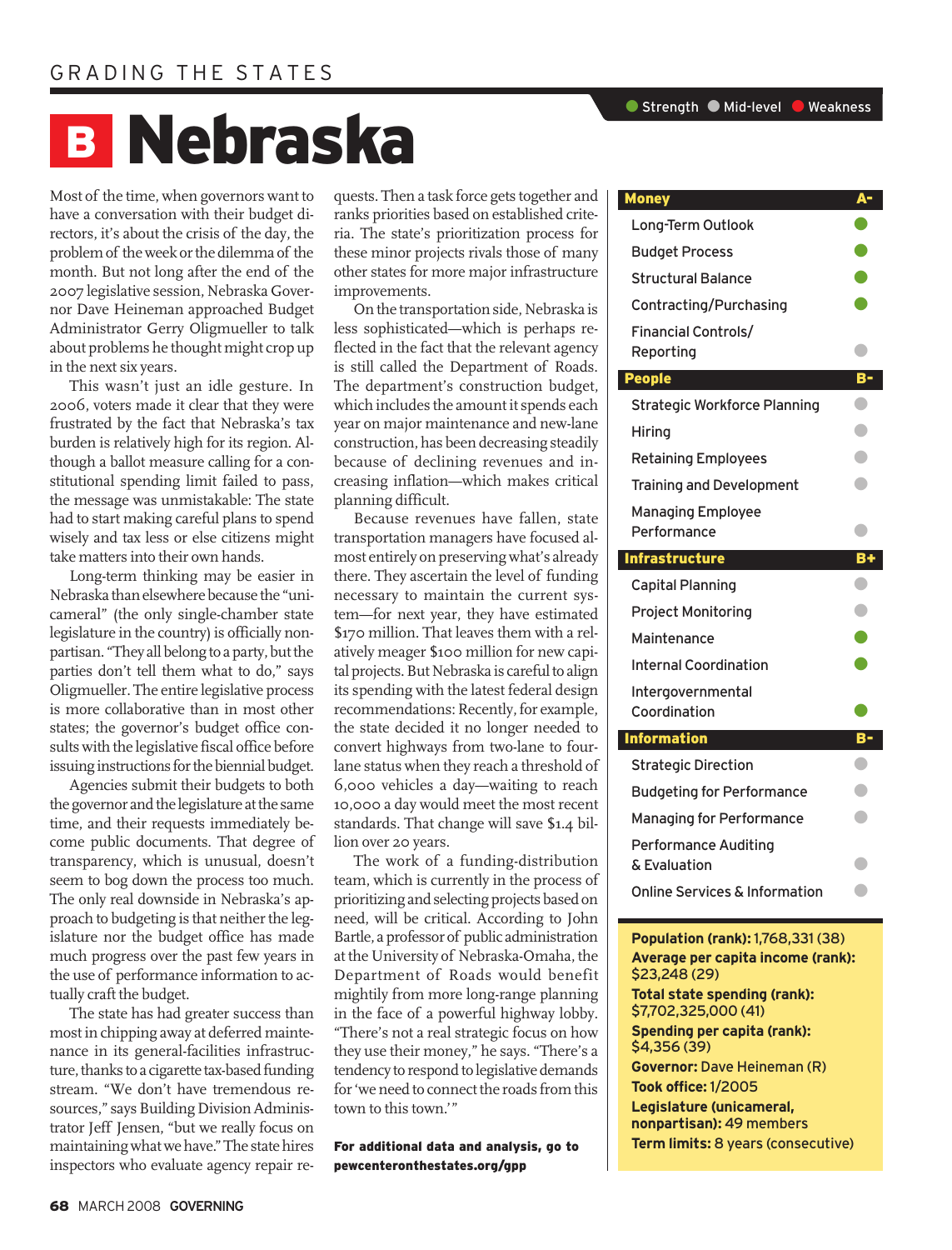GRADING THE STATES

# B Nebraska

Most of the time, when governors want to have a conversation with their budget directors, it's about the crisis of the day, the problem of the week or the dilemma of the month. But not long after the end of the 2007 legislative session, Nebraska Governor Dave Heineman approached Budget Administrator Gerry Oligmueller to talk about problems he thought might crop up in the next six years.

This wasn't just an idle gesture. In 2006, voters made it clear that they were frustrated by the fact that Nebraska's tax burden is relatively high for its region. Although a ballot measure calling for a constitutional spending limit failed to pass, the message was unmistakable: The state had to start making careful plans to spend wisely and tax less or else citizens might take matters into their own hands.

Long-term thinking may be easier in Nebraska than elsewhere because the "unicameral" (the only single-chamber state legislature in the country) is officially nonpartisan. "They all belong to a party, but the parties don't tell them what to do," says Oligmueller. The entire legislative process is more collaborative than in most other states; the governor's budget office consults with the legislative fiscal office before issuing instructions for the biennial budget.

Agencies submit their budgets to both the governor and the legislature at the same time, and their requests immediately become public documents. That degree of transparency, which is unusual, doesn't seem to bog down the process too much. The only real downside in Nebraska's approach to budgeting is that neither the legislature nor the budget office has made much progress over the past few years in the use of performance information to actually craft the budget.

The state has had greater success than most in chipping away at deferred maintenance in its general-facilities infrastructure, thanks to a cigarette tax-based funding stream. "We don't have tremendous resources," says Building Division Administrator Jeff Jensen, "but we really focus on maintaining what we have." The state hires inspectors who evaluate agency repair requests. Then a task force gets together and ranks priorities based on established criteria. The state's prioritization process for these minor projects rivals those of many other states for more major infrastructure improvements.

On the transportation side, Nebraska is less sophisticated—which is perhaps reflected in the fact that the relevant agency is still called the Department of Roads. The department's construction budget, which includes the amount it spends each year on major maintenance and new-lane construction, has been decreasing steadily because of declining revenues and increasing inflation—which makes critical planning difficult.

Because revenues have fallen, state transportation managers have focused almost entirely on preserving what's already there. They ascertain the level of funding necessary to maintain the current system—for next year, they have estimated $170 million. That leaves them with a relatively meager $100 million for new capital projects. But Nebraska is careful to align its spending with the latest federal design recommendations: Recently, for example, the state decided it no longer needed to convert highways from two-lane to four-lane status when they reach a threshold of 6,000 vehicles a day—waiting to reach 10,000 a day would meet the most recent standards. That change will save $1.4 billion over 20 years.

The work of a funding-distribution team, which is currently in the process of prioritizing and selecting projects based on need, will be critical. According to John Bartle, a professor of public administration at the University of Nebraska-Omaha, the Department of Roads would benefit mightily from more long-range planning in the face of a powerful highway lobby. "There's not a real strategic focus on how they use their money," he says. "There's a tendency to respond to legislative demands for 'we need to connect the roads from this town to this town.'"

**For additional data and analysis, go to pewcenteronthestates.org/gpp**

Strength | Mid-level | Weakness

| Category | Grade / Rating |
|---|---|
| **Money** | **A-** |
| Long-Term Outlook | Strength |
| Budget Process | Strength |
| Structural Balance | Strength |
| Contracting/Purchasing | Strength |
| Financial Controls/Reporting | Mid-level |
| **People** | **B-** |
| Strategic Workforce Planning | Mid-level |
| Hiring | Mid-level |
| Retaining Employees | Mid-level |
| Training and Development | Mid-level |
| Managing Employee Performance | Mid-level |
| **Infrastructure** | **B+** |
| Capital Planning | Mid-level |
| Project Monitoring | Mid-level |
| Maintenance | Strength |
| Internal Coordination | Strength |
| Intergovernmental Coordination | Strength |
| **Information** | **B-** |
| Strategic Direction | Mid-level |
| Budgeting for Performance | Mid-level |
| Managing for Performance | Mid-level |
| Performance Auditing & Evaluation | Mid-level |
| Online Services & Information | Mid-level |

**Population (rank):** 1,768,331 (38)
**Average per capita income (rank):** $23,248 (29)
**Total state spending (rank):** $7,702,325,000 (41)
**Spending per capita (rank):** $4,356 (39)
**Governor:** Dave Heineman (R)
**Took office:** 1/2005
**Legislature (unicameral, nonpartisan):** 49 members
**Term limits:** 8 years (consecutive)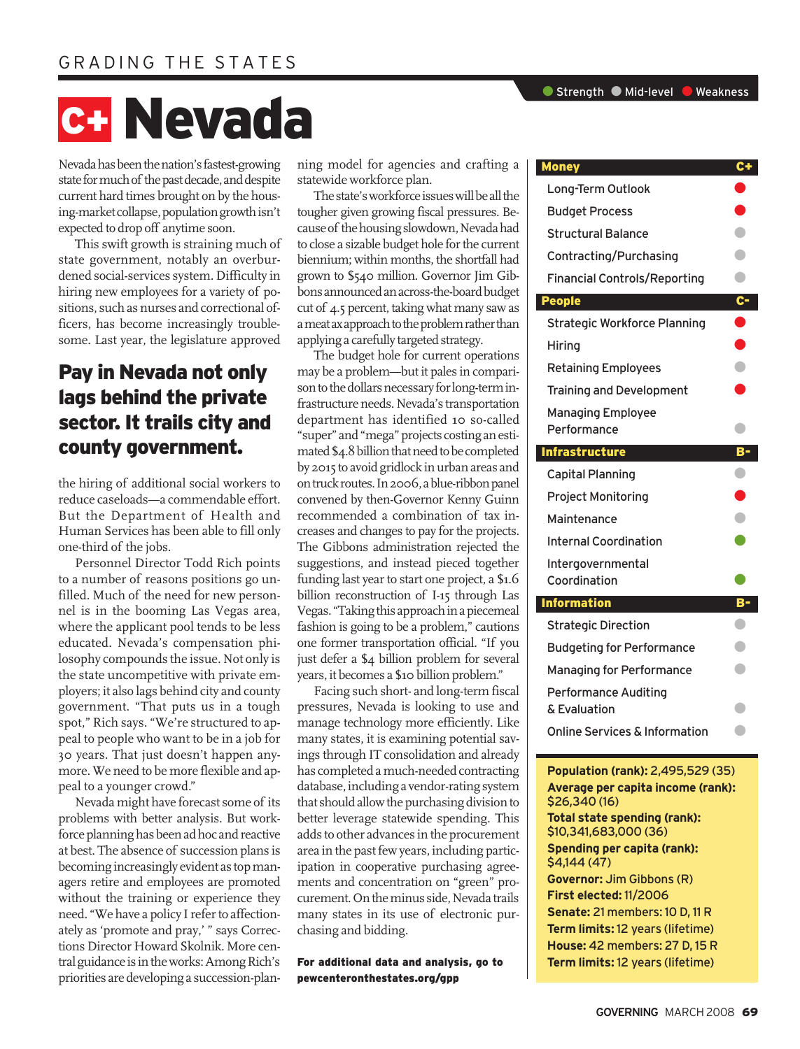GRADING THE STATES

# C+ Nevada

Nevada has been the nation's fastest-growing state for much of the past decade, and despite current hard times brought on by the housing-market collapse, population growth isn't expected to drop off anytime soon.

This swift growth is straining much of state government, notably an overburdened social-services system. Difficulty in hiring new employees for a variety of positions, such as nurses and correctional officers, has become increasingly troublesome. Last year, the legislature approved the hiring of additional social workers to reduce caseloads—a commendable effort. But the Department of Health and Human Services has been able to fill only one-third of the jobs.

**Pay in Nevada not only lags behind the private sector. It trails city and county government.**

Personnel Director Todd Rich points to a number of reasons positions go unfilled. Much of the need for new personnel is in the booming Las Vegas area, where the applicant pool tends to be less educated. Nevada's compensation philosophy compounds the issue. Not only is the state uncompetitive with private employers; it also lags behind city and county government. "That puts us in a tough spot," Rich says. "We're structured to appeal to people who want to be in a job for 30 years. That just doesn't happen anymore. We need to be more flexible and appeal to a younger crowd."

Nevada might have forecast some of its problems with better analysis. But workforce planning has been ad hoc and reactive at best. The absence of succession plans is becoming increasingly evident as top managers retire and employees are promoted without the training or experience they need. "We have a policy I refer to affectionately as 'promote and pray,' " says Corrections Director Howard Skolnik. More central guidance is in the works: Among Rich's priorities are developing a succession-planning model for agencies and crafting a statewide workforce plan.

The state's workforce issues will be all the tougher given growing fiscal pressures. Because of the housing slowdown, Nevada had to close a sizable budget hole for the current biennium; within months, the shortfall had grown to $540 million. Governor Jim Gibbons announced an across-the-board budget cut of 4.5 percent, taking what many saw as a meat ax approach to the problem rather than applying a carefully targeted strategy.

The budget hole for current operations may be a problem—but it pales in comparison to the dollars necessary for long-term infrastructure needs. Nevada's transportation department has identified 10 so-called "super" and "mega" projects costing an estimated $4.8 billion that need to be completed by 2015 to avoid gridlock in urban areas and on truck routes. In 2006, a blue-ribbon panel convened by then-Governor Kenny Guinn recommended a combination of tax increases and changes to pay for the projects. The Gibbons administration rejected the suggestions, and instead pieced together funding last year to start one project, a $1.6 billion reconstruction of I-15 through Las Vegas. "Taking this approach in a piecemeal fashion is going to be a problem," cautions one former transportation official. "If you just defer a $4 billion problem for several years, it becomes a $10 billion problem."

Facing such short- and long-term fiscal pressures, Nevada is looking to use and manage technology more efficiently. Like many states, it is examining potential savings through IT consolidation and already has completed a much-needed contracting database, including a vendor-rating system that should allow the purchasing division to better leverage statewide spending. This adds to other advances in the procurement area in the past few years, including participation in cooperative purchasing agreements and concentration on "green" procurement. On the minus side, Nevada trails many states in its use of electronic purchasing and bidding.

**For additional data and analysis, go to pewcenteronthestates.org/gpp**

Strength / Mid-level / Weakness

| Category | Grade / Rating |
|---|---|
| **Money** | **C+** |
| Long-Term Outlook | Weakness |
| Budget Process | Weakness |
| Structural Balance | Mid-level |
| Contracting/Purchasing | Mid-level |
| Financial Controls/Reporting | Mid-level |
| **People** | **C-** |
| Strategic Workforce Planning | Weakness |
| Hiring | Weakness |
| Retaining Employees | Mid-level |
| Training and Development | Weakness |
| Managing Employee Performance | Mid-level |
| **Infrastructure** | **B-** |
| Capital Planning | Mid-level |
| Project Monitoring | Weakness |
| Maintenance | Mid-level |
| Internal Coordination | Strength |
| Intergovernmental Coordination | Strength |
| **Information** | **B-** |
| Strategic Direction | Mid-level |
| Budgeting for Performance | Mid-level |
| Managing for Performance | Mid-level |
| Performance Auditing & Evaluation | Mid-level |
| Online Services & Information | Mid-level |

**Population (rank):** 2,495,529 (35)
**Average per capita income (rank):** $26,340 (16)
**Total state spending (rank):** $10,341,683,000 (36)
**Spending per capita (rank):** $4,144 (47)
**Governor:** Jim Gibbons (R)
**First elected:** 11/2006
**Senate:** 21 members: 10 D, 11 R
**Term limits:** 12 years (lifetime)
**House:** 42 members: 27 D, 15 R
**Term limits:** 12 years (lifetime)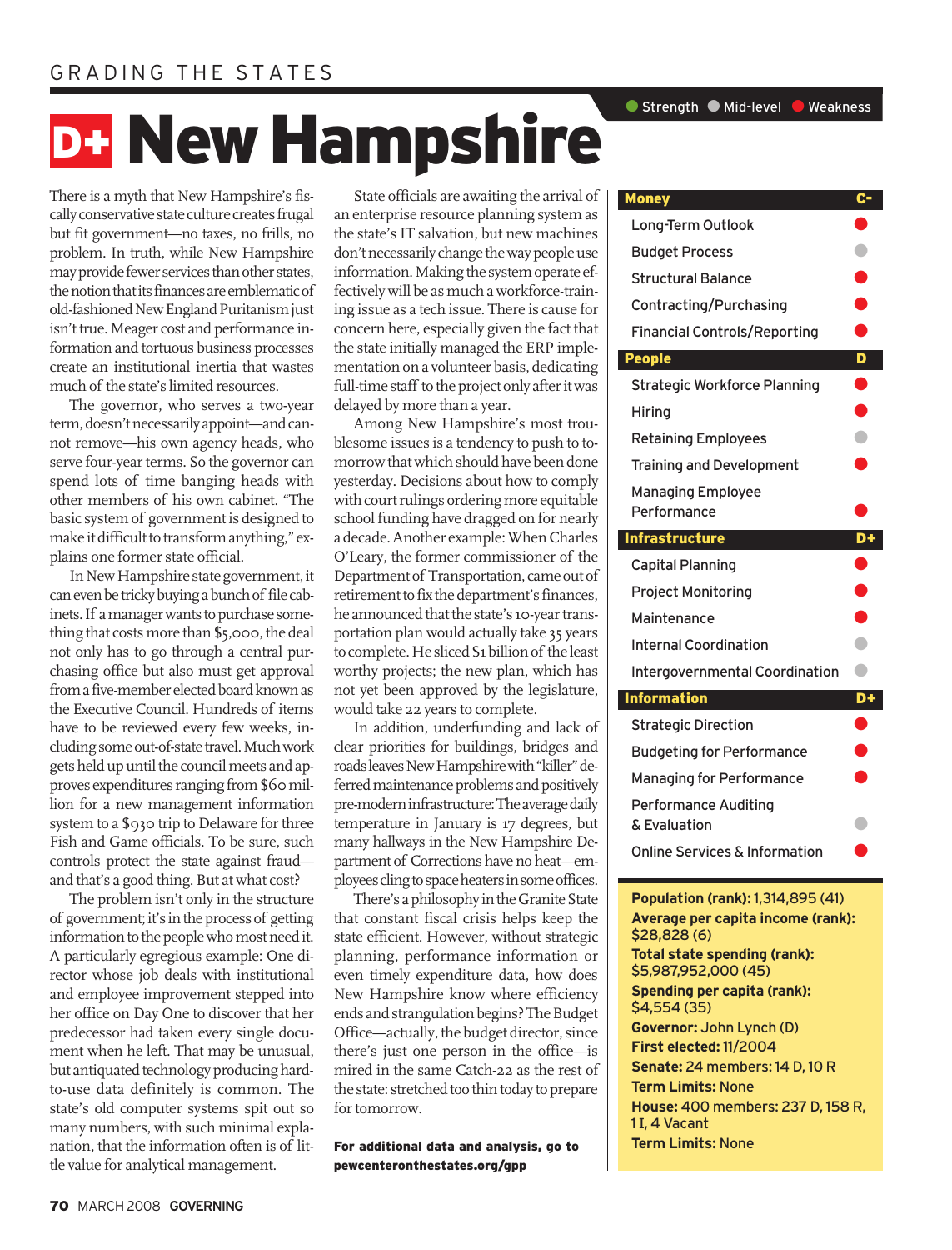GRADING THE STATES

# D+ New Hampshire

There is a myth that New Hampshire's fiscally conservative state culture creates frugal but fit government—no taxes, no frills, no problem. In truth, while New Hampshire may provide fewer services than other states, the notion that its finances are emblematic of old-fashioned New England Puritanism just isn't true. Meager cost and performance information and tortuous business processes create an institutional inertia that wastes much of the state's limited resources.

The governor, who serves a two-year term, doesn't necessarily appoint—and cannot remove—his own agency heads, who serve four-year terms. So the governor can spend lots of time banging heads with other members of his own cabinet. "The basic system of government is designed to make it difficult to transform anything," explains one former state official.

In New Hampshire state government, it can even be tricky buying a bunch of file cabinets. If a manager wants to purchase something that costs more than $5,000, the deal not only has to go through a central purchasing office but also must get approval from a five-member elected board known as the Executive Council. Hundreds of items have to be reviewed every few weeks, including some out-of-state travel. Much work gets held up until the council meets and approves expenditures ranging from $60 million for a new management information system to a $930 trip to Delaware for three Fish and Game officials. To be sure, such controls protect the state against fraud—and that's a good thing. But at what cost?

The problem isn't only in the structure of government; it's in the process of getting information to the people who most need it. A particularly egregious example: One director whose job deals with institutional and employee improvement stepped into her office on Day One to discover that her predecessor had taken every single document when he left. That may be unusual, but antiquated technology producing hard-to-use data definitely is common. The state's old computer systems spit out so many numbers, with such minimal explanation, that the information often is of little value for analytical management.

State officials are awaiting the arrival of an enterprise resource planning system as the state's IT salvation, but new machines don't necessarily change the way people use information. Making the system operate effectively will be as much a workforce-training issue as a tech issue. There is cause for concern here, especially given the fact that the state initially managed the ERP implementation on a volunteer basis, dedicating full-time staff to the project only after it was delayed by more than a year.

Among New Hampshire's most troublesome issues is a tendency to push to tomorrow that which should have been done yesterday. Decisions about how to comply with court rulings ordering more equitable school funding have dragged on for nearly a decade. Another example: When Charles O'Leary, the former commissioner of the Department of Transportation, came out of retirement to fix the department's finances, he announced that the state's 10-year transportation plan would actually take 35 years to complete. He sliced $1 billion of the least worthy projects; the new plan, which has not yet been approved by the legislature, would take 22 years to complete.

In addition, underfunding and lack of clear priorities for buildings, bridges and roads leaves New Hampshire with "killer" deferred maintenance problems and positively pre-modern infrastructure: The average daily temperature in January is 17 degrees, but many hallways in the New Hampshire Department of Corrections have no heat—employees cling to space heaters in some offices.

There's a philosophy in the Granite State that constant fiscal crisis helps keep the state efficient. However, without strategic planning, performance information or even timely expenditure data, how does New Hampshire know where efficiency ends and strangulation begins? The Budget Office—actually, the budget director, since there's just one person in the office—is mired in the same Catch-22 as the rest of the state: stretched too thin today to prepare for tomorrow.

**For additional data and analysis, go to pewcenteronthestates.org/gpp**

Legend: ● Strength ● Mid-level ● Weakness

| Category | Grade / Rating |
|---|---|
| **Money** | **C-** |
| Long-Term Outlook | Weakness |
| Budget Process | Mid-level |
| Structural Balance | Weakness |
| Contracting/Purchasing | Weakness |
| Financial Controls/Reporting | Weakness |
| **People** | **D** |
| Strategic Workforce Planning | Weakness |
| Hiring | Weakness |
| Retaining Employees | Mid-level |
| Training and Development | Weakness |
| Managing Employee Performance | Weakness |
| **Infrastructure** | **D+** |
| Capital Planning | Weakness |
| Project Monitoring | Weakness |
| Maintenance | Weakness |
| Internal Coordination | Mid-level |
| Intergovernmental Coordination | Mid-level |
| **Information** | **D+** |
| Strategic Direction | Weakness |
| Budgeting for Performance | Weakness |
| Managing for Performance | Weakness |
| Performance Auditing & Evaluation | Mid-level |
| Online Services & Information | Weakness |

**Population (rank):** 1,314,895 (41)
**Average per capita income (rank):** $28,828 (6)
**Total state spending (rank):** $5,987,952,000 (45)
**Spending per capita (rank):** $4,554 (35)
**Governor:** John Lynch (D)
**First elected:** 11/2004
**Senate:** 24 members: 14 D, 10 R
**Term Limits:** None
**House:** 400 members: 237 D, 158 R, 1 I, 4 Vacant
**Term Limits:** None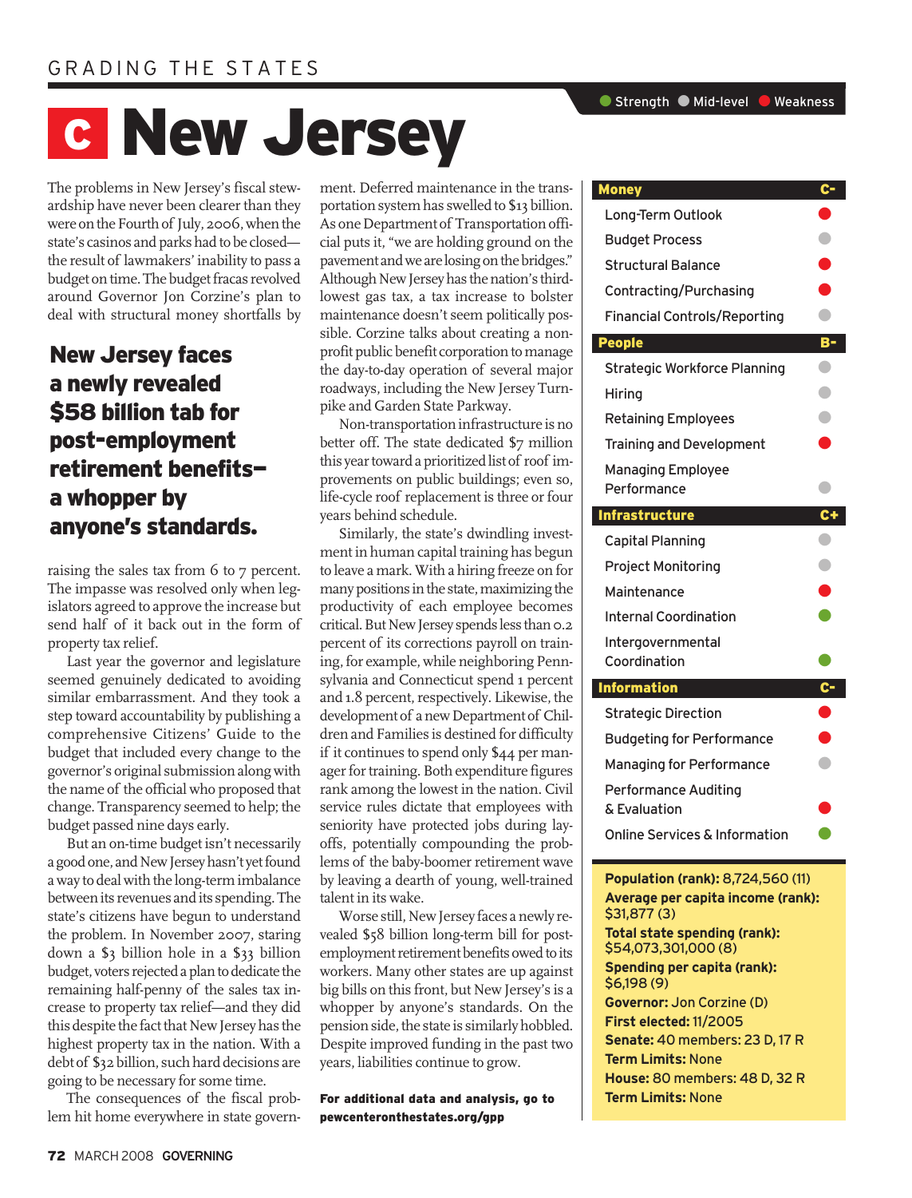GRADING THE STATES

# C New Jersey

The problems in New Jersey's fiscal stewardship have never been clearer than they were on the Fourth of July, 2006, when the state's casinos and parks had to be closed—the result of lawmakers' inability to pass a budget on time. The budget fracas revolved around Governor Jon Corzine's plan to deal with structural money shortfalls by raising the sales tax from 6 to 7 percent. The impasse was resolved only when legislators agreed to approve the increase but send half of it back out in the form of property tax relief.

> **New Jersey faces a newly revealed $58 billion tab for post-employment retirement benefits—a whopper by anyone's standards.**

Last year the governor and legislature seemed genuinely dedicated to avoiding similar embarrassment. And they took a step toward accountability by publishing a comprehensive Citizens' Guide to the budget that included every change to the governor's original submission along with the name of the official who proposed that change. Transparency seemed to help; the budget passed nine days early.

But an on-time budget isn't necessarily a good one, and New Jersey hasn't yet found a way to deal with the long-term imbalance between its revenues and its spending. The state's citizens have begun to understand the problem. In November 2007, staring down a $3 billion hole in a $33 billion budget, voters rejected a plan to dedicate the remaining half-penny of the sales tax increase to property tax relief—and they did this despite the fact that New Jersey has the highest property tax in the nation. With a debt of $32 billion, such hard decisions are going to be necessary for some time.

The consequences of the fiscal problem hit home everywhere in state government. Deferred maintenance in the transportation system has swelled to $13 billion. As one Department of Transportation official puts it, "we are holding ground on the pavement and we are losing on the bridges." Although New Jersey has the nation's third-lowest gas tax, a tax increase to bolster maintenance doesn't seem politically possible. Corzine talks about creating a nonprofit public benefit corporation to manage the day-to-day operation of several major roadways, including the New Jersey Turnpike and Garden State Parkway.

Non-transportation infrastructure is no better off. The state dedicated $7 million this year toward a prioritized list of roof improvements on public buildings; even so, life-cycle roof replacement is three or four years behind schedule.

Similarly, the state's dwindling investment in human capital training has begun to leave a mark. With a hiring freeze on for many positions in the state, maximizing the productivity of each employee becomes critical. But New Jersey spends less than 0.2 percent of its corrections payroll on training, for example, while neighboring Pennsylvania and Connecticut spend 1 percent and 1.8 percent, respectively. Likewise, the development of a new Department of Children and Families is destined for difficulty if it continues to spend only $44 per manager for training. Both expenditure figures rank among the lowest in the nation. Civil service rules dictate that employees with seniority have protected jobs during layoffs, potentially compounding the problems of the baby-boomer retirement wave by leaving a dearth of young, well-trained talent in its wake.

Worse still, New Jersey faces a newly revealed $58 billion long-term bill for post-employment retirement benefits owed to its workers. Many other states are up against big bills on this front, but New Jersey's is a whopper by anyone's standards. On the pension side, the state is similarly hobbled. Despite improved funding in the past two years, liabilities continue to grow.

**For additional data and analysis, go to pewcenteronthestates.org/gpp**

Legend: Strength / Mid-level / Weakness

| Category | Grade / Rating |
|---|---|
| **Money** | **C-** |
| Long-Term Outlook | Weakness |
| Budget Process | Mid-level |
| Structural Balance | Weakness |
| Contracting/Purchasing | Weakness |
| Financial Controls/Reporting | Mid-level |
| **People** | **B-** |
| Strategic Workforce Planning | Mid-level |
| Hiring | Mid-level |
| Retaining Employees | Mid-level |
| Training and Development | Weakness |
| Managing Employee Performance | Mid-level |
| **Infrastructure** | **C+** |
| Capital Planning | Mid-level |
| Project Monitoring | Mid-level |
| Maintenance | Weakness |
| Internal Coordination | Strength |
| Intergovernmental Coordination | Strength |
| **Information** | **C-** |
| Strategic Direction | Weakness |
| Budgeting for Performance | Weakness |
| Managing for Performance | Mid-level |
| Performance Auditing & Evaluation | Weakness |
| Online Services & Information | Strength |

**Population (rank):** 8,724,560 (11)
**Average per capita income (rank):** $31,877 (3)
**Total state spending (rank):** $54,073,301,000 (8)
**Spending per capita (rank):** $6,198 (9)
**Governor:** Jon Corzine (D)
**First elected:** 11/2005
**Senate:** 40 members: 23 D, 17 R
**Term Limits:** None
**House:** 80 members: 48 D, 32 R
**Term Limits:** None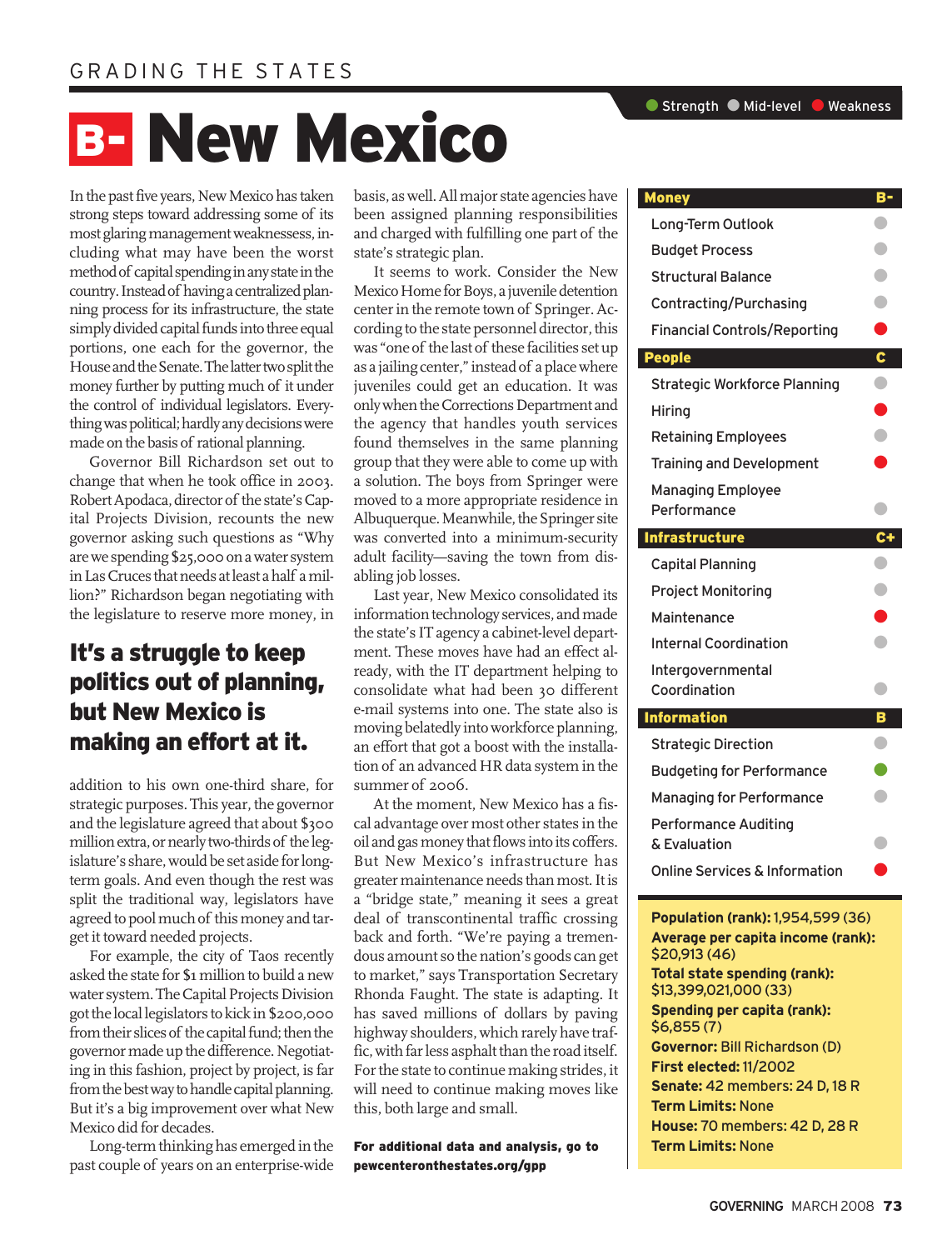GRADING THE STATES

# B- New Mexico

In the past five years, New Mexico has taken strong steps toward addressing some of its most glaring management weaknessess, including what may have been the worst method of capital spending in any state in the country. Instead of having a centralized planning process for its infrastructure, the state simply divided capital funds into three equal portions, one each for the governor, the House and the Senate. The latter two split the money further by putting much of it under the control of individual legislators. Everything was political; hardly any decisions were made on the basis of rational planning.

Governor Bill Richardson set out to change that when he took office in 2003. Robert Apodaca, director of the state's Capital Projects Division, recounts the new governor asking such questions as "Why are we spending $25,000 on a water system in Las Cruces that needs at least a half a million?" Richardson began negotiating with the legislature to reserve more money, in addition to his own one-third share, for strategic purposes. This year, the governor and the legislature agreed that about $300 million extra, or nearly two-thirds of the legislature's share, would be set aside for long-term goals. And even though the rest was split the traditional way, legislators have agreed to pool much of this money and target it toward needed projects.

## It's a struggle to keep politics out of planning, but New Mexico is making an effort at it.

For example, the city of Taos recently asked the state for $1 million to build a new water system. The Capital Projects Division got the local legislators to kick in $200,000 from their slices of the capital fund; then the governor made up the difference. Negotiating in this fashion, project by project, is far from the best way to handle capital planning. But it's a big improvement over what New Mexico did for decades.

Long-term thinking has emerged in the past couple of years on an enterprise-wide basis, as well. All major state agencies have been assigned planning responsibilities and charged with fulfilling one part of the state's strategic plan.

It seems to work. Consider the New Mexico Home for Boys, a juvenile detention center in the remote town of Springer. According to the state personnel director, this was "one of the last of these facilities set up as a jailing center," instead of a place where juveniles could get an education. It was only when the Corrections Department and the agency that handles youth services found themselves in the same planning group that they were able to come up with a solution. The boys from Springer were moved to a more appropriate residence in Albuquerque. Meanwhile, the Springer site was converted into a minimum-security adult facility—saving the town from disabling job losses.

Last year, New Mexico consolidated its information technology services, and made the state's IT agency a cabinet-level department. These moves have had an effect already, with the IT department helping to consolidate what had been 30 different e-mail systems into one. The state also is moving belatedly into workforce planning, an effort that got a boost with the installation of an advanced HR data system in the summer of 2006.

At the moment, New Mexico has a fiscal advantage over most other states in the oil and gas money that flows into its coffers. But New Mexico's infrastructure has greater maintenance needs than most. It is a "bridge state," meaning it sees a great deal of transcontinental traffic crossing back and forth. "We're paying a tremendous amount so the nation's goods can get to market," says Transportation Secretary Rhonda Faught. The state is adapting. It has saved millions of dollars by paving highway shoulders, which rarely have traffic, with far less asphalt than the road itself. For the state to continue making strides, it will need to continue making moves like this, both large and small.

**For additional data and analysis, go to pewcenteronthestates.org/gpp**

Strength | Mid-level | Weakness

| Category | Grade / Rating |
|---|---|
| **Money** | **B-** |
| Long-Term Outlook | Mid-level |
| Budget Process | Mid-level |
| Structural Balance | Mid-level |
| Contracting/Purchasing | Mid-level |
| Financial Controls/Reporting | Weakness |
| **People** | **C** |
| Strategic Workforce Planning | Mid-level |
| Hiring | Weakness |
| Retaining Employees | Mid-level |
| Training and Development | Weakness |
| Managing Employee Performance | Mid-level |
| **Infrastructure** | **C+** |
| Capital Planning | Mid-level |
| Project Monitoring | Mid-level |
| Maintenance | Weakness |
| Internal Coordination | Mid-level |
| Intergovernmental Coordination | Mid-level |
| **Information** | **B** |
| Strategic Direction | Mid-level |
| Budgeting for Performance | Strength |
| Managing for Performance | Mid-level |
| Performance Auditing & Evaluation | Mid-level |
| Online Services & Information | Weakness |

**Population (rank):** 1,954,599 (36)
**Average per capita income (rank):** $20,913 (46)
**Total state spending (rank):** $13,399,021,000 (33)
**Spending per capita (rank):** $6,855 (7)
**Governor:** Bill Richardson (D)
**First elected:** 11/2002
**Senate:** 42 members: 24 D, 18 R
**Term Limits:** None
**House:** 70 members: 42 D, 28 R
**Term Limits:** None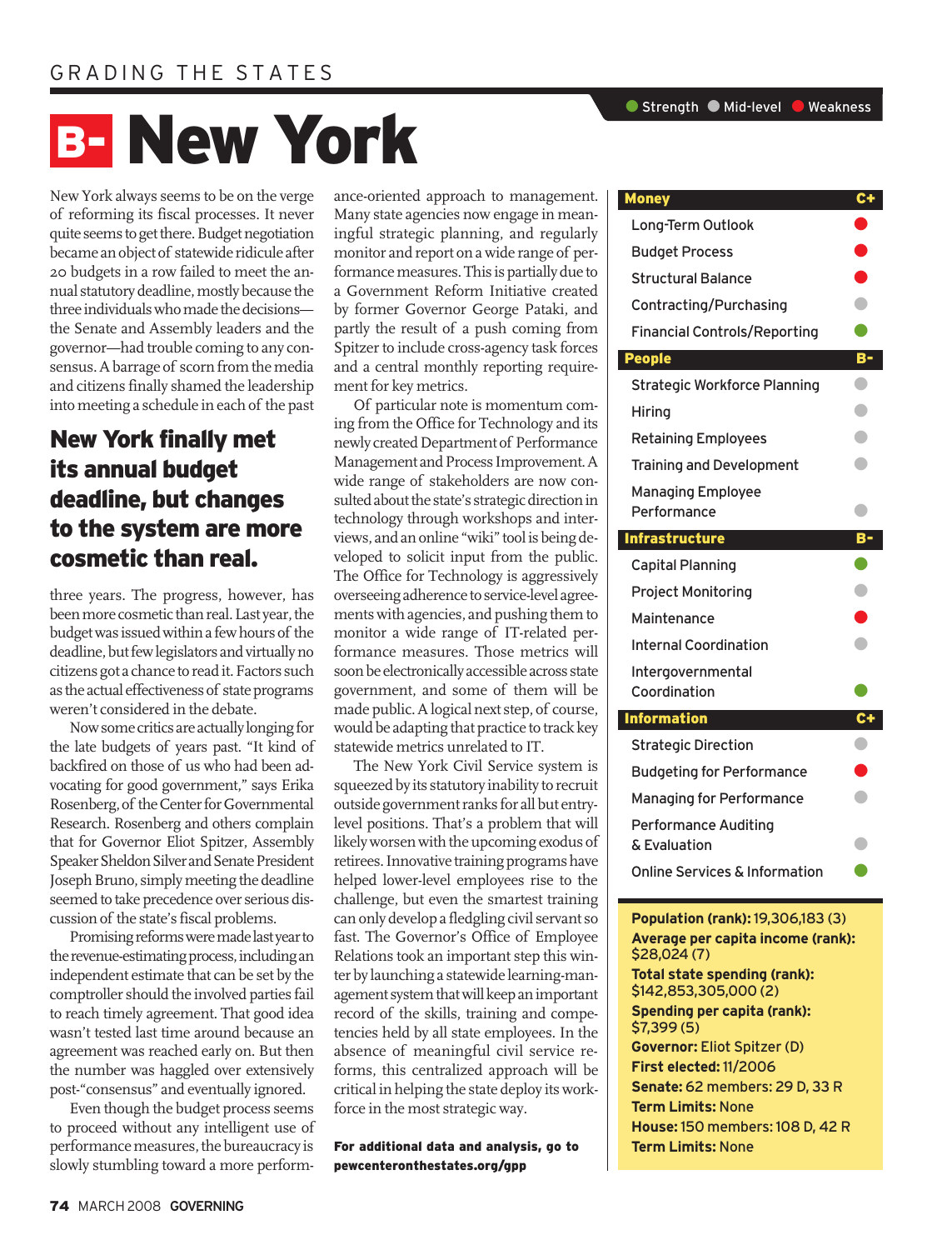GRADING THE STATES

# B- New York

New York always seems to be on the verge of reforming its fiscal processes. It never quite seems to get there. Budget negotiation became an object of statewide ridicule after 20 budgets in a row failed to meet the annual statutory deadline, mostly because the three individuals who made the decisions—the Senate and Assembly leaders and the governor—had trouble coming to any consensus. A barrage of scorn from the media and citizens finally shamed the leadership into meeting a schedule in each of the past three years. The progress, however, has been more cosmetic than real. Last year, the budget was issued within a few hours of the deadline, but few legislators and virtually no citizens got a chance to read it. Factors such as the actual effectiveness of state programs weren't considered in the debate.

**New York finally met its annual budget deadline, but changes to the system are more cosmetic than real.**

Now some critics are actually longing for the late budgets of years past. "It kind of backfired on those of us who had been advocating for good government," says Erika Rosenberg, of the Center for Governmental Research. Rosenberg and others complain that for Governor Eliot Spitzer, Assembly Speaker Sheldon Silver and Senate President Joseph Bruno, simply meeting the deadline seemed to take precedence over serious discussion of the state's fiscal problems.

Promising reforms were made last year to the revenue-estimating process, including an independent estimate that can be set by the comptroller should the involved parties fail to reach timely agreement. That good idea wasn't tested last time around because an agreement was reached early on. But then the number was haggled over extensively post-"consensus" and eventually ignored.

Even though the budget process seems to proceed without any intelligent use of performance measures, the bureaucracy is slowly stumbling toward a more performance-oriented approach to management. Many state agencies now engage in meaningful strategic planning, and regularly monitor and report on a wide range of performance measures. This is partially due to a Government Reform Initiative created by former Governor George Pataki, and partly the result of a push coming from Spitzer to include cross-agency task forces and a central monthly reporting requirement for key metrics.

Of particular note is momentum coming from the Office for Technology and its newly created Department of Performance Management and Process Improvement. A wide range of stakeholders are now consulted about the state's strategic direction in technology through workshops and interviews, and an online "wiki" tool is being developed to solicit input from the public. The Office for Technology is aggressively overseeing adherence to service-level agreements with agencies, and pushing them to monitor a wide range of IT-related performance measures. Those metrics will soon be electronically accessible across state government, and some of them will be made public. A logical next step, of course, would be adapting that practice to track key statewide metrics unrelated to IT.

The New York Civil Service system is squeezed by its statutory inability to recruit outside government ranks for all but entry-level positions. That's a problem that will likely worsen with the upcoming exodus of retirees. Innovative training programs have helped lower-level employees rise to the challenge, but even the smartest training can only develop a fledgling civil servant so fast. The Governor's Office of Employee Relations took an important step this winter by launching a statewide learning-management system that will keep an important record of the skills, training and competencies held by all state employees. In the absence of meaningful civil service reforms, this centralized approach will be critical in helping the state deploy its workforce in the most strategic way.

**For additional data and analysis, go to pewcenteronthestates.org/gpp**

Legend: ● Strength ● Mid-level ● Weakness

| Category | Grade / Rating |
|---|---|
| **Money** | **C+** |
| Long-Term Outlook | Weakness |
| Budget Process | Weakness |
| Structural Balance | Weakness |
| Contracting/Purchasing | Mid-level |
| Financial Controls/Reporting | Strength |
| **People** | **B-** |
| Strategic Workforce Planning | Mid-level |
| Hiring | Mid-level |
| Retaining Employees | Mid-level |
| Training and Development | Mid-level |
| Managing Employee Performance | Mid-level |
| **Infrastructure** | **B-** |
| Capital Planning | Strength |
| Project Monitoring | Mid-level |
| Maintenance | Weakness |
| Internal Coordination | Mid-level |
| Intergovernmental Coordination | Strength |
| **Information** | **C+** |
| Strategic Direction | Mid-level |
| Budgeting for Performance | Weakness |
| Managing for Performance | Mid-level |
| Performance Auditing & Evaluation | Mid-level |
| Online Services & Information | Strength |

**Population (rank):** 19,306,183 (3)
**Average per capita income (rank):** $28,024 (7)
**Total state spending (rank):** $142,853,305,000 (2)
**Spending per capita (rank):** $7,399 (5)
**Governor:** Eliot Spitzer (D)
**First elected:** 11/2006
**Senate:** 62 members: 29 D, 33 R
**Term Limits:** None
**House:** 150 members: 108 D, 42 R
**Term Limits:** None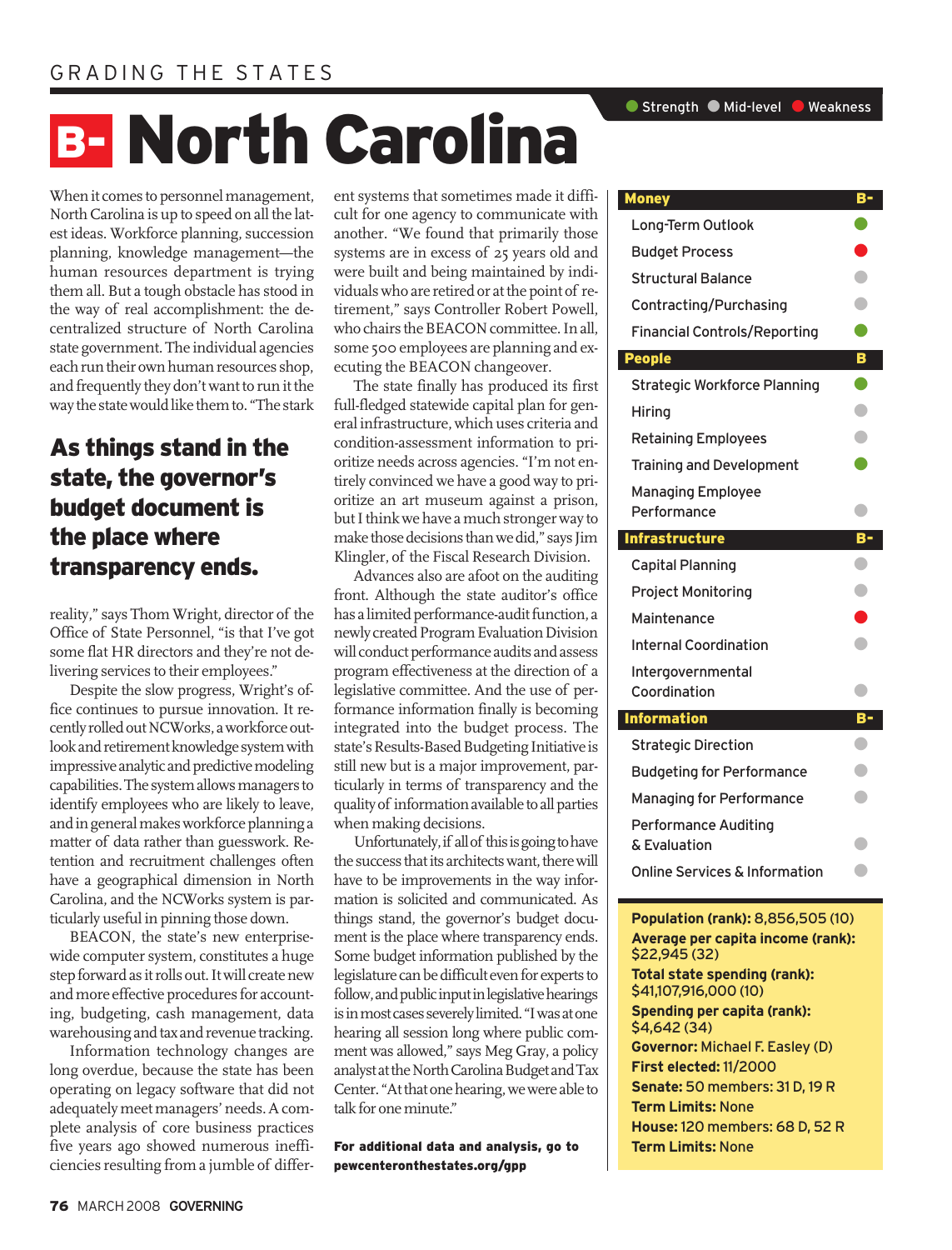GRADING THE STATES

# B- North Carolina

When it comes to personnel management, North Carolina is up to speed on all the latest ideas. Workforce planning, succession planning, knowledge management—the human resources department is trying them all. But a tough obstacle has stood in the way of real accomplishment: the decentralized structure of North Carolina state government. The individual agencies each run their own human resources shop, and frequently they don't want to run it the way the state would like them to. "The stark reality," says Thom Wright, director of the Office of State Personnel, "is that I've got some flat HR directors and they're not delivering services to their employees."

**As things stand in the state, the governor's budget document is the place where transparency ends.**

Despite the slow progress, Wright's office continues to pursue innovation. It recently rolled out NCWorks, a workforce outlook and retirement knowledge system with impressive analytic and predictive modeling capabilities. The system allows managers to identify employees who are likely to leave, and in general makes workforce planning a matter of data rather than guesswork. Retention and recruitment challenges often have a geographical dimension in North Carolina, and the NCWorks system is particularly useful in pinning those down.

BEACON, the state's new enterprise-wide computer system, constitutes a huge step forward as it rolls out. It will create new and more effective procedures for accounting, budgeting, cash management, data warehousing and tax and revenue tracking.

Information technology changes are long overdue, because the state has been operating on legacy software that did not adequately meet managers' needs. A complete analysis of core business practices five years ago showed numerous inefficiencies resulting from a jumble of different systems that sometimes made it difficult for one agency to communicate with another. "We found that primarily those systems are in excess of 25 years old and were built and being maintained by individuals who are retired or at the point of retirement," says Controller Robert Powell, who chairs the BEACON committee. In all, some 500 employees are planning and executing the BEACON changeover.

The state finally has produced its first full-fledged statewide capital plan for general infrastructure, which uses criteria and condition-assessment information to prioritize needs across agencies. "I'm not entirely convinced we have a good way to prioritize an art museum against a prison, but I think we have a much stronger way to make those decisions than we did," says Jim Klingler, of the Fiscal Research Division.

Advances also are afoot on the auditing front. Although the state auditor's office has a limited performance-audit function, a newly created Program Evaluation Division will conduct performance audits and assess program effectiveness at the direction of a legislative committee. And the use of performance information finally is becoming integrated into the budget process. The state's Results-Based Budgeting Initiative is still new but is a major improvement, particularly in terms of transparency and the quality of information available to all parties when making decisions.

Unfortunately, if all of this is going to have the success that its architects want, there will have to be improvements in the way information is solicited and communicated. As things stand, the governor's budget document is the place where transparency ends. Some budget information published by the legislature can be difficult even for experts to follow, and public input in legislative hearings is in most cases severely limited. "I was at one hearing all session long where public comment was allowed," says Meg Gray, a policy analyst at the North Carolina Budget and Tax Center. "At that one hearing, we were able to talk for one minute."

**For additional data and analysis, go to pewcenteronthestates.org/gpp**

● Strength ● Mid-level ● Weakness

| Category | Grade |
|---|---|
| **Money** | **B-** |
| Long-Term Outlook | Strength |
| Budget Process | Weakness |
| Structural Balance | Mid-level |
| Contracting/Purchasing | Mid-level |
| Financial Controls/Reporting | Strength |
| **People** | **B** |
| Strategic Workforce Planning | Strength |
| Hiring | Mid-level |
| Retaining Employees | Mid-level |
| Training and Development | Strength |
| Managing Employee Performance | Mid-level |
| **Infrastructure** | **B-** |
| Capital Planning | Mid-level |
| Project Monitoring | Mid-level |
| Maintenance | Weakness |
| Internal Coordination | Mid-level |
| Intergovernmental Coordination | Mid-level |
| **Information** | **B-** |
| Strategic Direction | Mid-level |
| Budgeting for Performance | Mid-level |
| Managing for Performance | Mid-level |
| Performance Auditing & Evaluation | Mid-level |
| Online Services & Information | Mid-level |

**Population (rank):** 8,856,505 (10)
**Average per capita income (rank):** $22,945 (32)
**Total state spending (rank):** $41,107,916,000 (10)
**Spending per capita (rank):** $4,642 (34)
**Governor:** Michael F. Easley (D)
**First elected:** 11/2000
**Senate:** 50 members: 31 D, 19 R
**Term Limits:** None
**House:** 120 members: 68 D, 52 R
**Term Limits:** None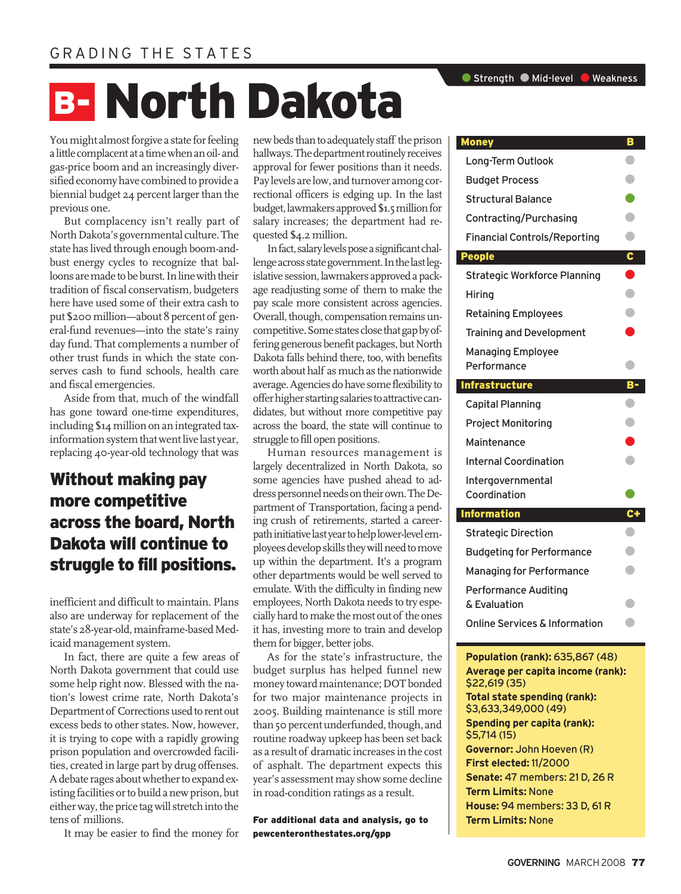GRADING THE STATES

# B- North Dakota

You might almost forgive a state for feeling a little complacent at a time when an oil- and gas-price boom and an increasingly diversified economy have combined to provide a biennial budget 24 percent larger than the previous one.

But complacency isn't really part of North Dakota's governmental culture. The state has lived through enough boom-and-bust energy cycles to recognize that balloons are made to be burst. In line with their tradition of fiscal conservatism, budgeters here have used some of their extra cash to put $200 million—about 8 percent of general-fund revenues—into the state's rainy day fund. That complements a number of other trust funds in which the state conserves cash to fund schools, health care and fiscal emergencies.

Aside from that, much of the windfall has gone toward one-time expenditures, including $14 million on an integrated tax-information system that went live last year, replacing 40-year-old technology that was inefficient and difficult to maintain. Plans also are underway for replacement of the state's 28-year-old, mainframe-based Medicaid management system.

**Without making pay more competitive across the board, North Dakota will continue to struggle to fill positions.**

In fact, there are quite a few areas of North Dakota government that could use some help right now. Blessed with the nation's lowest crime rate, North Dakota's Department of Corrections used to rent out excess beds to other states. Now, however, it is trying to cope with a rapidly growing prison population and overcrowded facilities, created in large part by drug offenses. A debate rages about whether to expand existing facilities or to build a new prison, but either way, the price tag will stretch into the tens of millions.

It may be easier to find the money for new beds than to adequately staff the prison hallways. The department routinely receives approval for fewer positions than it needs. Pay levels are low, and turnover among correctional officers is edging up. In the last budget, lawmakers approved $1.5 million for salary increases; the department had requested $4.2 million.

In fact, salary levels pose a significant challenge across state government. In the last legislative session, lawmakers approved a package readjusting some of them to make the pay scale more consistent across agencies. Overall, though, compensation remains uncompetitive. Some states close that gap by offering generous benefit packages, but North Dakota falls behind there, too, with benefits worth about half as much as the nationwide average. Agencies do have some flexibility to offer higher starting salaries to attractive candidates, but without more competitive pay across the board, the state will continue to struggle to fill open positions.

Human resources management is largely decentralized in North Dakota, so some agencies have pushed ahead to address personnel needs on their own. The Department of Transportation, facing a pending crush of retirements, started a career-path initiative last year to help lower-level employees develop skills they will need to move up within the department. It's a program other departments would be well served to emulate. With the difficulty in finding new employees, North Dakota needs to try especially hard to make the most out of the ones it has, investing more to train and develop them for bigger, better jobs.

As for the state's infrastructure, the budget surplus has helped funnel new money toward maintenance; DOT bonded for two major maintenance projects in 2005. Building maintenance is still more than 50 percent underfunded, though, and routine roadway upkeep has been set back as a result of dramatic increases in the cost of asphalt. The department expects this year's assessment may show some decline in road-condition ratings as a result.

**For additional data and analysis, go to pewcenteronthestates.org/gpp**

● Strength ● Mid-level ● Weakness

| Category | Grade / Rating |
|---|---|
| **Money** | **B** |
| Long-Term Outlook | Mid-level |
| Budget Process | Mid-level |
| Structural Balance | Strength |
| Contracting/Purchasing | Mid-level |
| Financial Controls/Reporting | Mid-level |
| **People** | **C** |
| Strategic Workforce Planning | Weakness |
| Hiring | Mid-level |
| Retaining Employees | Mid-level |
| Training and Development | Weakness |
| Managing Employee Performance | Mid-level |
| **Infrastructure** | **B-** |
| Capital Planning | Mid-level |
| Project Monitoring | Mid-level |
| Maintenance | Weakness |
| Internal Coordination | Mid-level |
| Intergovernmental Coordination | Strength |
| **Information** | **C+** |
| Strategic Direction | Mid-level |
| Budgeting for Performance | Mid-level |
| Managing for Performance | Mid-level |
| Performance Auditing & Evaluation | Mid-level |
| Online Services & Information | Mid-level |

**Population (rank):** 635,867 (48)
**Average per capita income (rank):** $22,619 (35)
**Total state spending (rank):** $3,633,349,000 (49)
**Spending per capita (rank):** $5,714 (15)
**Governor:** John Hoeven (R)
**First elected:** 11/2000
**Senate:** 47 members: 21 D, 26 R
**Term Limits:** None
**House:** 94 members: 33 D, 61 R
**Term Limits:** None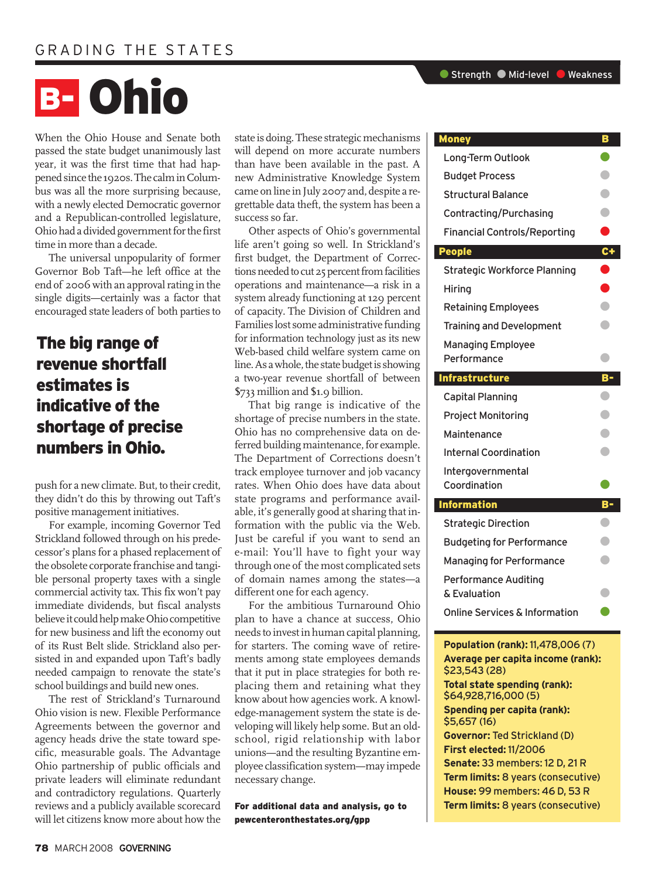GRADING THE STATES

# B- Ohio

When the Ohio House and Senate both passed the state budget unanimously last year, it was the first time that had happened since the 1920s. The calm in Columbus was all the more surprising because, with a newly elected Democratic governor and a Republican-controlled legislature, Ohio had a divided government for the first time in more than a decade.

The universal unpopularity of former Governor Bob Taft—he left office at the end of 2006 with an approval rating in the single digits—certainly was a factor that encouraged state leaders of both parties to push for a new climate. But, to their credit, they didn't do this by throwing out Taft's positive management initiatives.

**The big range of revenue shortfall estimates is indicative of the shortage of precise numbers in Ohio.**

For example, incoming Governor Ted Strickland followed through on his predecessor's plans for a phased replacement of the obsolete corporate franchise and tangible personal property taxes with a single commercial activity tax. This fix won't pay immediate dividends, but fiscal analysts believe it could help make Ohio competitive for new business and lift the economy out of its Rust Belt slide. Strickland also persisted in and expanded upon Taft's badly needed campaign to renovate the state's school buildings and build new ones.

The rest of Strickland's Turnaround Ohio vision is new. Flexible Performance Agreements between the governor and agency heads drive the state toward specific, measurable goals. The Advantage Ohio partnership of public officials and private leaders will eliminate redundant and contradictory regulations. Quarterly reviews and a publicly available scorecard will let citizens know more about how the state is doing. These strategic mechanisms will depend on more accurate numbers than have been available in the past. A new Administrative Knowledge System came on line in July 2007 and, despite a regrettable data theft, the system has been a success so far.

Other aspects of Ohio's governmental life aren't going so well. In Strickland's first budget, the Department of Corrections needed to cut 25 percent from facilities operations and maintenance—a risk in a system already functioning at 129 percent of capacity. The Division of Children and Families lost some administrative funding for information technology just as its new Web-based child welfare system came on line. As a whole, the state budget is showing a two-year revenue shortfall of between $733 million and $1.9 billion.

That big range is indicative of the shortage of precise numbers in the state. Ohio has no comprehensive data on deferred building maintenance, for example. The Department of Corrections doesn't track employee turnover and job vacancy rates. When Ohio does have data about state programs and performance available, it's generally good at sharing that information with the public via the Web. Just be careful if you want to send an e-mail: You'll have to fight your way through one of the most complicated sets of domain names among the states—a different one for each agency.

For the ambitious Turnaround Ohio plan to have a chance at success, Ohio needs to invest in human capital planning, for starters. The coming wave of retirements among state employees demands that it put in place strategies for both replacing them and retaining what they know about how agencies work. A knowledge-management system the state is developing will likely help some. But an old-school, rigid relationship with labor unions—and the resulting Byzantine employee classification system—may impede necessary change.

**For additional data and analysis, go to pewcenteronthestates.org/gpp**

Legend: Strength / Mid-level / Weakness

| Category | Grade / Rating |
|---|---|
| **Money** | **B** |
| Long-Term Outlook | Strength |
| Budget Process | Mid-level |
| Structural Balance | Mid-level |
| Contracting/Purchasing | Mid-level |
| Financial Controls/Reporting | Weakness |
| **People** | **C+** |
| Strategic Workforce Planning | Weakness |
| Hiring | Weakness |
| Retaining Employees | Mid-level |
| Training and Development | Mid-level |
| Managing Employee Performance | Mid-level |
| **Infrastructure** | **B-** |
| Capital Planning | Mid-level |
| Project Monitoring | Mid-level |
| Maintenance | Mid-level |
| Internal Coordination | Mid-level |
| Intergovernmental Coordination | Strength |
| **Information** | **B-** |
| Strategic Direction | Mid-level |
| Budgeting for Performance | Mid-level |
| Managing for Performance | Mid-level |
| Performance Auditing & Evaluation | Mid-level |
| Online Services & Information | Strength |

**Population (rank):** 11,478,006 (7)
**Average per capita income (rank):** $23,543 (28)
**Total state spending (rank):** $64,928,716,000 (5)
**Spending per capita (rank):** $5,657 (16)
**Governor:** Ted Strickland (D)
**First elected:** 11/2006
**Senate:** 33 members: 12 D, 21 R
**Term limits:** 8 years (consecutive)
**House:** 99 members: 46 D, 53 R
**Term limits:** 8 years (consecutive)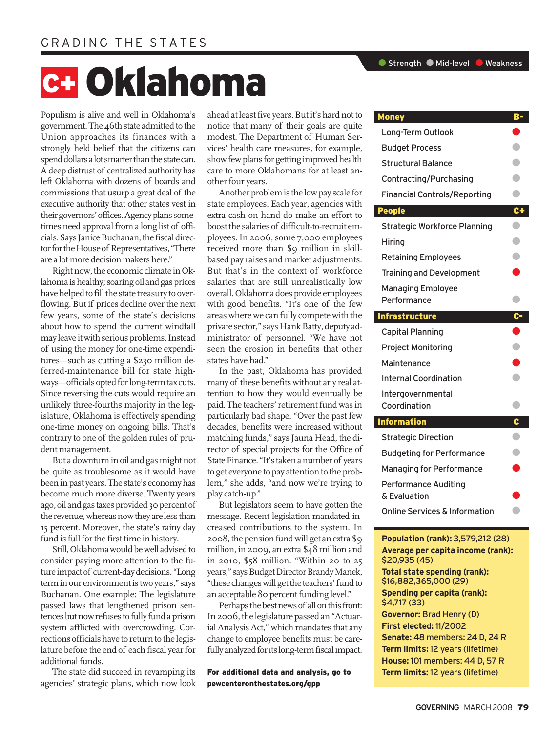GRADING THE STATES

# C+ Oklahoma

Populism is alive and well in Oklahoma's government. The 46th state admitted to the Union approaches its finances with a strongly held belief that the citizens can spend dollars a lot smarter than the state can. A deep distrust of centralized authority has left Oklahoma with dozens of boards and commissions that usurp a great deal of the executive authority that other states vest in their governors' offices. Agency plans sometimes need approval from a long list of officials. Says Janice Buchanan, the fiscal director for the House of Representatives, "There are a lot more decision makers here."

Right now, the economic climate in Oklahoma is healthy; soaring oil and gas prices have helped to fill the state treasury to overflowing. But if prices decline over the next few years, some of the state's decisions about how to spend the current windfall may leave it with serious problems. Instead of using the money for one-time expenditures—such as cutting a $230 million deferred-maintenance bill for state highways—officials opted for long-term tax cuts. Since reversing the cuts would require an unlikely three-fourths majority in the legislature, Oklahoma is effectively spending one-time money on ongoing bills. That's contrary to one of the golden rules of prudent management.

But a downturn in oil and gas might not be quite as troublesome as it would have been in past years. The state's economy has become much more diverse. Twenty years ago, oil and gas taxes provided 30 percent of the revenue, whereas now they are less than 15 percent. Moreover, the state's rainy day fund is full for the first time in history.

Still, Oklahoma would be well advised to consider paying more attention to the future impact of current-day decisions. "Long term in our environment is two years," says Buchanan. One example: The legislature passed laws that lengthened prison sentences but now refuses to fully fund a prison system afflicted with overcrowding. Corrections officials have to return to the legislature before the end of each fiscal year for additional funds.

The state did succeed in revamping its agencies' strategic plans, which now look ahead at least five years. But it's hard not to notice that many of their goals are quite modest. The Department of Human Services' health care measures, for example, show few plans for getting improved health care to more Oklahomans for at least another four years.

Another problem is the low pay scale for state employees. Each year, agencies with extra cash on hand do make an effort to boost the salaries of difficult-to-recruit employees. In 2006, some 7,000 employees received more than $9 million in skill-based pay raises and market adjustments. But that's in the context of workforce salaries that are still unrealistically low overall. Oklahoma does provide employees with good benefits. "It's one of the few areas where we can fully compete with the private sector," says Hank Batty, deputy administrator of personnel. "We have not seen the erosion in benefits that other states have had."

In the past, Oklahoma has provided many of these benefits without any real attention to how they would eventually be paid. The teachers' retirement fund was in particularly bad shape. "Over the past few decades, benefits were increased without matching funds," says Jauna Head, the director of special projects for the Office of State Finance. "It's taken a number of years to get everyone to pay attention to the problem," she adds, "and now we're trying to play catch-up."

But legislators seem to have gotten the message. Recent legislation mandated increased contributions to the system. In 2008, the pension fund will get an extra $9 million, in 2009, an extra $48 million and in 2010, $58 million. "Within 20 to 25 years," says Budget Director Brandy Manek, "these changes will get the teachers' fund to an acceptable 80 percent funding level."

Perhaps the best news of all on this front: In 2006, the legislature passed an "Actuarial Analysis Act," which mandates that any change to employee benefits must be carefully analyzed for its long-term fiscal impact.

**For additional data and analysis, go to pewcenteronthestates.org/gpp**

Legend: Strength / Mid-level / Weakness

| Category | Grade / Rating |
|---|---|
| **Money** | **B-** |
| Long-Term Outlook | Weakness |
| Budget Process | Mid-level |
| Structural Balance | Mid-level |
| Contracting/Purchasing | Mid-level |
| Financial Controls/Reporting | Mid-level |
| **People** | **C+** |
| Strategic Workforce Planning | Mid-level |
| Hiring | Mid-level |
| Retaining Employees | Mid-level |
| Training and Development | Weakness |
| Managing Employee Performance | Mid-level |
| **Infrastructure** | **C-** |
| Capital Planning | Weakness |
| Project Monitoring | Mid-level |
| Maintenance | Weakness |
| Internal Coordination | Mid-level |
| Intergovernmental Coordination | Mid-level |
| **Information** | **C** |
| Strategic Direction | Mid-level |
| Budgeting for Performance | Mid-level |
| Managing for Performance | Weakness |
| Performance Auditing & Evaluation | Weakness |
| Online Services & Information | Mid-level |

**Population (rank):** 3,579,212 (28)
**Average per capita income (rank):** $20,935 (45)
**Total state spending (rank):** $16,882,365,000 (29)
**Spending per capita (rank):** $4,717 (33)
**Governor:** Brad Henry (D)
**First elected:** 11/2002
**Senate:** 48 members: 24 D, 24 R
**Term limits:** 12 years (lifetime)
**House:** 101 members: 44 D, 57 R
**Term limits:** 12 years (lifetime)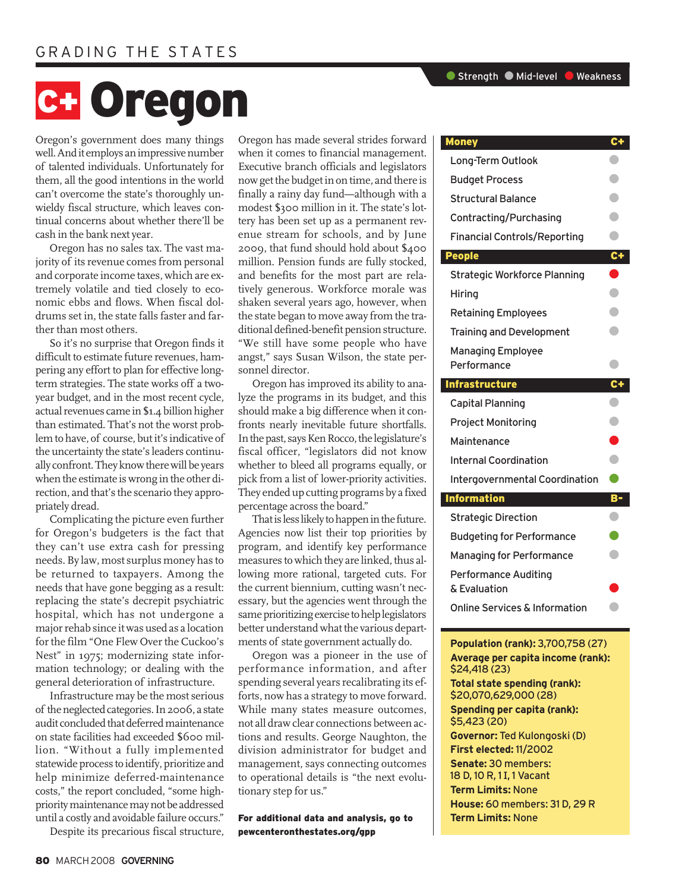GRADING THE STATES

# C+ Oregon

Oregon's government does many things well. And it employs an impressive number of talented individuals. Unfortunately for them, all the good intentions in the world can't overcome the state's thoroughly unwieldy fiscal structure, which leaves continual concerns about whether there'll be cash in the bank next year.

Oregon has no sales tax. The vast majority of its revenue comes from personal and corporate income taxes, which are extremely volatile and tied closely to economic ebbs and flows. When fiscal doldrums set in, the state falls faster and farther than most others.

So it's no surprise that Oregon finds it difficult to estimate future revenues, hampering any effort to plan for effective long-term strategies. The state works off a two-year budget, and in the most recent cycle, actual revenues came in $1.4 billion higher than estimated. That's not the worst problem to have, of course, but it's indicative of the uncertainty the state's leaders continually confront. They know there will be years when the estimate is wrong in the other direction, and that's the scenario they appropriately dread.

Complicating the picture even further for Oregon's budgeters is the fact that they can't use extra cash for pressing needs. By law, most surplus money has to be returned to taxpayers. Among the needs that have gone begging as a result: replacing the state's decrepit psychiatric hospital, which has not undergone a major rehab since it was used as a location for the film "One Flew Over the Cuckoo's Nest" in 1975; modernizing state information technology; or dealing with the general deterioration of infrastructure.

Infrastructure may be the most serious of the neglected categories. In 2006, a state audit concluded that deferred maintenance on state facilities had exceeded $600 million. "Without a fully implemented statewide process to identify, prioritize and help minimize deferred-maintenance costs," the report concluded, "some high-priority maintenance may not be addressed until a costly and avoidable failure occurs."

Despite its precarious fiscal structure, Oregon has made several strides forward when it comes to financial management. Executive branch officials and legislators now get the budget in on time, and there is finally a rainy day fund—although with a modest $300 million in it. The state's lottery has been set up as a permanent revenue stream for schools, and by June 2009, that fund should hold about $400 million. Pension funds are fully stocked, and benefits for the most part are relatively generous. Workforce morale was shaken several years ago, however, when the state began to move away from the traditional defined-benefit pension structure. "We still have some people who have angst," says Susan Wilson, the state personnel director.

Oregon has improved its ability to analyze the programs in its budget, and this should make a big difference when it confronts nearly inevitable future shortfalls. In the past, says Ken Rocco, the legislature's fiscal officer, "legislators did not know whether to bleed all programs equally, or pick from a list of lower-priority activities. They ended up cutting programs by a fixed percentage across the board."

That is less likely to happen in the future. Agencies now list their top priorities by program, and identify key performance measures to which they are linked, thus allowing more rational, targeted cuts. For the current biennium, cutting wasn't necessary, but the agencies went through the same prioritizing exercise to help legislators better understand what the various departments of state government actually do.

Oregon was a pioneer in the use of performance information, and after spending several years recalibrating its efforts, now has a strategy to move forward. While many states measure outcomes, not all draw clear connections between actions and results. George Naughton, the division administrator for budget and management, says connecting outcomes to operational details is "the next evolutionary step for us."

**For additional data and analysis, go to pewcenteronthestates.org/gpp**

Legend: Strength / Mid-level / Weakness

| Category | Grade / Rating |
|---|---|
| **Money** | **C+** |
| Long-Term Outlook | Mid-level |
| Budget Process | Mid-level |
| Structural Balance | Mid-level |
| Contracting/Purchasing | Mid-level |
| Financial Controls/Reporting | Mid-level |
| **People** | **C+** |
| Strategic Workforce Planning | Weakness |
| Hiring | Mid-level |
| Retaining Employees | Mid-level |
| Training and Development | Mid-level |
| Managing Employee Performance | Mid-level |
| **Infrastructure** | **C+** |
| Capital Planning | Mid-level |
| Project Monitoring | Mid-level |
| Maintenance | Weakness |
| Internal Coordination | Mid-level |
| Intergovernmental Coordination | Strength |
| **Information** | **B-** |
| Strategic Direction | Mid-level |
| Budgeting for Performance | Strength |
| Managing for Performance | Mid-level |
| Performance Auditing & Evaluation | Weakness |
| Online Services & Information | Mid-level |

**Population (rank):** 3,700,758 (27)
**Average per capita income (rank):** $24,418 (23)
**Total state spending (rank):** $20,070,629,000 (28)
**Spending per capita (rank):** $5,423 (20)
**Governor:** Ted Kulongoski (D)
**First elected:** 11/2002
**Senate:** 30 members: 18 D, 10 R, 1 I, 1 Vacant
**Term Limits:** None
**House:** 60 members: 31 D, 29 R
**Term Limits:** None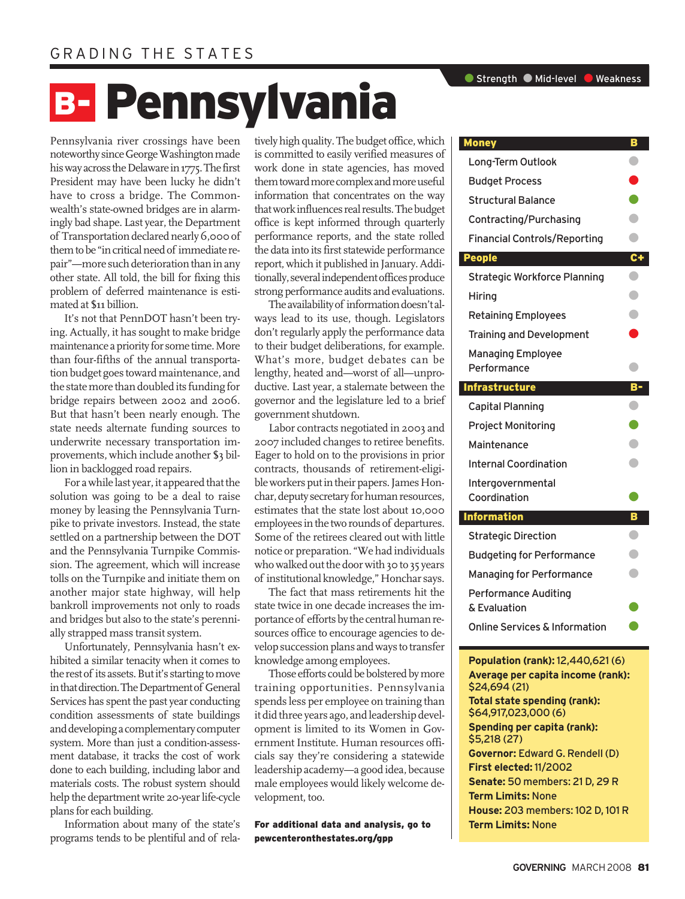GRADING THE STATES

# B- Pennsylvania

Pennsylvania river crossings have been noteworthy since George Washington made his way across the Delaware in 1775. The first President may have been lucky he didn't have to cross a bridge. The Commonwealth's state-owned bridges are in alarmingly bad shape. Last year, the Department of Transportation declared nearly 6,000 of them to be "in critical need of immediate repair"—more such deterioration than in any other state. All told, the bill for fixing this problem of deferred maintenance is estimated at $11 billion.

It's not that PennDOT hasn't been trying. Actually, it has sought to make bridge maintenance a priority for some time. More than four-fifths of the annual transportation budget goes toward maintenance, and the state more than doubled its funding for bridge repairs between 2002 and 2006. But that hasn't been nearly enough. The state needs alternate funding sources to underwrite necessary transportation improvements, which include another $3 billion in backlogged road repairs.

For a while last year, it appeared that the solution was going to be a deal to raise money by leasing the Pennsylvania Turnpike to private investors. Instead, the state settled on a partnership between the DOT and the Pennsylvania Turnpike Commission. The agreement, which will increase tolls on the Turnpike and initiate them on another major state highway, will help bankroll improvements not only to roads and bridges but also to the state's perennially strapped mass transit system.

Unfortunately, Pennsylvania hasn't exhibited a similar tenacity when it comes to the rest of its assets. But it's starting to move in that direction. The Department of General Services has spent the past year conducting condition assessments of state buildings and developing a complementary computer system. More than just a condition-assessment database, it tracks the cost of work done to each building, including labor and materials costs. The robust system should help the department write 20-year life-cycle plans for each building.

Information about many of the state's programs tends to be plentiful and of relatively high quality. The budget office, which is committed to easily verified measures of work done in state agencies, has moved them toward more complex and more useful information that concentrates on the way that work influences real results. The budget office is kept informed through quarterly performance reports, and the state rolled the data into its first statewide performance report, which it published in January. Additionally, several independent offices produce strong performance audits and evaluations.

The availability of information doesn't always lead to its use, though. Legislators don't regularly apply the performance data to their budget deliberations, for example. What's more, budget debates can be lengthy, heated and—worst of all—unproductive. Last year, a stalemate between the governor and the legislature led to a brief government shutdown.

Labor contracts negotiated in 2003 and 2007 included changes to retiree benefits. Eager to hold on to the provisions in prior contracts, thousands of retirement-eligible workers put in their papers. James Honchar, deputy secretary for human resources, estimates that the state lost about 10,000 employees in the two rounds of departures. Some of the retirees cleared out with little notice or preparation. "We had individuals who walked out the door with 30 to 35 years of institutional knowledge," Honchar says.

The fact that mass retirements hit the state twice in one decade increases the importance of efforts by the central human resources office to encourage agencies to develop succession plans and ways to transfer knowledge among employees.

Those efforts could be bolstered by more training opportunities. Pennsylvania spends less per employee on training than it did three years ago, and leadership development is limited to its Women in Government Institute. Human resources officials say they're considering a statewide leadership academy—a good idea, because male employees would likely welcome development, too.

**For additional data and analysis, go to pewcenteronthestates.org/gpp**

● Strength ● Mid-level ● Weakness

| Category | Grade |
|---|---|
| **Money** | **B** |
| Long-Term Outlook | Mid-level |
| Budget Process | Weakness |
| Structural Balance | Strength |
| Contracting/Purchasing | Mid-level |
| Financial Controls/Reporting | Mid-level |
| **People** | **C+** |
| Strategic Workforce Planning | Mid-level |
| Hiring | Mid-level |
| Retaining Employees | Mid-level |
| Training and Development | Weakness |
| Managing Employee Performance | Mid-level |
| **Infrastructure** | **B-** |
| Capital Planning | Mid-level |
| Project Monitoring | Strength |
| Maintenance | Mid-level |
| Internal Coordination | Mid-level |
| Intergovernmental Coordination | Strength |
| **Information** | **B** |
| Strategic Direction | Mid-level |
| Budgeting for Performance | Mid-level |
| Managing for Performance | Mid-level |
| Performance Auditing & Evaluation | Strength |
| Online Services & Information | Strength |

**Population (rank):** 12,440,621 (6)
**Average per capita income (rank):** $24,694 (21)
**Total state spending (rank):** $64,917,023,000 (6)
**Spending per capita (rank):** $5,218 (27)
**Governor:** Edward G. Rendell (D)
**First elected:** 11/2002
**Senate:** 50 members: 21 D, 29 R
**Term Limits:** None
**House:** 203 members: 102 D, 101 R
**Term Limits:** None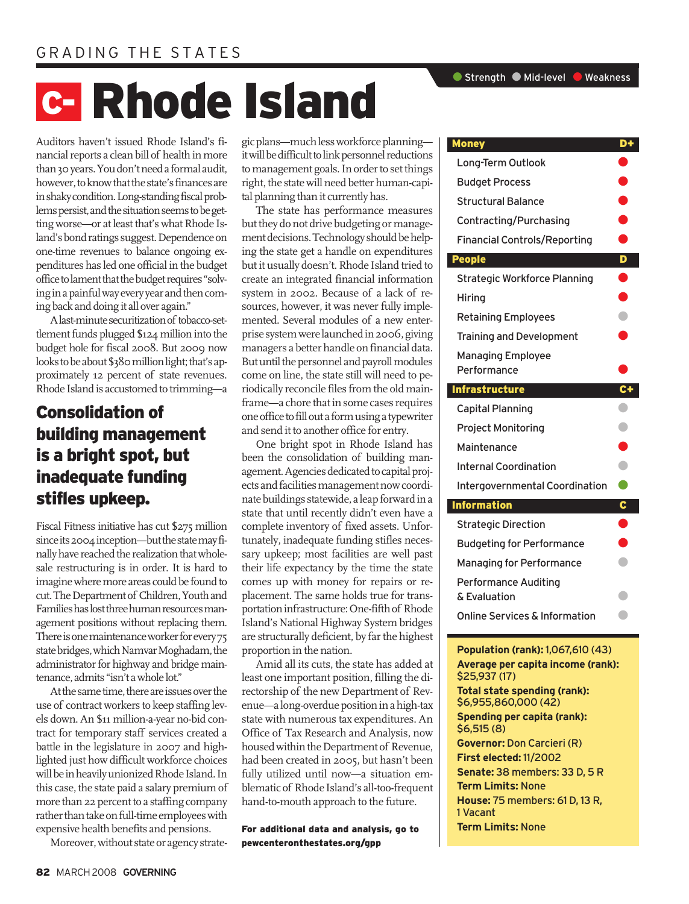GRADING THE STATES

# C- Rhode Island

Auditors haven't issued Rhode Island's financial reports a clean bill of health in more than 30 years. You don't need a formal audit, however, to know that the state's finances are in shaky condition. Long-standing fiscal problems persist, and the situation seems to be getting worse—or at least that's what Rhode Island's bond ratings suggest. Dependence on one-time revenues to balance ongoing expenditures has led one official in the budget office to lament that the budget requires "solving in a painful way every year and then coming back and doing it all over again."

A last-minute securitization of tobacco-settlement funds plugged $124 million into the budget hole for fiscal 2008. But 2009 now looks to be about $380 million light; that's approximately 12 percent of state revenues. Rhode Island is accustomed to trimming—a Fiscal Fitness initiative has cut $275 million since its 2004 inception—but the state may finally have reached the realization that wholesale restructuring is in order. It is hard to imagine where more areas could be found to cut. The Department of Children, Youth and Families has lost three human resources management positions without replacing them. There is one maintenance worker for every 75 state bridges, which Namvar Moghadam, the administrator for highway and bridge maintenance, admits "isn't a whole lot."

## Consolidation of building management is a bright spot, but inadequate funding stifles upkeep.

At the same time, there are issues over the use of contract workers to keep staffing levels down. An $11 million-a-year no-bid contract for temporary staff services created a battle in the legislature in 2007 and highlighted just how difficult workforce choices will be in heavily unionized Rhode Island. In this case, the state paid a salary premium of more than 22 percent to a staffing company rather than take on full-time employees with expensive health benefits and pensions.

Moreover, without state or agency strategic plans—much less workforce planning—it will be difficult to link personnel reductions to management goals. In order to set things right, the state will need better human-capital planning than it currently has.

The state has performance measures but they do not drive budgeting or management decisions. Technology should be helping the state get a handle on expenditures but it usually doesn't. Rhode Island tried to create an integrated financial information system in 2002. Because of a lack of resources, however, it was never fully implemented. Several modules of a new enterprise system were launched in 2006, giving managers a better handle on financial data. But until the personnel and payroll modules come on line, the state still will need to periodically reconcile files from the old mainframe—a chore that in some cases requires one office to fill out a form using a typewriter and send it to another office for entry.

One bright spot in Rhode Island has been the consolidation of building management. Agencies dedicated to capital projects and facilities management now coordinate buildings statewide, a leap forward in a state that until recently didn't even have a complete inventory of fixed assets. Unfortunately, inadequate funding stifles necessary upkeep; most facilities are well past their life expectancy by the time the state comes up with money for repairs or replacement. The same holds true for transportation infrastructure: One-fifth of Rhode Island's National Highway System bridges are structurally deficient, by far the highest proportion in the nation.

Amid all its cuts, the state has added at least one important position, filling the directorship of the new Department of Revenue—a long-overdue position in a high-tax state with numerous tax expenditures. An Office of Tax Research and Analysis, now housed within the Department of Revenue, had been created in 2005, but hasn't been fully utilized until now—a situation emblematic of Rhode Island's all-too-frequent hand-to-mouth approach to the future.

**For additional data and analysis, go to pewcenteronthestates.org/gpp**

Legend: Strength / Mid-level / Weakness

| Category | Grade / Rating |
|---|---|
| **Money** | **D+** |
| Long-Term Outlook | Weakness |
| Budget Process | Weakness |
| Structural Balance | Weakness |
| Contracting/Purchasing | Weakness |
| Financial Controls/Reporting | Weakness |
| **People** | **D** |
| Strategic Workforce Planning | Weakness |
| Hiring | Weakness |
| Retaining Employees | Mid-level |
| Training and Development | Weakness |
| Managing Employee Performance | Weakness |
| **Infrastructure** | **C+** |
| Capital Planning | Mid-level |
| Project Monitoring | Mid-level |
| Maintenance | Weakness |
| Internal Coordination | Mid-level |
| Intergovernmental Coordination | Strength |
| **Information** | **C** |
| Strategic Direction | Weakness |
| Budgeting for Performance | Weakness |
| Managing for Performance | Mid-level |
| Performance Auditing & Evaluation | Mid-level |
| Online Services & Information | Mid-level |

**Population (rank):** 1,067,610 (43)
**Average per capita income (rank):** $25,937 (17)
**Total state spending (rank):** $6,955,860,000 (42)
**Spending per capita (rank):** $6,515 (8)
**Governor:** Don Carcieri (R)
**First elected:** 11/2002
**Senate:** 38 members: 33 D, 5 R
**Term Limits:** None
**House:** 75 members: 61 D, 13 R, 1 Vacant
**Term Limits:** None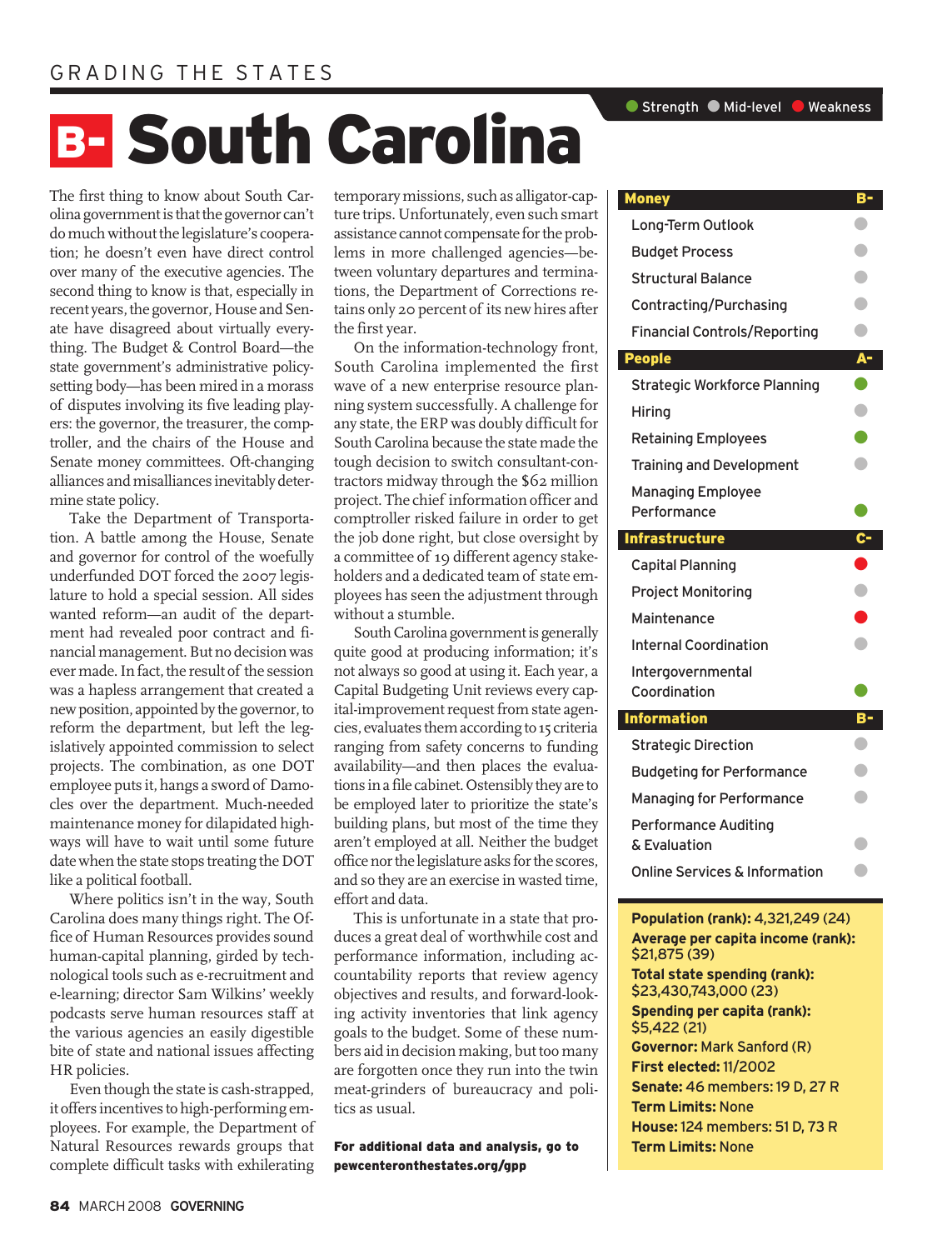# B- South Carolina

The first thing to know about South Carolina government is that the governor can't do much without the legislature's cooperation; he doesn't even have direct control over many of the executive agencies. The second thing to know is that, especially in recent years, the governor, House and Senate have disagreed about virtually everything. The Budget & Control Board—the state government's administrative policy-setting body—has been mired in a morass of disputes involving its five leading players: the governor, the treasurer, the comptroller, and the chairs of the House and Senate money committees. Oft-changing alliances and misalliances inevitably determine state policy.

Take the Department of Transportation. A battle among the House, Senate and governor for control of the woefully underfunded DOT forced the 2007 legislature to hold a special session. All sides wanted reform—an audit of the department had revealed poor contract and financial management. But no decision was ever made. In fact, the result of the session was a hapless arrangement that created a new position, appointed by the governor, to reform the department, but left the legislatively appointed commission to select projects. The combination, as one DOT employee puts it, hangs a sword of Damocles over the department. Much-needed maintenance money for dilapidated highways will have to wait until some future date when the state stops treating the DOT like a political football.

Where politics isn't in the way, South Carolina does many things right. The Office of Human Resources provides sound human-capital planning, girded by technological tools such as e-recruitment and e-learning; director Sam Wilkins' weekly podcasts serve human resources staff at the various agencies an easily digestible bite of state and national issues affecting HR policies.

Even though the state is cash-strapped, it offers incentives to high-performing employees. For example, the Department of Natural Resources rewards groups that complete difficult tasks with exhilerating temporary missions, such as alligator-capture trips. Unfortunately, even such smart assistance cannot compensate for the problems in more challenged agencies—between voluntary departures and terminations, the Department of Corrections retains only 20 percent of its new hires after the first year.

On the information-technology front, South Carolina implemented the first wave of a new enterprise resource planning system successfully. A challenge for any state, the ERP was doubly difficult for South Carolina because the state made the tough decision to switch consultant-contractors midway through the $62 million project. The chief information officer and comptroller risked failure in order to get the job done right, but close oversight by a committee of 19 different agency stakeholders and a dedicated team of state employees has seen the adjustment through without a stumble.

South Carolina government is generally quite good at producing information; it's not always so good at using it. Each year, a Capital Budgeting Unit reviews every capital-improvement request from state agencies, evaluates them according to 15 criteria ranging from safety concerns to funding availability—and then places the evaluations in a file cabinet. Ostensibly they are to be employed later to prioritize the state's building plans, but most of the time they aren't employed at all. Neither the budget office nor the legislature asks for the scores, and so they are an exercise in wasted time, effort and data.

This is unfortunate in a state that produces a great deal of worthwhile cost and performance information, including accountability reports that review agency objectives and results, and forward-looking activity inventories that link agency goals to the budget. Some of these numbers aid in decision making, but too many are forgotten once they run into the twin meat-grinders of bureaucracy and politics as usual.

**For additional data and analysis, go to pewcenteronthestates.org/gpp**

Legend: Strength / Mid-level / Weakness

| Category | Grade / Rating |
|---|---|
| **Money** | **B-** |
| Long-Term Outlook | Mid-level |
| Budget Process | Mid-level |
| Structural Balance | Mid-level |
| Contracting/Purchasing | Mid-level |
| Financial Controls/Reporting | Mid-level |
| **People** | **A-** |
| Strategic Workforce Planning | Strength |
| Hiring | Mid-level |
| Retaining Employees | Strength |
| Training and Development | Mid-level |
| Managing Employee Performance | Strength |
| **Infrastructure** | **C-** |
| Capital Planning | Weakness |
| Project Monitoring | Mid-level |
| Maintenance | Weakness |
| Internal Coordination | Mid-level |
| Intergovernmental Coordination | Strength |
| **Information** | **B-** |
| Strategic Direction | Mid-level |
| Budgeting for Performance | Mid-level |
| Managing for Performance | Mid-level |
| Performance Auditing & Evaluation | Mid-level |
| Online Services & Information | Mid-level |

**Population (rank):** 4,321,249 (24)
**Average per capita income (rank):** $21,875 (39)
**Total state spending (rank):** $23,430,743,000 (23)
**Spending per capita (rank):** $5,422 (21)
**Governor:** Mark Sanford (R)
**First elected:** 11/2002
**Senate:** 46 members: 19 D, 27 R
**Term Limits:** None
**House:** 124 members: 51 D, 73 R
**Term Limits:** None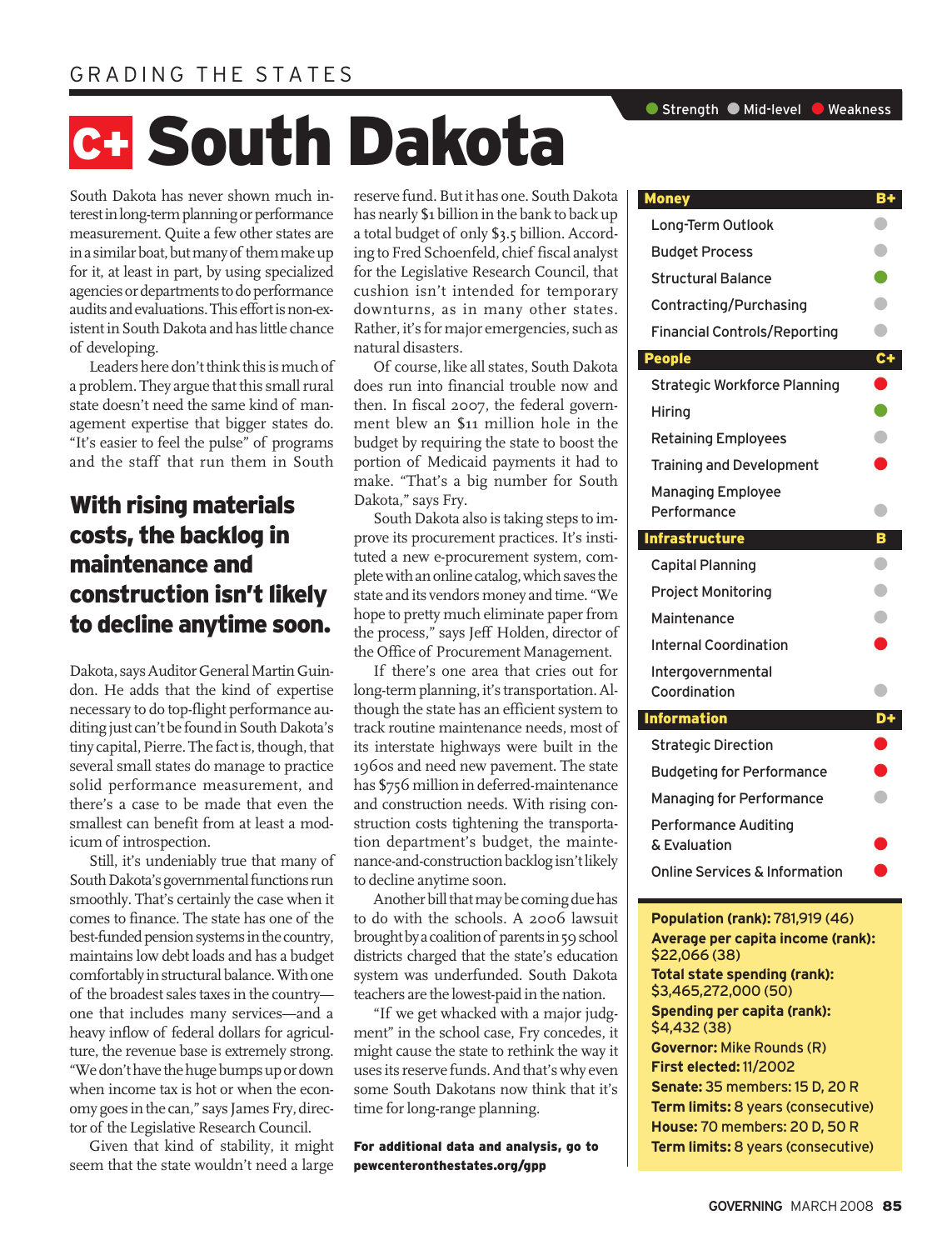GRADING THE STATES

# C+ South Dakota

South Dakota has never shown much interest in long-term planning or performance measurement. Quite a few other states are in a similar boat, but many of them make up for it, at least in part, by using specialized agencies or departments to do performance audits and evaluations. This effort is non-existent in South Dakota and has little chance of developing.

Leaders here don't think this is much of a problem. They argue that this small rural state doesn't need the same kind of management expertise that bigger states do. "It's easier to feel the pulse" of programs and the staff that run them in South Dakota, says Auditor General Martin Guindon. He adds that the kind of expertise necessary to do top-flight performance auditing just can't be found in South Dakota's tiny capital, Pierre. The fact is, though, that several small states do manage to practice solid performance measurement, and there's a case to be made that even the smallest can benefit from at least a modicum of introspection.

**With rising materials costs, the backlog in maintenance and construction isn't likely to decline anytime soon.**

Still, it's undeniably true that many of South Dakota's governmental functions run smoothly. That's certainly the case when it comes to finance. The state has one of the best-funded pension systems in the country, maintains low debt loads and has a budget comfortably in structural balance. With one of the broadest sales taxes in the country—one that includes many services—and a heavy inflow of federal dollars for agriculture, the revenue base is extremely strong. "We don't have the huge bumps up or down when income tax is hot or when the economy goes in the can," says James Fry, director of the Legislative Research Council.

Given that kind of stability, it might seem that the state wouldn't need a large reserve fund. But it has one. South Dakota has nearly $1 billion in the bank to back up a total budget of only $3.5 billion. According to Fred Schoenfeld, chief fiscal analyst for the Legislative Research Council, that cushion isn't intended for temporary downturns, as in many other states. Rather, it's for major emergencies, such as natural disasters.

Of course, like all states, South Dakota does run into financial trouble now and then. In fiscal 2007, the federal government blew an $11 million hole in the budget by requiring the state to boost the portion of Medicaid payments it had to make. "That's a big number for South Dakota," says Fry.

South Dakota also is taking steps to improve its procurement practices. It's instituted a new e-procurement system, complete with an online catalog, which saves the state and its vendors money and time. "We hope to pretty much eliminate paper from the process," says Jeff Holden, director of the Office of Procurement Management.

If there's one area that cries out for long-term planning, it's transportation. Although the state has an efficient system to track routine maintenance needs, most of its interstate highways were built in the 1960s and need new pavement. The state has $756 million in deferred-maintenance and construction needs. With rising construction costs tightening the transportation department's budget, the maintenance-and-construction backlog isn't likely to decline anytime soon.

Another bill that may be coming due has to do with the schools. A 2006 lawsuit brought by a coalition of parents in 59 school districts charged that the state's education system was underfunded. South Dakota teachers are the lowest-paid in the nation.

"If we get whacked with a major judgment" in the school case, Fry concedes, it might cause the state to rethink the way it uses its reserve funds. And that's why even some South Dakotans now think that it's time for long-range planning.

**For additional data and analysis, go to pewcenteronthestates.org/gpp**

Legend: Strength / Mid-level / Weakness

| Category | Grade / Rating |
|---|---|
| **Money** | **B+** |
| Long-Term Outlook | Mid-level |
| Budget Process | Mid-level |
| Structural Balance | Strength |
| Contracting/Purchasing | Mid-level |
| Financial Controls/Reporting | Mid-level |
| **People** | **C+** |
| Strategic Workforce Planning | Weakness |
| Hiring | Strength |
| Retaining Employees | Mid-level |
| Training and Development | Weakness |
| Managing Employee Performance | Mid-level |
| **Infrastructure** | **B** |
| Capital Planning | Mid-level |
| Project Monitoring | Mid-level |
| Maintenance | Mid-level |
| Internal Coordination | Weakness |
| Intergovernmental Coordination | Mid-level |
| **Information** | **D+** |
| Strategic Direction | Weakness |
| Budgeting for Performance | Weakness |
| Managing for Performance | Mid-level |
| Performance Auditing & Evaluation | Weakness |
| Online Services & Information | Weakness |

**Population (rank):** 781,919 (46)
**Average per capita income (rank):** $22,066 (38)
**Total state spending (rank):** $3,465,272,000 (50)
**Spending per capita (rank):** $4,432 (38)
**Governor:** Mike Rounds (R)
**First elected:** 11/2002
**Senate:** 35 members: 15 D, 20 R
**Term limits:** 8 years (consecutive)
**House:** 70 members: 20 D, 50 R
**Term limits:** 8 years (consecutive)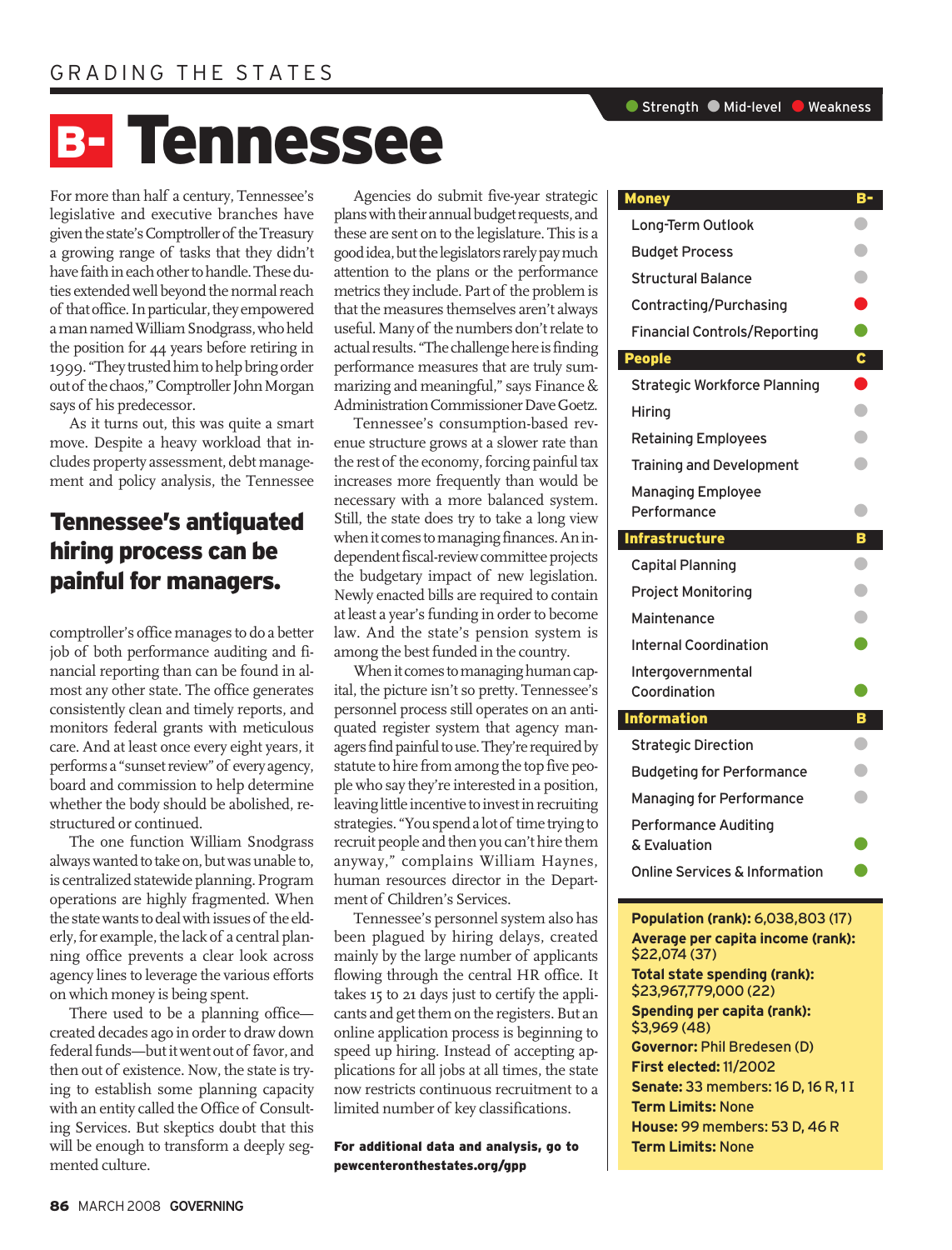GRADING THE STATES

# B- Tennessee

For more than half a century, Tennessee's legislative and executive branches have given the state's Comptroller of the Treasury a growing range of tasks that they didn't have faith in each other to handle. These duties extended well beyond the normal reach of that office. In particular, they empowered a man named William Snodgrass, who held the position for 44 years before retiring in 1999. "They trusted him to help bring order out of the chaos," Comptroller John Morgan says of his predecessor.

As it turns out, this was quite a smart move. Despite a heavy workload that includes property assessment, debt management and policy analysis, the Tennessee comptroller's office manages to do a better job of both performance auditing and financial reporting than can be found in almost any other state. The office generates consistently clean and timely reports, and monitors federal grants with meticulous care. And at least once every eight years, it performs a "sunset review" of every agency, board and commission to help determine whether the body should be abolished, restructured or continued.

**Tennessee's antiquated hiring process can be painful for managers.**

The one function William Snodgrass always wanted to take on, but was unable to, is centralized statewide planning. Program operations are highly fragmented. When the state wants to deal with issues of the elderly, for example, the lack of a central planning office prevents a clear look across agency lines to leverage the various efforts on which money is being spent.

There used to be a planning office—created decades ago in order to draw down federal funds—but it went out of favor, and then out of existence. Now, the state is trying to establish some planning capacity with an entity called the Office of Consulting Services. But skeptics doubt that this will be enough to transform a deeply segmented culture.

Agencies do submit five-year strategic plans with their annual budget requests, and these are sent on to the legislature. This is a good idea, but the legislators rarely pay much attention to the plans or the performance metrics they include. Part of the problem is that the measures themselves aren't always useful. Many of the numbers don't relate to actual results. "The challenge here is finding performance measures that are truly summarizing and meaningful," says Finance & Administration Commissioner Dave Goetz.

Tennessee's consumption-based revenue structure grows at a slower rate than the rest of the economy, forcing painful tax increases more frequently than would be necessary with a more balanced system. Still, the state does try to take a long view when it comes to managing finances. An independent fiscal-review committee projects the budgetary impact of new legislation. Newly enacted bills are required to contain at least a year's funding in order to become law. And the state's pension system is among the best funded in the country.

When it comes to managing human capital, the picture isn't so pretty. Tennessee's personnel process still operates on an antiquated register system that agency managers find painful to use. They're required by statute to hire from among the top five people who say they're interested in a position, leaving little incentive to invest in recruiting strategies. "You spend a lot of time trying to recruit people and then you can't hire them anyway," complains William Haynes, human resources director in the Department of Children's Services.

Tennessee's personnel system also has been plagued by hiring delays, created mainly by the large number of applicants flowing through the central HR office. It takes 15 to 21 days just to certify the applicants and get them on the registers. But an online application process is beginning to speed up hiring. Instead of accepting applications for all jobs at all times, the state now restricts continuous recruitment to a limited number of key classifications.

**For additional data and analysis, go to pewcenteronthestates.org/gpp**

Legend: ● Strength ● Mid-level ● Weakness

| Category | Grade/Rating |
|---|---|
| **Money** | **B-** |
| Long-Term Outlook | Mid-level |
| Budget Process | Mid-level |
| Structural Balance | Mid-level |
| Contracting/Purchasing | Weakness |
| Financial Controls/Reporting | Strength |
| **People** | **C** |
| Strategic Workforce Planning | Weakness |
| Hiring | Mid-level |
| Retaining Employees | Mid-level |
| Training and Development | Mid-level |
| Managing Employee Performance | Mid-level |
| **Infrastructure** | **B** |
| Capital Planning | Mid-level |
| Project Monitoring | Mid-level |
| Maintenance | Mid-level |
| Internal Coordination | Strength |
| Intergovernmental Coordination | Strength |
| **Information** | **B** |
| Strategic Direction | Mid-level |
| Budgeting for Performance | Mid-level |
| Managing for Performance | Mid-level |
| Performance Auditing & Evaluation | Strength |
| Online Services & Information | Strength |

**Population (rank):** 6,038,803 (17)
**Average per capita income (rank):** $22,074 (37)
**Total state spending (rank):** $23,967,779,000 (22)
**Spending per capita (rank):** $3,969 (48)
**Governor:** Phil Bredesen (D)
**First elected:** 11/2002
**Senate:** 33 members: 16 D, 16 R, 1 I
**Term Limits:** None
**House:** 99 members: 53 D, 46 R
**Term Limits:** None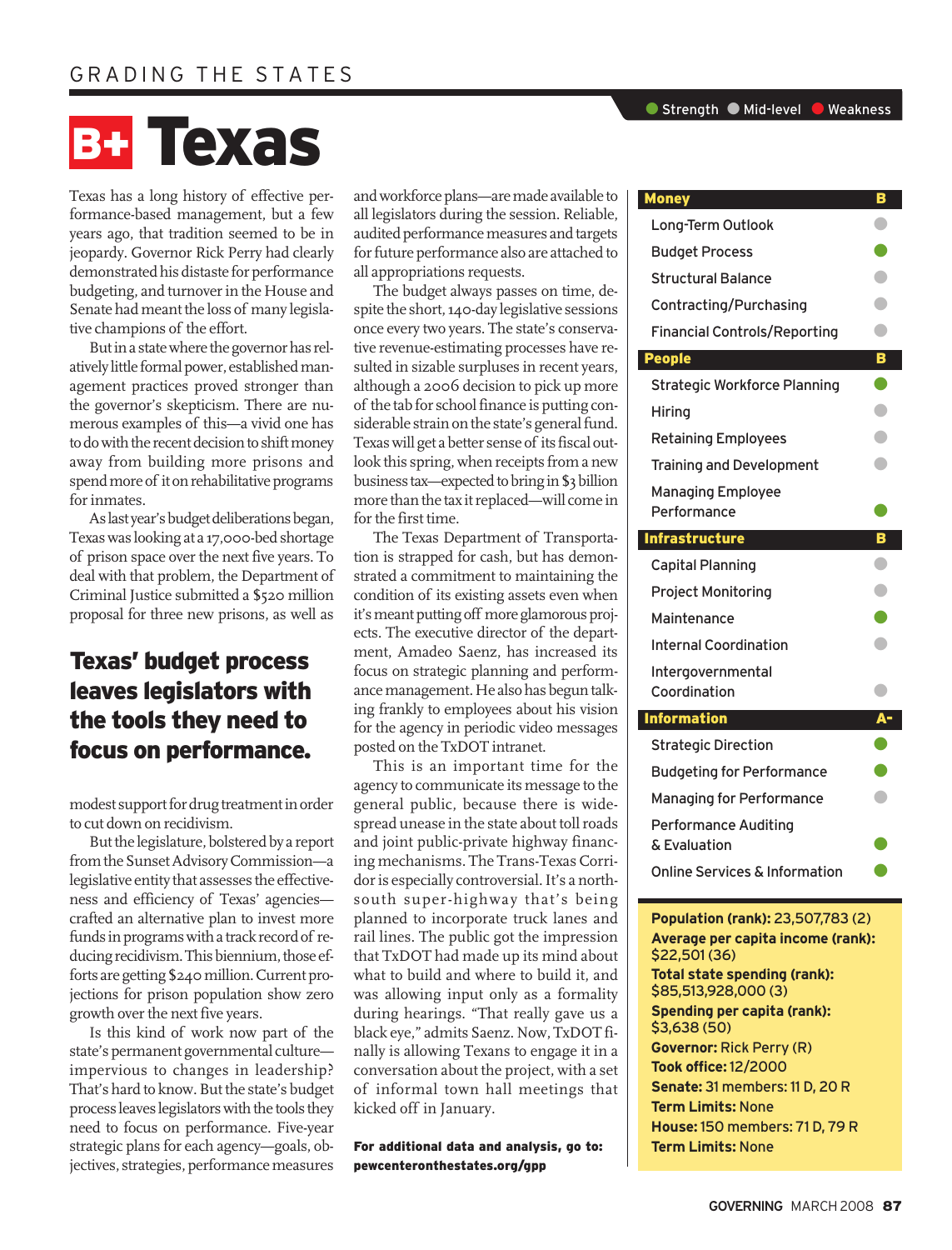GRADING THE STATES

# B+ Texas

Strength ● Mid-level ● Weakness

Texas has a long history of effective performance-based management, but a few years ago, that tradition seemed to be in jeopardy. Governor Rick Perry had clearly demonstrated his distaste for performance budgeting, and turnover in the House and Senate had meant the loss of many legislative champions of the effort.

But in a state where the governor has relatively little formal power, established management practices proved stronger than the governor's skepticism. There are numerous examples of this—a vivid one has to do with the recent decision to shift money away from building more prisons and spend more of it on rehabilitative programs for inmates.

As last year's budget deliberations began, Texas was looking at a 17,000-bed shortage of prison space over the next five years. To deal with that problem, the Department of Criminal Justice submitted a $520 million proposal for three new prisons, as well as modest support for drug treatment in order to cut down on recidivism.

**Texas' budget process leaves legislators with the tools they need to focus on performance.**

But the legislature, bolstered by a report from the Sunset Advisory Commission—a legislative entity that assesses the effectiveness and efficiency of Texas' agencies—crafted an alternative plan to invest more funds in programs with a track record of reducing recidivism. This biennium, those efforts are getting $240 million. Current projections for prison population show zero growth over the next five years.

Is this kind of work now part of the state's permanent governmental culture—impervious to changes in leadership? That's hard to know. But the state's budget process leaves legislators with the tools they need to focus on performance. Five-year strategic plans for each agency—goals, objectives, strategies, performance measures and workforce plans—are made available to all legislators during the session. Reliable, audited performance measures and targets for future performance also are attached to all appropriations requests.

The budget always passes on time, despite the short, 140-day legislative sessions once every two years. The state's conservative revenue-estimating processes have resulted in sizable surpluses in recent years, although a 2006 decision to pick up more of the tab for school finance is putting considerable strain on the state's general fund. Texas will get a better sense of its fiscal outlook this spring, when receipts from a new business tax—expected to bring in $3 billion more than the tax it replaced—will come in for the first time.

The Texas Department of Transportation is strapped for cash, but has demonstrated a commitment to maintaining the condition of its existing assets even when it's meant putting off more glamorous projects. The executive director of the department, Amadeo Saenz, has increased its focus on strategic planning and performance management. He also has begun talking frankly to employees about his vision for the agency in periodic video messages posted on the TxDOT intranet.

This is an important time for the agency to communicate its message to the general public, because there is widespread unease in the state about toll roads and joint public-private highway financing mechanisms. The Trans-Texas Corridor is especially controversial. It's a north-south super-highway that's being planned to incorporate truck lanes and rail lines. The public got the impression that TxDOT had made up its mind about what to build and where to build it, and was allowing input only as a formality during hearings. "That really gave us a black eye," admits Saenz. Now, TxDOT finally is allowing Texans to engage it in a conversation about the project, with a set of informal town hall meetings that kicked off in January.

**For additional data and analysis, go to: pewcenteronthestates.org/gpp**

| Category | Rating |
|---|---|
| **Money** | **B** |
| Long-Term Outlook | Mid-level |
| Budget Process | Strength |
| Structural Balance | Mid-level |
| Contracting/Purchasing | Mid-level |
| Financial Controls/Reporting | Mid-level |
| **People** | **B** |
| Strategic Workforce Planning | Strength |
| Hiring | Mid-level |
| Retaining Employees | Mid-level |
| Training and Development | Mid-level |
| Managing Employee Performance | Strength |
| **Infrastructure** | **B** |
| Capital Planning | Mid-level |
| Project Monitoring | Mid-level |
| Maintenance | Strength |
| Internal Coordination | Mid-level |
| Intergovernmental Coordination | Mid-level |
| **Information** | **A-** |
| Strategic Direction | Strength |
| Budgeting for Performance | Strength |
| Managing for Performance | Mid-level |
| Performance Auditing & Evaluation | Strength |
| Online Services & Information | Strength |

**Population (rank):** 23,507,783 (2)
**Average per capita income (rank):** $22,501 (36)
**Total state spending (rank):** $85,513,928,000 (3)
**Spending per capita (rank):** $3,638 (50)
**Governor:** Rick Perry (R)
**Took office:** 12/2000
**Senate:** 31 members: 11 D, 20 R
**Term Limits:** None
**House:** 150 members: 71 D, 79 R
**Term Limits:** None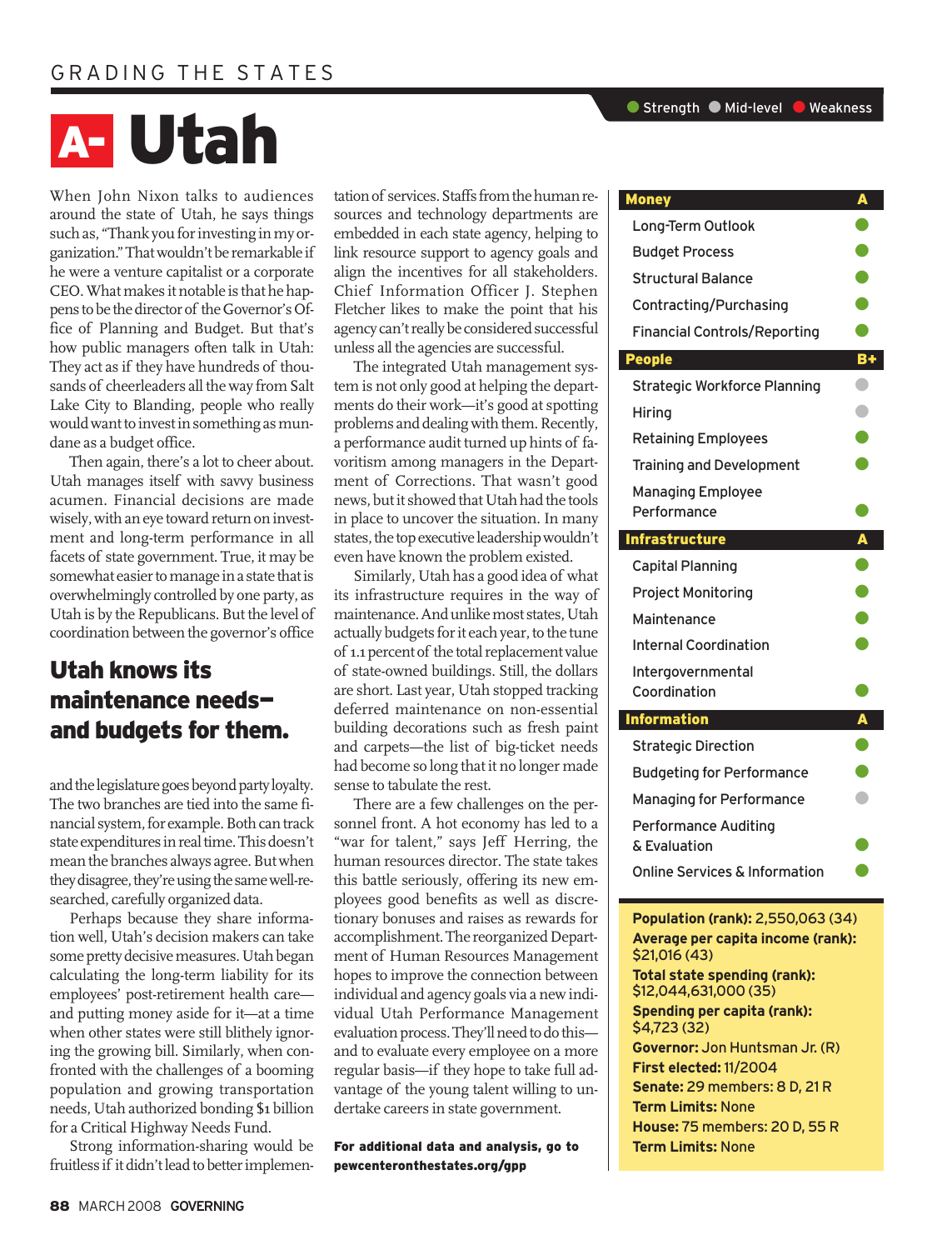GRADING THE STATES

# A- Utah

When John Nixon talks to audiences around the state of Utah, he says things such as, "Thank you for investing in my organization." That wouldn't be remarkable if he were a venture capitalist or a corporate CEO. What makes it notable is that he happens to be the director of the Governor's Office of Planning and Budget. But that's how public managers often talk in Utah: They act as if they have hundreds of thousands of cheerleaders all the way from Salt Lake City to Blanding, people who really would want to invest in something as mundane as a budget office.

Then again, there's a lot to cheer about. Utah manages itself with savvy business acumen. Financial decisions are made wisely, with an eye toward return on investment and long-term performance in all facets of state government. True, it may be somewhat easier to manage in a state that is overwhelmingly controlled by one party, as Utah is by the Republicans. But the level of coordination between the governor's office and the legislature goes beyond party loyalty. The two branches are tied into the same financial system, for example. Both can track state expenditures in real time. This doesn't mean the branches always agree. But when they disagree, they're using the same well-researched, carefully organized data.

## Utah knows its maintenance needs—and budgets for them.

Perhaps because they share information well, Utah's decision makers can take some pretty decisive measures. Utah began calculating the long-term liability for its employees' post-retirement health care—and putting money aside for it—at a time when other states were still blithely ignoring the growing bill. Similarly, when confronted with the challenges of a booming population and growing transportation needs, Utah authorized bonding $1 billion for a Critical Highway Needs Fund.

Strong information-sharing would be fruitless if it didn't lead to better implementation of services. Staffs from the human resources and technology departments are embedded in each state agency, helping to link resource support to agency goals and align the incentives for all stakeholders. Chief Information Officer J. Stephen Fletcher likes to make the point that his agency can't really be considered successful unless all the agencies are successful.

The integrated Utah management system is not only good at helping the departments do their work—it's good at spotting problems and dealing with them. Recently, a performance audit turned up hints of favoritism among managers in the Department of Corrections. That wasn't good news, but it showed that Utah had the tools in place to uncover the situation. In many states, the top executive leadership wouldn't even have known the problem existed.

Similarly, Utah has a good idea of what its infrastructure requires in the way of maintenance. And unlike most states, Utah actually budgets for it each year, to the tune of 1.1 percent of the total replacement value of state-owned buildings. Still, the dollars are short. Last year, Utah stopped tracking deferred maintenance on non-essential building decorations such as fresh paint and carpets—the list of big-ticket needs had become so long that it no longer made sense to tabulate the rest.

There are a few challenges on the personnel front. A hot economy has led to a "war for talent," says Jeff Herring, the human resources director. The state takes this battle seriously, offering its new employees good benefits as well as discretionary bonuses and raises as rewards for accomplishment. The reorganized Department of Human Resources Management hopes to improve the connection between individual and agency goals via a new individual Utah Performance Management evaluation process. They'll need to do this—and to evaluate every employee on a more regular basis—if they hope to take full advantage of the young talent willing to undertake careers in state government.

**For additional data and analysis, go to pewcenteronthestates.org/gpp**

Legend: Strength / Mid-level / Weakness

| Category | Grade / Rating |
|---|---|
| **Money** | **A** |
| Long-Term Outlook | Strength |
| Budget Process | Strength |
| Structural Balance | Strength |
| Contracting/Purchasing | Strength |
| Financial Controls/Reporting | Strength |
| **People** | **B+** |
| Strategic Workforce Planning | Mid-level |
| Hiring | Mid-level |
| Retaining Employees | Strength |
| Training and Development | Strength |
| Managing Employee Performance | Strength |
| **Infrastructure** | **A** |
| Capital Planning | Strength |
| Project Monitoring | Strength |
| Maintenance | Strength |
| Internal Coordination | Strength |
| Intergovernmental Coordination | Strength |
| **Information** | **A** |
| Strategic Direction | Strength |
| Budgeting for Performance | Strength |
| Managing for Performance | Mid-level |
| Performance Auditing & Evaluation | Strength |
| Online Services & Information | Strength |

**Population (rank):** 2,550,063 (34)
**Average per capita income (rank):** $21,016 (43)
**Total state spending (rank):** $12,044,631,000 (35)
**Spending per capita (rank):** $4,723 (32)
**Governor:** Jon Huntsman Jr. (R)
**First elected:** 11/2004
**Senate:** 29 members: 8 D, 21 R
**Term Limits:** None
**House:** 75 members: 20 D, 55 R
**Term Limits:** None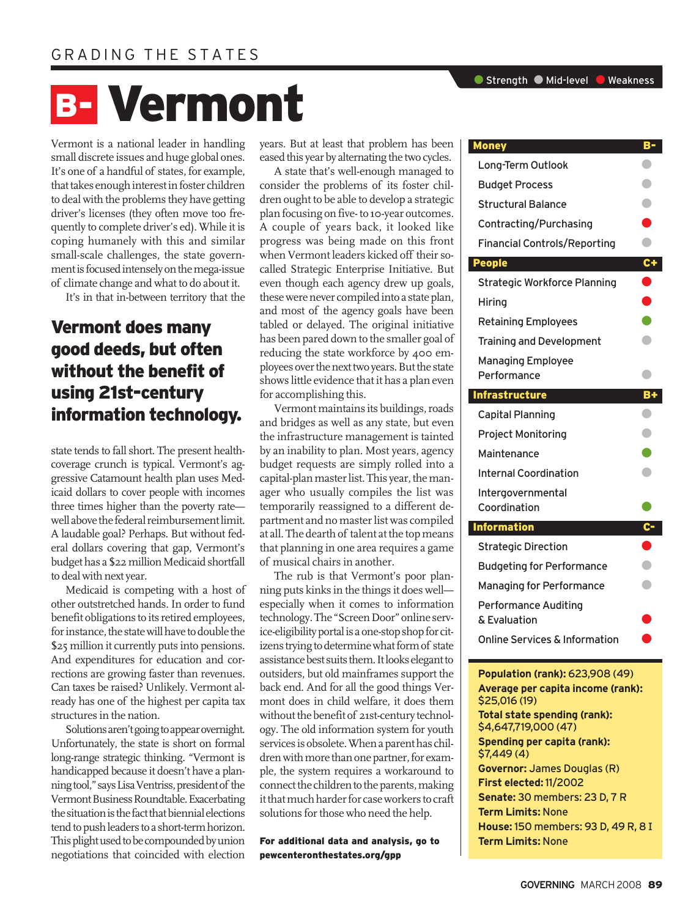GRADING THE STATES

# B- Vermont

Vermont is a national leader in handling small discrete issues and huge global ones. It's one of a handful of states, for example, that takes enough interest in foster children to deal with the problems they have getting driver's licenses (they often move too frequently to complete driver's ed). While it is coping humanely with this and similar small-scale challenges, the state government is focused intensely on the mega-issue of climate change and what to do about it.

It's in that in-between territory that the state tends to fall short. The present health-coverage crunch is typical. Vermont's aggressive Catamount health plan uses Medicaid dollars to cover people with incomes three times higher than the poverty rate—well above the federal reimbursement limit. A laudable goal? Perhaps. But without federal dollars covering that gap, Vermont's budget has a $22 million Medicaid shortfall to deal with next year.

**Vermont does many good deeds, but often without the benefit of using 21st-century information technology.**

Medicaid is competing with a host of other outstretched hands. In order to fund benefit obligations to its retired employees, for instance, the state will have to double the $25 million it currently puts into pensions. And expenditures for education and corrections are growing faster than revenues. Can taxes be raised? Unlikely. Vermont already has one of the highest per capita tax structures in the nation.

Solutions aren't going to appear overnight. Unfortunately, the state is short on formal long-range strategic thinking. "Vermont is handicapped because it doesn't have a planning tool," says Lisa Ventriss, president of the Vermont Business Roundtable. Exacerbating the situation is the fact that biennial elections tend to push leaders to a short-term horizon. This plight used to be compounded by union negotiations that coincided with election years. But at least that problem has been eased this year by alternating the two cycles.

A state that's well-enough managed to consider the problems of its foster children ought to be able to develop a strategic plan focusing on five- to 10-year outcomes. A couple of years back, it looked like progress was being made on this front when Vermont leaders kicked off their so-called Strategic Enterprise Initiative. But even though each agency drew up goals, these were never compiled into a state plan, and most of the agency goals have been tabled or delayed. The original initiative has been pared down to the smaller goal of reducing the state workforce by 400 employees over the next two years. But the state shows little evidence that it has a plan even for accomplishing this.

Vermont maintains its buildings, roads and bridges as well as any state, but even the infrastructure management is tainted by an inability to plan. Most years, agency budget requests are simply rolled into a capital-plan master list. This year, the manager who usually compiles the list was temporarily reassigned to a different department and no master list was compiled at all. The dearth of talent at the top means that planning in one area requires a game of musical chairs in another.

The rub is that Vermont's poor planning puts kinks in the things it does well—especially when it comes to information technology. The "Screen Door" online service-eligibility portal is a one-stop shop for citizens trying to determine what form of state assistance best suits them. It looks elegant to outsiders, but old mainframes support the back end. And for all the good things Vermont does in child welfare, it does them without the benefit of 21st-century technology. The old information system for youth services is obsolete. When a parent has children with more than one partner, for example, the system requires a workaround to connect the children to the parents, making it that much harder for case workers to craft solutions for those who need the help.

**For additional data and analysis, go to pewcenteronthestates.org/gpp**

Legend: Strength / Mid-level / Weakness

| Category | Grade / Rating |
|---|---|
| **Money** | **B-** |
| Long-Term Outlook | Mid-level |
| Budget Process | Mid-level |
| Structural Balance | Mid-level |
| Contracting/Purchasing | Weakness |
| Financial Controls/Reporting | Mid-level |
| **People** | **C+** |
| Strategic Workforce Planning | Weakness |
| Hiring | Weakness |
| Retaining Employees | Strength |
| Training and Development | Mid-level |
| Managing Employee Performance | Mid-level |
| **Infrastructure** | **B+** |
| Capital Planning | Mid-level |
| Project Monitoring | Mid-level |
| Maintenance | Strength |
| Internal Coordination | Mid-level |
| Intergovernmental Coordination | Strength |
| **Information** | **C-** |
| Strategic Direction | Weakness |
| Budgeting for Performance | Mid-level |
| Managing for Performance | Mid-level |
| Performance Auditing & Evaluation | Weakness |
| Online Services & Information | Weakness |

**Population (rank):** 623,908 (49)
**Average per capita income (rank):** $25,016 (19)
**Total state spending (rank):** $4,647,719,000 (47)
**Spending per capita (rank):** $7,449 (4)
**Governor:** James Douglas (R)
**First elected:** 11/2002
**Senate:** 30 members: 23 D, 7 R
**Term Limits:** None
**House:** 150 members: 93 D, 49 R, 8 I
**Term Limits:** None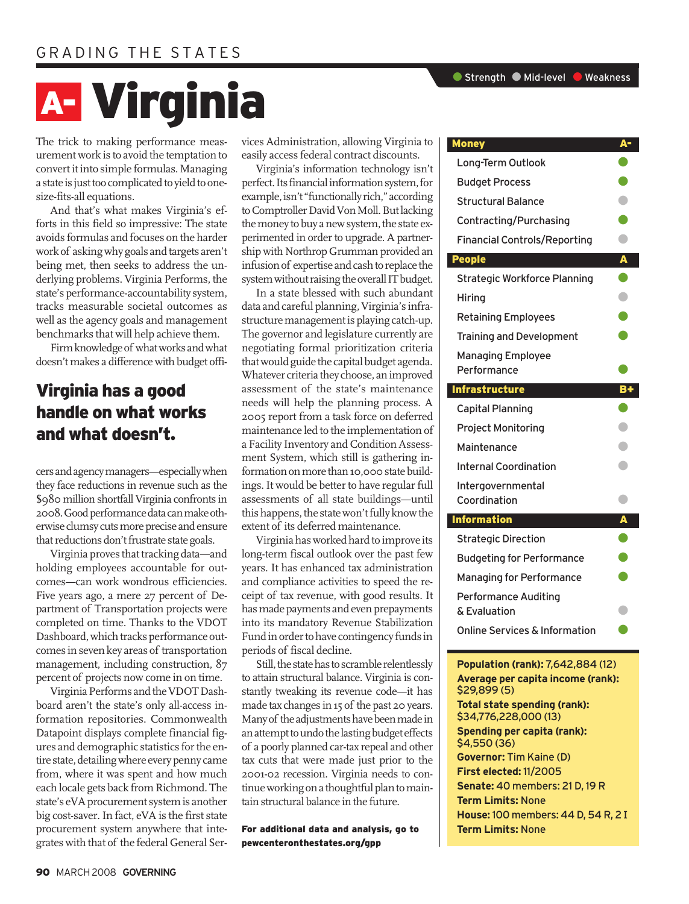# A- Virginia

The trick to making performance measurement work is to avoid the temptation to convert it into simple formulas. Managing a state is just too complicated to yield to one-size-fits-all equations.

And that's what makes Virginia's efforts in this field so impressive: The state avoids formulas and focuses on the harder work of asking why goals and targets aren't being met, then seeks to address the underlying problems. Virginia Performs, the state's performance-accountability system, tracks measurable societal outcomes as well as the agency goals and management benchmarks that will help achieve them.

Firm knowledge of what works and what doesn't makes a difference with budget officers and agency managers—especially when they face reductions in revenue such as the $980 million shortfall Virginia confronts in 2008. Good performance data can make otherwise clumsy cuts more precise and ensure that reductions don't frustrate state goals.

**Virginia has a good handle on what works and what doesn't.**

Virginia proves that tracking data—and holding employees accountable for outcomes—can work wondrous efficiencies. Five years ago, a mere 27 percent of Department of Transportation projects were completed on time. Thanks to the VDOT Dashboard, which tracks performance outcomes in seven key areas of transportation management, including construction, 87 percent of projects now come in on time.

Virginia Performs and the VDOT Dashboard aren't the state's only all-access information repositories. Commonwealth Datapoint displays complete financial figures and demographic statistics for the entire state, detailing where every penny came from, where it was spent and how much each locale gets back from Richmond. The state's eVA procurement system is another big cost-saver. In fact, eVA is the first state procurement system anywhere that integrates with that of the federal General Services Administration, allowing Virginia to easily access federal contract discounts.

Virginia's information technology isn't perfect. Its financial information system, for example, isn't "functionally rich," according to Comptroller David Von Moll. But lacking the money to buy a new system, the state experimented in order to upgrade. A partnership with Northrop Grumman provided an infusion of expertise and cash to replace the system without raising the overall IT budget.

In a state blessed with such abundant data and careful planning, Virginia's infrastructure management is playing catch-up. The governor and legislature currently are negotiating formal prioritization criteria that would guide the capital budget agenda. Whatever criteria they choose, an improved assessment of the state's maintenance needs will help the planning process. A 2005 report from a task force on deferred maintenance led to the implementation of a Facility Inventory and Condition Assessment System, which still is gathering information on more than 10,000 state buildings. It would be better to have regular full assessments of all state buildings—until this happens, the state won't fully know the extent of its deferred maintenance.

Virginia has worked hard to improve its long-term fiscal outlook over the past few years. It has enhanced tax administration and compliance activities to speed the receipt of tax revenue, with good results. It has made payments and even prepayments into its mandatory Revenue Stabilization Fund in order to have contingency funds in periods of fiscal decline.

Still, the state has to scramble relentlessly to attain structural balance. Virginia is constantly tweaking its revenue code—it has made tax changes in 15 of the past 20 years. Many of the adjustments have been made in an attempt to undo the lasting budget effects of a poorly planned car-tax repeal and other tax cuts that were made just prior to the 2001-02 recession. Virginia needs to continue working on a thoughtful plan to maintain structural balance in the future.

**For additional data and analysis, go to pewcenteronthestates.org/gpp**

Legend: Strength / Mid-level / Weakness

| Category | Grade / Rating |
|---|---|
| **Money** | **A-** |
| Long-Term Outlook | Strength |
| Budget Process | Strength |
| Structural Balance | Mid-level |
| Contracting/Purchasing | Strength |
| Financial Controls/Reporting | Mid-level |
| **People** | **A** |
| Strategic Workforce Planning | Strength |
| Hiring | Mid-level |
| Retaining Employees | Strength |
| Training and Development | Strength |
| Managing Employee Performance | Strength |
| **Infrastructure** | **B+** |
| Capital Planning | Strength |
| Project Monitoring | Mid-level |
| Maintenance | Mid-level |
| Internal Coordination | Mid-level |
| Intergovernmental Coordination | Mid-level |
| **Information** | **A** |
| Strategic Direction | Strength |
| Budgeting for Performance | Strength |
| Managing for Performance | Strength |
| Performance Auditing & Evaluation | Mid-level |
| Online Services & Information | Strength |

**Population (rank):** 7,642,884 (12)
**Average per capita income (rank):** $29,899 (5)
**Total state spending (rank):** $34,776,228,000 (13)
**Spending per capita (rank):** $4,550 (36)
**Governor:** Tim Kaine (D)
**First elected:** 11/2005
**Senate:** 40 members: 21 D, 19 R
**Term Limits:** None
**House:** 100 members: 44 D, 54 R, 2 I
**Term Limits:** None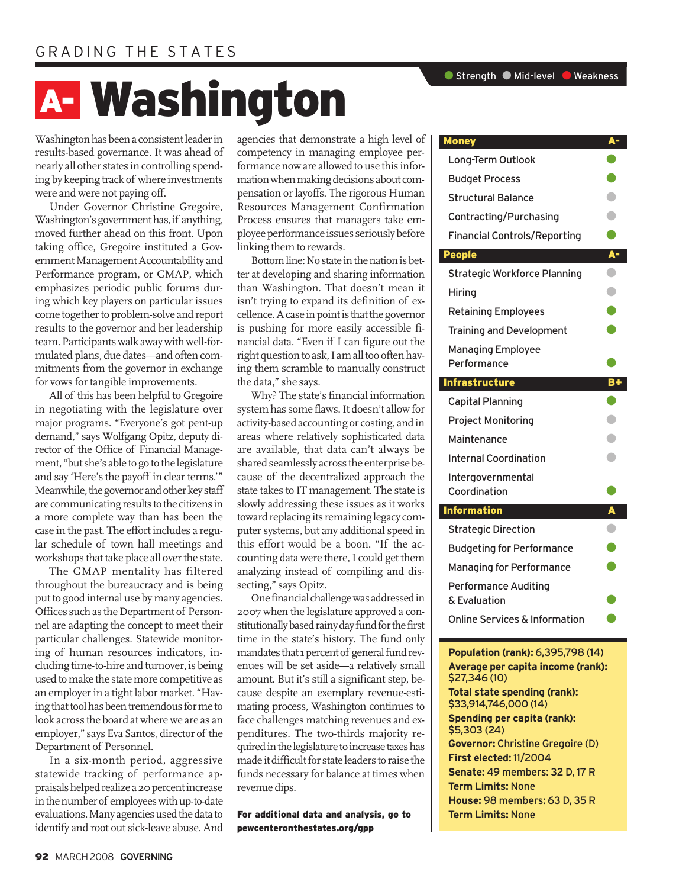GRADING THE STATES

# A- Washington

Washington has been a consistent leader in results-based governance. It was ahead of nearly all other states in controlling spending by keeping track of where investments were and were not paying off.

Under Governor Christine Gregoire, Washington's government has, if anything, moved further ahead on this front. Upon taking office, Gregoire instituted a Government Management Accountability and Performance program, or GMAP, which emphasizes periodic public forums during which key players on particular issues come together to problem-solve and report results to the governor and her leadership team. Participants walk away with well-formulated plans, due dates—and often commitments from the governor in exchange for vows for tangible improvements.

All of this has been helpful to Gregoire in negotiating with the legislature over major programs. "Everyone's got pent-up demand," says Wolfgang Opitz, deputy director of the Office of Financial Management, "but she's able to go to the legislature and say 'Here's the payoff in clear terms.'" Meanwhile, the governor and other key staff are communicating results to the citizens in a more complete way than has been the case in the past. The effort includes a regular schedule of town hall meetings and workshops that take place all over the state.

The GMAP mentality has filtered throughout the bureaucracy and is being put to good internal use by many agencies. Offices such as the Department of Personnel are adapting the concept to meet their particular challenges. Statewide monitoring of human resources indicators, including time-to-hire and turnover, is being used to make the state more competitive as an employer in a tight labor market. "Having that tool has been tremendous for me to look across the board at where we are as an employer," says Eva Santos, director of the Department of Personnel.

In a six-month period, aggressive statewide tracking of performance appraisals helped realize a 20 percent increase in the number of employees with up-to-date evaluations. Many agencies used the data to identify and root out sick-leave abuse. And agencies that demonstrate a high level of competency in managing employee performance now are allowed to use this information when making decisions about compensation or layoffs. The rigorous Human Resources Management Confirmation Process ensures that managers take employee performance issues seriously before linking them to rewards.

Bottom line: No state in the nation is better at developing and sharing information than Washington. That doesn't mean it isn't trying to expand its definition of excellence. A case in point is that the governor is pushing for more easily accessible financial data. "Even if I can figure out the right question to ask, I am all too often having them scramble to manually construct the data," she says.

Why? The state's financial information system has some flaws. It doesn't allow for activity-based accounting or costing, and in areas where relatively sophisticated data are available, that data can't always be shared seamlessly across the enterprise because of the decentralized approach the state takes to IT management. The state is slowly addressing these issues as it works toward replacing its remaining legacy computer systems, but any additional speed in this effort would be a boon. "If the accounting data were there, I could get them analyzing instead of compiling and dissecting," says Opitz.

One financial challenge was addressed in 2007 when the legislature approved a constitutionally based rainy day fund for the first time in the state's history. The fund only mandates that 1 percent of general fund revenues will be set aside—a relatively small amount. But it's still a significant step, because despite an exemplary revenue-estimating process, Washington continues to face challenges matching revenues and expenditures. The two-thirds majority required in the legislature to increase taxes has made it difficult for state leaders to raise the funds necessary for balance at times when revenue dips.

**For additional data and analysis, go to pewcenteronthestates.org/gpp**

Legend: Strength / Mid-level / Weakness

| Category | Rating |
|---|---|
| **Money** | **A-** |
| Long-Term Outlook | Strength |
| Budget Process | Strength |
| Structural Balance | Mid-level |
| Contracting/Purchasing | Mid-level |
| Financial Controls/Reporting | Strength |
| **People** | **A-** |
| Strategic Workforce Planning | Mid-level |
| Hiring | Mid-level |
| Retaining Employees | Strength |
| Training and Development | Strength |
| Managing Employee Performance | Strength |
| **Infrastructure** | **B+** |
| Capital Planning | Strength |
| Project Monitoring | Mid-level |
| Maintenance | Mid-level |
| Internal Coordination | Mid-level |
| Intergovernmental Coordination | Strength |
| **Information** | **A** |
| Strategic Direction | Mid-level |
| Budgeting for Performance | Strength |
| Managing for Performance | Strength |
| Performance Auditing & Evaluation | Strength |
| Online Services & Information | Strength |

**Population (rank):** 6,395,798 (14)
**Average per capita income (rank):** $27,346 (10)
**Total state spending (rank):** $33,914,746,000 (14)
**Spending per capita (rank):** $5,303 (24)
**Governor:** Christine Gregoire (D)
**First elected:** 11/2004
**Senate:** 49 members: 32 D, 17 R
**Term Limits:** None
**House:** 98 members: 63 D, 35 R
**Term Limits:** None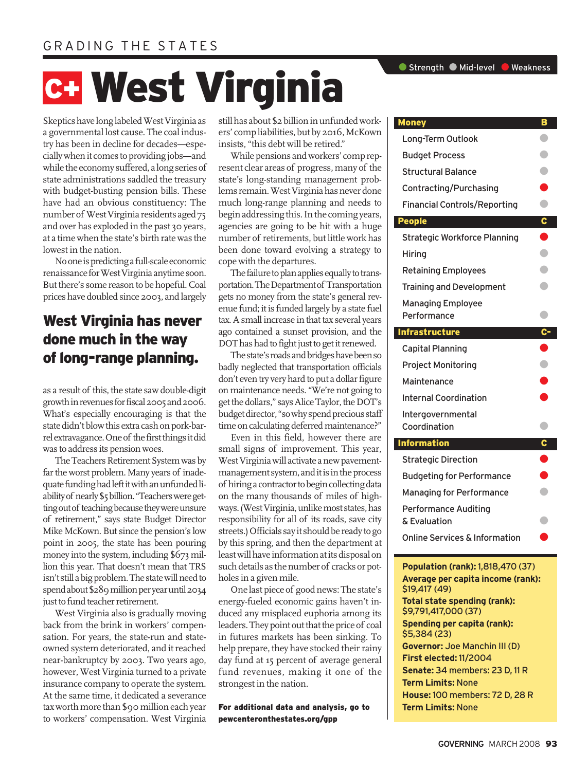GRADING THE STATES

# C+ West Virginia

Skeptics have long labeled West Virginia as a governmental lost cause. The coal industry has been in decline for decades—especially when it comes to providing jobs—and while the economy suffered, a long series of state administrations saddled the treasury with budget-busting pension bills. These have had an obvious constituency: The number of West Virginia residents aged 75 and over has exploded in the past 30 years, at a time when the state's birth rate was the lowest in the nation.

No one is predicting a full-scale economic renaissance for West Virginia anytime soon. But there's some reason to be hopeful. Coal prices have doubled since 2003, and largely as a result of this, the state saw double-digit growth in revenues for fiscal 2005 and 2006. What's especially encouraging is that the state didn't blow this extra cash on pork-barrel extravagance. One of the first things it did was to address its pension woes.

**West Virginia has never done much in the way of long-range planning.**

The Teachers Retirement System was by far the worst problem. Many years of inadequate funding had left it with an unfunded liability of nearly $5 billion. "Teachers were getting out of teaching because they were unsure of retirement," says state Budget Director Mike McKown. But since the pension's low point in 2005, the state has been pouring money into the system, including $673 million this year. That doesn't mean that TRS isn't still a big problem. The state will need to spend about $289 million per year until 2034 just to fund teacher retirement.

West Virginia also is gradually moving back from the brink in workers' compensation. For years, the state-run and state-owned system deteriorated, and it reached near-bankruptcy by 2003. Two years ago, however, West Virginia turned to a private insurance company to operate the system. At the same time, it dedicated a severance tax worth more than $90 million each year to workers' compensation. West Virginia still has about $2 billion in unfunded workers' comp liabilities, but by 2016, McKown insists, "this debt will be retired."

While pensions and workers' comp represent clear areas of progress, many of the state's long-standing management problems remain. West Virginia has never done much long-range planning and needs to begin addressing this. In the coming years, agencies are going to be hit with a huge number of retirements, but little work has been done toward evolving a strategy to cope with the departures.

The failure to plan applies equally to transportation. The Department of Transportation gets no money from the state's general revenue fund; it is funded largely by a state fuel tax. A small increase in that tax several years ago contained a sunset provision, and the DOT has had to fight just to get it renewed.

The state's roads and bridges have been so badly neglected that transportation officials don't even try very hard to put a dollar figure on maintenance needs. "We're not going to get the dollars," says Alice Taylor, the DOT's budget director, "so why spend precious staff time on calculating deferred maintenance?"

Even in this field, however there are small signs of improvement. This year, West Virginia will activate a new pavement-management system, and it is in the process of hiring a contractor to begin collecting data on the many thousands of miles of highways. (West Virginia, unlike most states, has responsibility for all of its roads, save city streets.) Officials say it should be ready to go by this spring, and then the department at least will have information at its disposal on such details as the number of cracks or potholes in a given mile.

One last piece of good news: The state's energy-fueled economic gains haven't induced any misplaced euphoria among its leaders. They point out that the price of coal in futures markets has been sinking. To help prepare, they have stocked their rainy day fund at 15 percent of average general fund revenues, making it one of the strongest in the nation.

**For additional data and analysis, go to pewcenteronthestates.org/gpp**

Legend: ● Strength ● Mid-level ● Weakness

| Category | Grade / Rating |
|---|---|
| **Money** | **B** |
| Long-Term Outlook | Mid-level |
| Budget Process | Mid-level |
| Structural Balance | Mid-level |
| Contracting/Purchasing | Weakness |
| Financial Controls/Reporting | Mid-level |
| **People** | **C** |
| Strategic Workforce Planning | Weakness |
| Hiring | Mid-level |
| Retaining Employees | Mid-level |
| Training and Development | Mid-level |
| Managing Employee Performance | Mid-level |
| **Infrastructure** | **C-** |
| Capital Planning | Weakness |
| Project Monitoring | Mid-level |
| Maintenance | Weakness |
| Internal Coordination | Weakness |
| Intergovernmental Coordination | Mid-level |
| **Information** | **C** |
| Strategic Direction | Weakness |
| Budgeting for Performance | Weakness |
| Managing for Performance | Mid-level |
| Performance Auditing & Evaluation | Mid-level |
| Online Services & Information | Weakness |

**Population (rank):** 1,818,470 (37)
**Average per capita income (rank):** $19,417 (49)
**Total state spending (rank):** $9,791,417,000 (37)
**Spending per capita (rank):** $5,384 (23)
**Governor:** Joe Manchin III (D)
**First elected:** 11/2004
**Senate:** 34 members: 23 D, 11 R
**Term Limits:** None
**House:** 100 members: 72 D, 28 R
**Term Limits:** None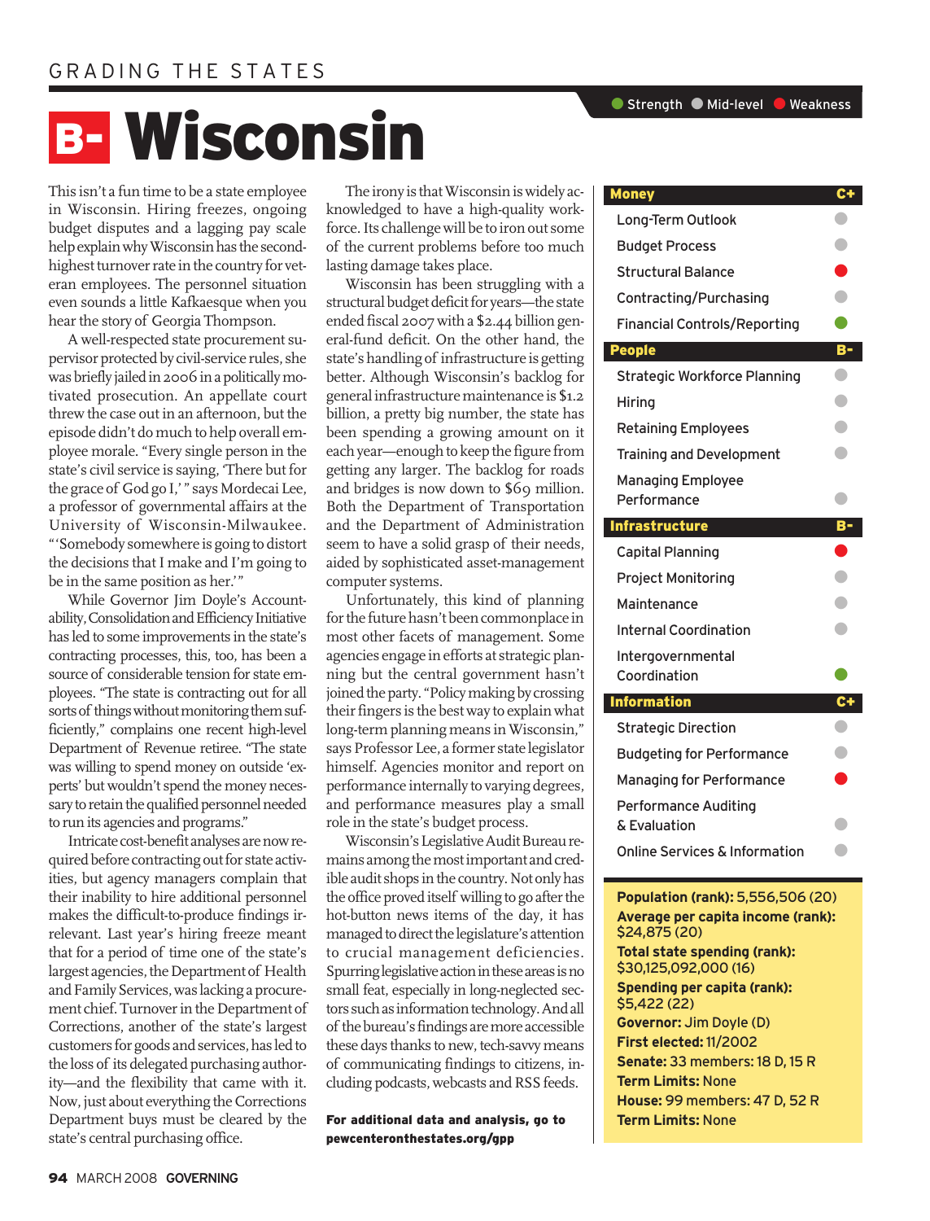# B- Wisconsin

This isn't a fun time to be a state employee in Wisconsin. Hiring freezes, ongoing budget disputes and a lagging pay scale help explain why Wisconsin has the second-highest turnover rate in the country for veteran employees. The personnel situation even sounds a little Kafkaesque when you hear the story of Georgia Thompson.

A well-respected state procurement supervisor protected by civil-service rules, she was briefly jailed in 2006 in a politically motivated prosecution. An appellate court threw the case out in an afternoon, but the episode didn't do much to help overall employee morale. "Every single person in the state's civil service is saying, 'There but for the grace of God go I,'" says Mordecai Lee, a professor of governmental affairs at the University of Wisconsin-Milwaukee. "'Somebody somewhere is going to distort the decisions that I make and I'm going to be in the same position as her.'"

While Governor Jim Doyle's Accountability, Consolidation and Efficiency Initiative has led to some improvements in the state's contracting processes, this, too, has been a source of considerable tension for state employees. "The state is contracting out for all sorts of things without monitoring them sufficiently," complains one recent high-level Department of Revenue retiree. "The state was willing to spend money on outside 'experts' but wouldn't spend the money necessary to retain the qualified personnel needed to run its agencies and programs."

Intricate cost-benefit analyses are now required before contracting out for state activities, but agency managers complain that their inability to hire additional personnel makes the difficult-to-produce findings irrelevant. Last year's hiring freeze meant that for a period of time one of the state's largest agencies, the Department of Health and Family Services, was lacking a procurement chief. Turnover in the Department of Corrections, another of the state's largest customers for goods and services, has led to the loss of its delegated purchasing authority—and the flexibility that came with it. Now, just about everything the Corrections Department buys must be cleared by the state's central purchasing office.

The irony is that Wisconsin is widely acknowledged to have a high-quality workforce. Its challenge will be to iron out some of the current problems before too much lasting damage takes place.

Wisconsin has been struggling with a structural budget deficit for years—the state ended fiscal 2007 with a $2.44 billion general-fund deficit. On the other hand, the state's handling of infrastructure is getting better. Although Wisconsin's backlog for general infrastructure maintenance is $1.2 billion, a pretty big number, the state has been spending a growing amount on it each year—enough to keep the figure from getting any larger. The backlog for roads and bridges is now down to $69 million. Both the Department of Transportation and the Department of Administration seem to have a solid grasp of their needs, aided by sophisticated asset-management computer systems.

Unfortunately, this kind of planning for the future hasn't been commonplace in most other facets of management. Some agencies engage in efforts at strategic planning but the central government hasn't joined the party. "Policy making by crossing their fingers is the best way to explain what long-term planning means in Wisconsin," says Professor Lee, a former state legislator himself. Agencies monitor and report on performance internally to varying degrees, and performance measures play a small role in the state's budget process.

Wisconsin's Legislative Audit Bureau remains among the most important and credible audit shops in the country. Not only has the office proved itself willing to go after the hot-button news items of the day, it has managed to direct the legislature's attention to crucial management deficiencies. Spurring legislative action in these areas is no small feat, especially in long-neglected sectors such as information technology. And all of the bureau's findings are more accessible these days thanks to new, tech-savvy means of communicating findings to citizens, including podcasts, webcasts and RSS feeds.

**For additional data and analysis, go to pewcenteronthestates.org/gpp**

Legend: Strength / Mid-level / Weakness

| Category | Grade / Rating |
|---|---|
| **Money** | **C+** |
| Long-Term Outlook | Mid-level |
| Budget Process | Mid-level |
| Structural Balance | Weakness |
| Contracting/Purchasing | Mid-level |
| Financial Controls/Reporting | Strength |
| **People** | **B-** |
| Strategic Workforce Planning | Mid-level |
| Hiring | Mid-level |
| Retaining Employees | Mid-level |
| Training and Development | Mid-level |
| Managing Employee Performance | Mid-level |
| **Infrastructure** | **B-** |
| Capital Planning | Weakness |
| Project Monitoring | Mid-level |
| Maintenance | Mid-level |
| Internal Coordination | Mid-level |
| Intergovernmental Coordination | Strength |
| **Information** | **C+** |
| Strategic Direction | Mid-level |
| Budgeting for Performance | Mid-level |
| Managing for Performance | Weakness |
| Performance Auditing & Evaluation | Mid-level |
| Online Services & Information | Mid-level |

**Population (rank):** 5,556,506 (20)
**Average per capita income (rank):** $24,875 (20)
**Total state spending (rank):** $30,125,092,000 (16)
**Spending per capita (rank):** $5,422 (22)
**Governor:** Jim Doyle (D)
**First elected:** 11/2002
**Senate:** 33 members: 18 D, 15 R
**Term Limits:** None
**House:** 99 members: 47 D, 52 R
**Term Limits:** None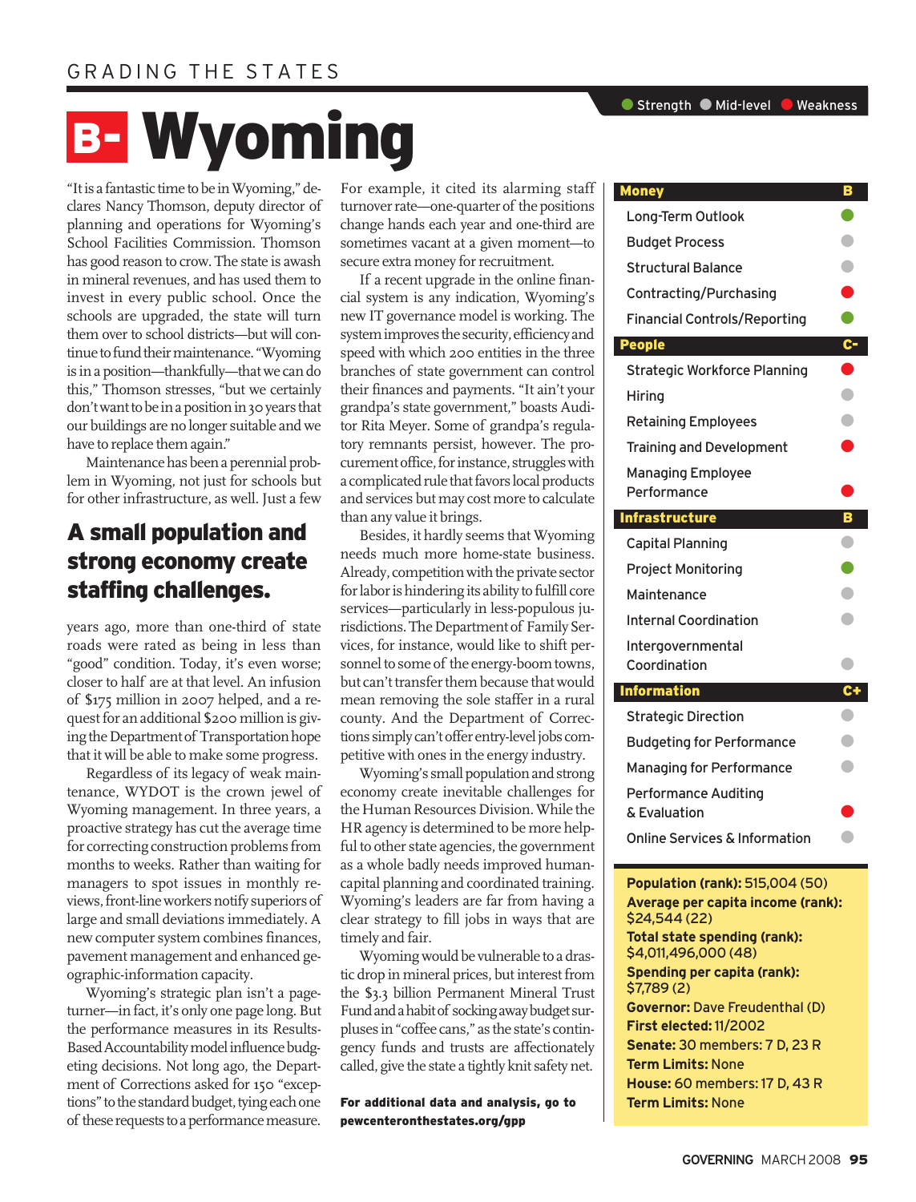GRADING THE STATES

# B- Wyoming

"It is a fantastic time to be in Wyoming," declares Nancy Thomson, deputy director of planning and operations for Wyoming's School Facilities Commission. Thomson has good reason to crow. The state is awash in mineral revenues, and has used them to invest in every public school. Once the schools are upgraded, the state will turn them over to school districts—but will continue to fund their maintenance. "Wyoming is in a position—thankfully—that we can do this," Thomson stresses, "but we certainly don't want to be in a position in 30 years that our buildings are no longer suitable and we have to replace them again."

Maintenance has been a perennial problem in Wyoming, not just for schools but for other infrastructure, as well. Just a few years ago, more than one-third of state roads were rated as being in less than "good" condition. Today, it's even worse; closer to half are at that level. An infusion of $175 million in 2007 helped, and a request for an additional $200 million is giving the Department of Transportation hope that it will be able to make some progress.

## A small population and strong economy create staffing challenges.

Regardless of its legacy of weak maintenance, WYDOT is the crown jewel of Wyoming management. In three years, a proactive strategy has cut the average time for correcting construction problems from months to weeks. Rather than waiting for managers to spot issues in monthly reviews, front-line workers notify superiors of large and small deviations immediately. A new computer system combines finances, pavement management and enhanced geographic-information capacity.

Wyoming's strategic plan isn't a page-turner—in fact, it's only one page long. But the performance measures in its Results-Based Accountability model influence budgeting decisions. Not long ago, the Department of Corrections asked for 150 "exceptions" to the standard budget, tying each one of these requests to a performance measure. For example, it cited its alarming staff turnover rate—one-quarter of the positions change hands each year and one-third are sometimes vacant at a given moment—to secure extra money for recruitment.

If a recent upgrade in the online financial system is any indication, Wyoming's new IT governance model is working. The system improves the security, efficiency and speed with which 200 entities in the three branches of state government can control their finances and payments. "It ain't your grandpa's state government," boasts Auditor Rita Meyer. Some of grandpa's regulatory remnants persist, however. The procurement office, for instance, struggles with a complicated rule that favors local products and services but may cost more to calculate than any value it brings.

Besides, it hardly seems that Wyoming needs much more home-state business. Already, competition with the private sector for labor is hindering its ability to fulfill core services—particularly in less-populous jurisdictions. The Department of Family Services, for instance, would like to shift personnel to some of the energy-boom towns, but can't transfer them because that would mean removing the sole staffer in a rural county. And the Department of Corrections simply can't offer entry-level jobs competitive with ones in the energy industry.

Wyoming's small population and strong economy create inevitable challenges for the Human Resources Division. While the HR agency is determined to be more helpful to other state agencies, the government as a whole badly needs improved human-capital planning and coordinated training. Wyoming's leaders are far from having a clear strategy to fill jobs in ways that are timely and fair.

Wyoming would be vulnerable to a drastic drop in mineral prices, but interest from the $3.3 billion Permanent Mineral Trust Fund and a habit of socking away budget surpluses in "coffee cans," as the state's contingency funds and trusts are affectionately called, give the state a tightly knit safety net.

**For additional data and analysis, go to pewcenteronthestates.org/gpp**

● Strength ● Mid-level ● Weakness

| Category | Grade / Rating |
|---|---|
| **Money** | **B** |
| Long-Term Outlook | Strength |
| Budget Process | Mid-level |
| Structural Balance | Mid-level |
| Contracting/Purchasing | Weakness |
| Financial Controls/Reporting | Strength |
| **People** | **C-** |
| Strategic Workforce Planning | Weakness |
| Hiring | Mid-level |
| Retaining Employees | Mid-level |
| Training and Development | Weakness |
| Managing Employee Performance | Weakness |
| **Infrastructure** | **B** |
| Capital Planning | Mid-level |
| Project Monitoring | Strength |
| Maintenance | Mid-level |
| Internal Coordination | Mid-level |
| Intergovernmental Coordination | Mid-level |
| **Information** | **C+** |
| Strategic Direction | Mid-level |
| Budgeting for Performance | Mid-level |
| Managing for Performance | Mid-level |
| Performance Auditing & Evaluation | Weakness |
| Online Services & Information | Mid-level |

**Population (rank):** 515,004 (50)
**Average per capita income (rank):** $24,544 (22)
**Total state spending (rank):** $4,011,496,000 (48)
**Spending per capita (rank):** $7,789 (2)
**Governor:** Dave Freudenthal (D)
**First elected:** 11/2002
**Senate:** 30 members: 7 D, 23 R
**Term Limits:** None
**House:** 60 members: 17 D, 43 R
**Term Limits:** None